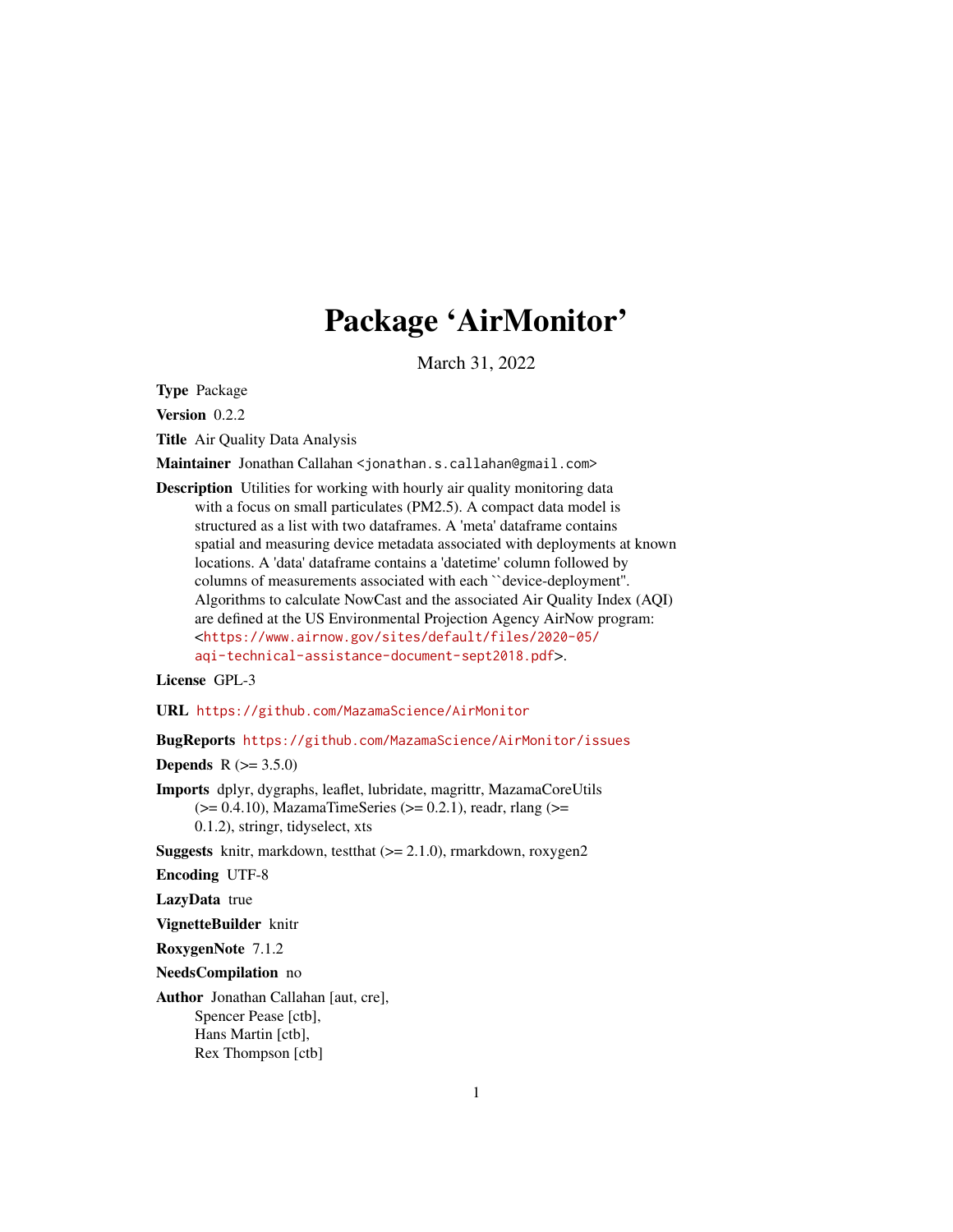# Package 'AirMonitor'

March 31, 2022

**Type** Package

**Version** 0.2.2

**Title** Air Quality Data Analysis

**Maintainer** Jonathan Callahan <jonathan.s.callahan@gmail.com>

**Description** Utilities for working with hourly air quality monitoring data with a focus on small particulates (PM2.5). A compact data model is structured as a list with two dataframes. A 'meta' dataframe contains spatial and measuring device metadata associated with deployments at known locations. A 'data' dataframe contains a 'datetime' column followed by columns of measurements associated with each ``device-deployment''. Algorithms to calculate NowCast and the associated Air Quality Index (AQI) are defined at the US Environmental Projection Agency AirNow program: <https://www.airnow.gov/sites/default/files/2020-05/aqi-technical-assistance-document-sept2018.pdf>.

**License** GPL-3

**URL** https://github.com/MazamaScience/AirMonitor

**BugReports** https://github.com/MazamaScience/AirMonitor/issues

**Depends** R (>= 3.5.0)

**Imports** dplyr, dygraphs, leaflet, lubridate, magrittr, MazamaCoreUtils (>= 0.4.10), MazamaTimeSeries (>= 0.2.1), readr, rlang (>= 0.1.2), stringr, tidyselect, xts

**Suggests** knitr, markdown, testthat (>= 2.1.0), rmarkdown, roxygen2

**Encoding** UTF-8

**LazyData** true

**VignetteBuilder** knitr

**RoxygenNote** 7.1.2

**NeedsCompilation** no

**Author** Jonathan Callahan [aut, cre],
Spencer Pease [ctb],
Hans Martin [ctb],
Rex Thompson [ctb]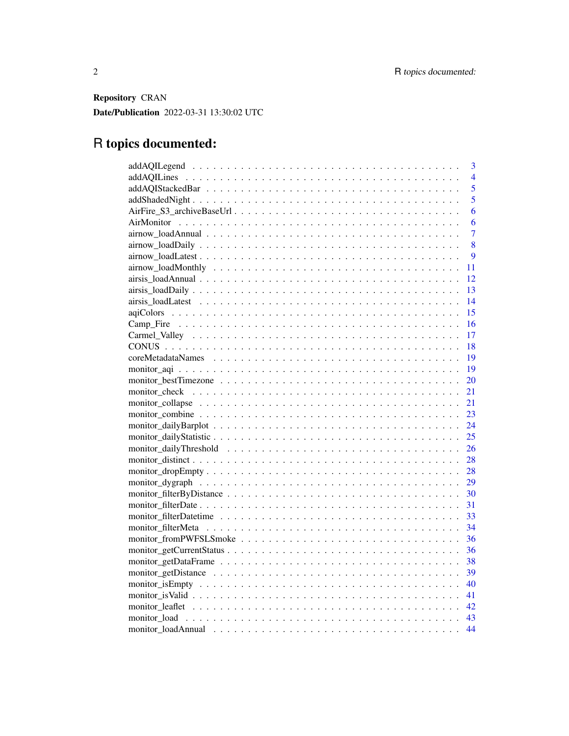**Repository** CRAN

**Date/Publication** 2022-03-31 13:30:02 UTC

# R topics documented:

| | |
|---|---|
| addAQILegend | 3 |
| addAQILines | 4 |
| addAQIStackedBar | 5 |
| addShadedNight | 5 |
| AirFire_S3_archiveBaseUrl | 6 |
| AirMonitor | 6 |
| airnow_loadAnnual | 7 |
| airnow_loadDaily | 8 |
| airnow_loadLatest | 9 |
| airnow_loadMonthly | 11 |
| airsis_loadAnnual | 12 |
| airsis_loadDaily | 13 |
| airsis_loadLatest | 14 |
| aqiColors | 15 |
| Camp_Fire | 16 |
| Carmel_Valley | 17 |
| CONUS | 18 |
| coreMetadataNames | 19 |
| monitor_aqi | 19 |
| monitor_bestTimezone | 20 |
| monitor_check | 21 |
| monitor_collapse | 21 |
| monitor_combine | 23 |
| monitor_dailyBarplot | 24 |
| monitor_dailyStatistic | 25 |
| monitor_dailyThreshold | 26 |
| monitor_distinct | 28 |
| monitor_dropEmpty | 28 |
| monitor_dygraph | 29 |
| monitor_filterByDistance | 30 |
| monitor_filterDate | 31 |
| monitor_filterDatetime | 33 |
| monitor_filterMeta | 34 |
| monitor_fromPWFSLSmoke | 36 |
| monitor_getCurrentStatus | 36 |
| monitor_getDataFrame | 38 |
| monitor_getDistance | 39 |
| monitor_isEmpty | 40 |
| monitor_isValid | 41 |
| monitor_leaflet | 42 |
| monitor_load | 43 |
| monitor_loadAnnual | 44 |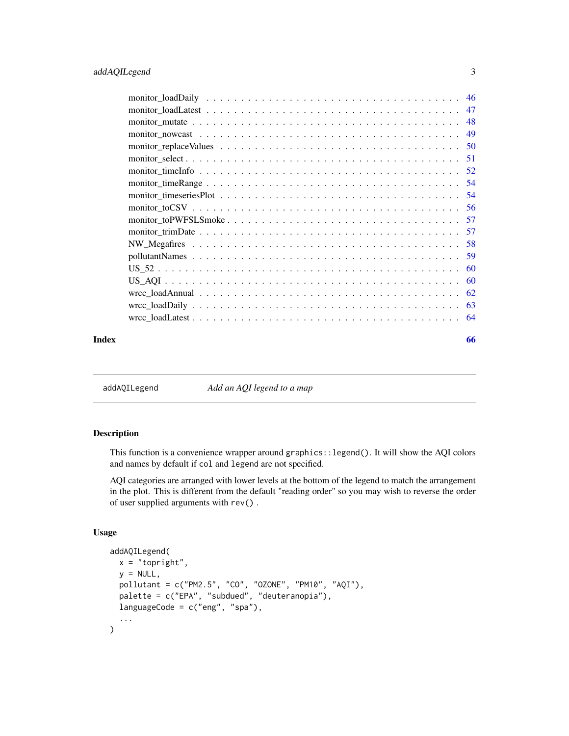monitor_loadDaily . . . . . . . . . . . . . . . . . . . . . . . . . . . . . . . . . . 46
monitor_loadLatest . . . . . . . . . . . . . . . . . . . . . . . . . . . . . . . . . . 47
monitor_mutate . . . . . . . . . . . . . . . . . . . . . . . . . . . . . . . . . . . . 48
monitor_nowcast . . . . . . . . . . . . . . . . . . . . . . . . . . . . . . . . . . . 49
monitor_replaceValues . . . . . . . . . . . . . . . . . . . . . . . . . . . . . . . . 50
monitor_select . . . . . . . . . . . . . . . . . . . . . . . . . . . . . . . . . . . . 51
monitor_timeInfo . . . . . . . . . . . . . . . . . . . . . . . . . . . . . . . . . . . 52
monitor_timeRange . . . . . . . . . . . . . . . . . . . . . . . . . . . . . . . . . . 54
monitor_timeseriesPlot . . . . . . . . . . . . . . . . . . . . . . . . . . . . . . . . 54
monitor_toCSV . . . . . . . . . . . . . . . . . . . . . . . . . . . . . . . . . . . . 56
monitor_toPWFSLSmoke . . . . . . . . . . . . . . . . . . . . . . . . . . . . . . . . 57
monitor_trimDate . . . . . . . . . . . . . . . . . . . . . . . . . . . . . . . . . . . 57
NW_Megafires . . . . . . . . . . . . . . . . . . . . . . . . . . . . . . . . . . . . 58
pollutantNames . . . . . . . . . . . . . . . . . . . . . . . . . . . . . . . . . . . . 59
US_52 . . . . . . . . . . . . . . . . . . . . . . . . . . . . . . . . . . . . . . . . 60
US_AQI . . . . . . . . . . . . . . . . . . . . . . . . . . . . . . . . . . . . . . . 60
wrcc_loadAnnual . . . . . . . . . . . . . . . . . . . . . . . . . . . . . . . . . . . 62
wrcc_loadDaily . . . . . . . . . . . . . . . . . . . . . . . . . . . . . . . . . . . . 63
wrcc_loadLatest . . . . . . . . . . . . . . . . . . . . . . . . . . . . . . . . . . . 64

**Index** **66**

---

## addAQILegend — *Add an AQI legend to a map*

---

### Description

This function is a convenience wrapper around `graphics::legend()`. It will show the AQI colors and names by default if `col` and `legend` are not specified.

AQI categories are arranged with lower levels at the bottom of the legend to match the arrangement in the plot. This is different from the default "reading order" so you may wish to reverse the order of user supplied arguments with `rev()` .

### Usage

```
addAQILegend(
  x = "topright",
  y = NULL,
  pollutant = c("PM2.5", "CO", "OZONE", "PM10", "AQI"),
  palette = c("EPA", "subdued", "deuteranopia"),
  languageCode = c("eng", "spa"),
  ...
)
```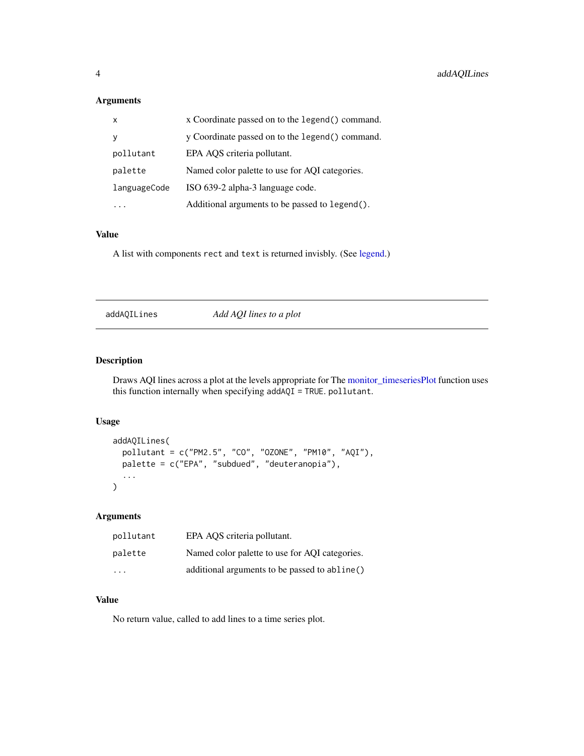## Arguments

| | |
|---|---|
| x | x Coordinate passed on to the legend() command. |
| y | y Coordinate passed on to the legend() command. |
| pollutant | EPA AQS criteria pollutant. |
| palette | Named color palette to use for AQI categories. |
| languageCode | ISO 639-2 alpha-3 language code. |
| ... | Additional arguments to be passed to legend(). |

## Value

A list with components rect and text is returned invisbly. (See legend.)

---

# addAQILines — *Add AQI lines to a plot*

---

## Description

Draws AQI lines across a plot at the levels appropriate for The monitor_timeseriesPlot function uses this function internally when specifying addAQI = TRUE. pollutant.

## Usage

```
addAQILines(
  pollutant = c("PM2.5", "CO", "OZONE", "PM10", "AQI"),
  palette = c("EPA", "subdued", "deuteranopia"),
  ...
)
```

## Arguments

| | |
|---|---|
| pollutant | EPA AQS criteria pollutant. |
| palette | Named color palette to use for AQI categories. |
| ... | additional arguments to be passed to abline() |

## Value

No return value, called to add lines to a time series plot.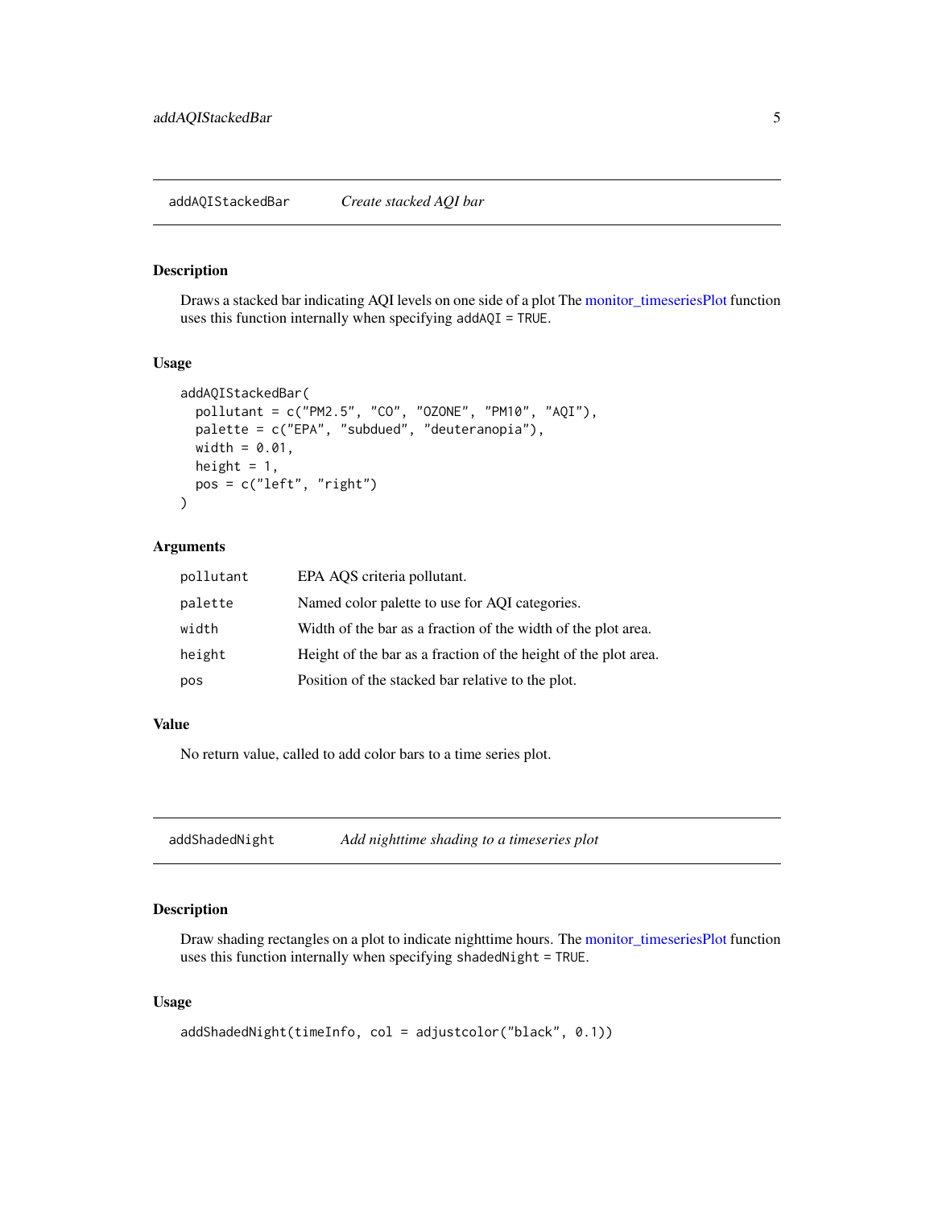## addAQIStackedBar — *Create stacked AQI bar*

### Description

Draws a stacked bar indicating AQI levels on one side of a plot The monitor_timeseriesPlot function uses this function internally when specifying `addAQI = TRUE`.

### Usage

```
addAQIStackedBar(
  pollutant = c("PM2.5", "CO", "OZONE", "PM10", "AQI"),
  palette = c("EPA", "subdued", "deuteranopia"),
  width = 0.01,
  height = 1,
  pos = c("left", "right")
)
```

### Arguments

| | |
|---|---|
| `pollutant` | EPA AQS criteria pollutant. |
| `palette` | Named color palette to use for AQI categories. |
| `width` | Width of the bar as a fraction of the width of the plot area. |
| `height` | Height of the bar as a fraction of the height of the plot area. |
| `pos` | Position of the stacked bar relative to the plot. |

### Value

No return value, called to add color bars to a time series plot.

## addShadedNight — *Add nighttime shading to a timeseries plot*

### Description

Draw shading rectangles on a plot to indicate nighttime hours. The monitor_timeseriesPlot function uses this function internally when specifying `shadedNight = TRUE`.

### Usage

```
addShadedNight(timeInfo, col = adjustcolor("black", 0.1))
```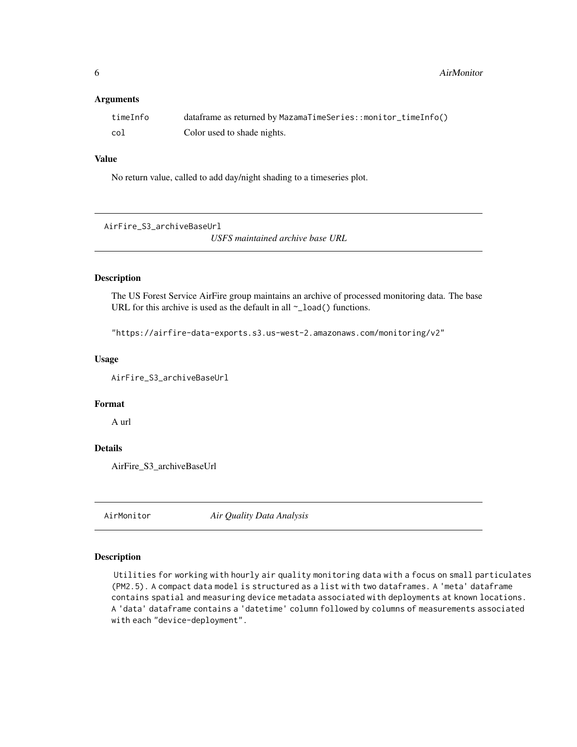### Arguments

| | |
|---|---|
| timeInfo | dataframe as returned by `MazamaTimeSeries::monitor_timeInfo()` |
| col | Color used to shade nights. |

### Value

No return value, called to add day/night shading to a timeseries plot.

---

## AirFire_S3_archiveBaseUrl — *USFS maintained archive base URL*

### Description

The US Forest Service AirFire group maintains an archive of processed monitoring data. The base URL for this archive is used as the default in all `~_load()` functions.

```
"https://airfire-data-exports.s3.us-west-2.amazonaws.com/monitoring/v2"
```

### Usage

```
AirFire_S3_archiveBaseUrl
```

### Format

A url

### Details

AirFire_S3_archiveBaseUrl

---

## AirMonitor — *Air Quality Data Analysis*

### Description

Utilities for working with hourly air quality monitoring data with a focus on small particulates (PM2.5). A compact data model is structured as a list with two dataframes. A 'meta' dataframe contains spatial and measuring device metadata associated with deployments at known locations. A 'data' dataframe contains a 'datetime' column followed by columns of measurements associated with each "device-deployment".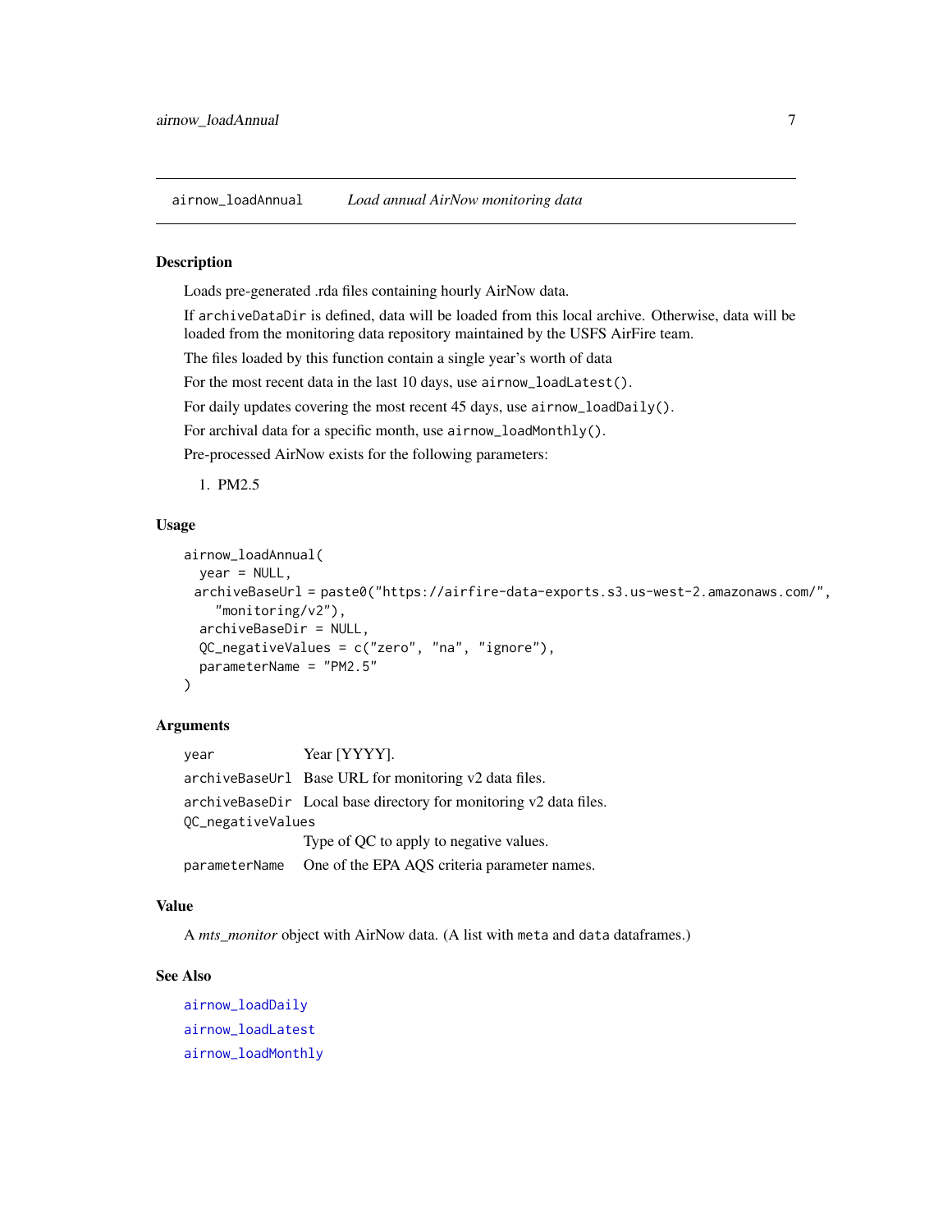# airnow_loadAnnual — *Load annual AirNow monitoring data*

## Description

Loads pre-generated .rda files containing hourly AirNow data.

If `archiveDataDir` is defined, data will be loaded from this local archive. Otherwise, data will be loaded from the monitoring data repository maintained by the USFS AirFire team.

The files loaded by this function contain a single year's worth of data

For the most recent data in the last 10 days, use `airnow_loadLatest()`.

For daily updates covering the most recent 45 days, use `airnow_loadDaily()`.

For archival data for a specific month, use `airnow_loadMonthly()`.

Pre-processed AirNow exists for the following parameters:

1. PM2.5

## Usage

```
airnow_loadAnnual(
  year = NULL,
  archiveBaseUrl = paste0("https://airfire-data-exports.s3.us-west-2.amazonaws.com/",
    "monitoring/v2"),
  archiveBaseDir = NULL,
  QC_negativeValues = c("zero", "na", "ignore"),
  parameterName = "PM2.5"
)
```

## Arguments

| | |
|---|---|
| `year` | Year [YYYY]. |
| `archiveBaseUrl` | Base URL for monitoring v2 data files. |
| `archiveBaseDir` | Local base directory for monitoring v2 data files. |
| `QC_negativeValues` | Type of QC to apply to negative values. |
| `parameterName` | One of the EPA AQS criteria parameter names. |

## Value

A *mts_monitor* object with AirNow data. (A list with `meta` and `data` dataframes.)

## See Also

`airnow_loadDaily`

`airnow_loadLatest`

`airnow_loadMonthly`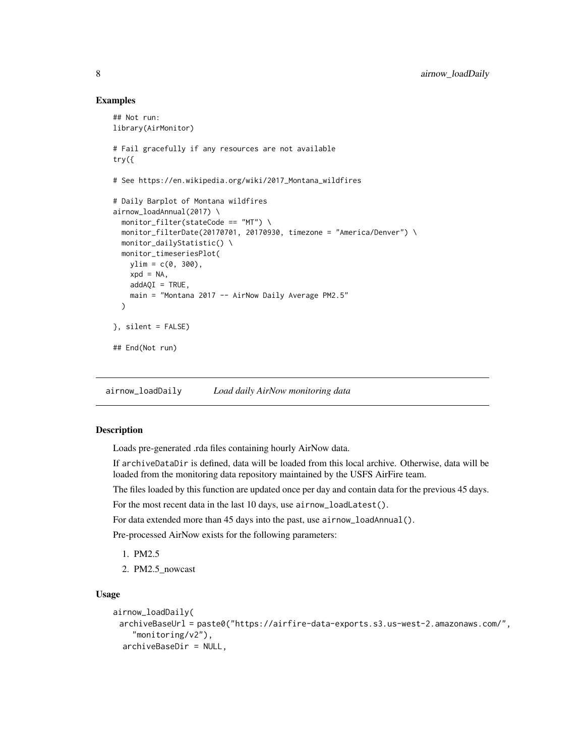## Examples

```
## Not run:
library(AirMonitor)

# Fail gracefully if any resources are not available
try({

# See https://en.wikipedia.org/wiki/2017_Montana_wildfires

# Daily Barplot of Montana wildfires
airnow_loadAnnual(2017) \
  monitor_filter(stateCode == "MT") \
  monitor_filterDate(20170701, 20170930, timezone = "America/Denver") \
  monitor_dailyStatistic() \
  monitor_timeseriesPlot(
    ylim = c(0, 300),
    xpd = NA,
    addAQI = TRUE,
    main = "Montana 2017 -- AirNow Daily Average PM2.5"
  )

}, silent = FALSE)

## End(Not run)
```

---

airnow_loadDaily    *Load daily AirNow monitoring data*

---

## Description

Loads pre-generated .rda files containing hourly AirNow data.

If archiveDataDir is defined, data will be loaded from this local archive. Otherwise, data will be loaded from the monitoring data repository maintained by the USFS AirFire team.

The files loaded by this function are updated once per day and contain data for the previous 45 days.

For the most recent data in the last 10 days, use airnow_loadLatest().

For data extended more than 45 days into the past, use airnow_loadAnnual().

Pre-processed AirNow exists for the following parameters:

1. PM2.5
2. PM2.5_nowcast

## Usage

```
airnow_loadDaily(
  archiveBaseUrl = paste0("https://airfire-data-exports.s3.us-west-2.amazonaws.com/",
    "monitoring/v2"),
  archiveBaseDir = NULL,
```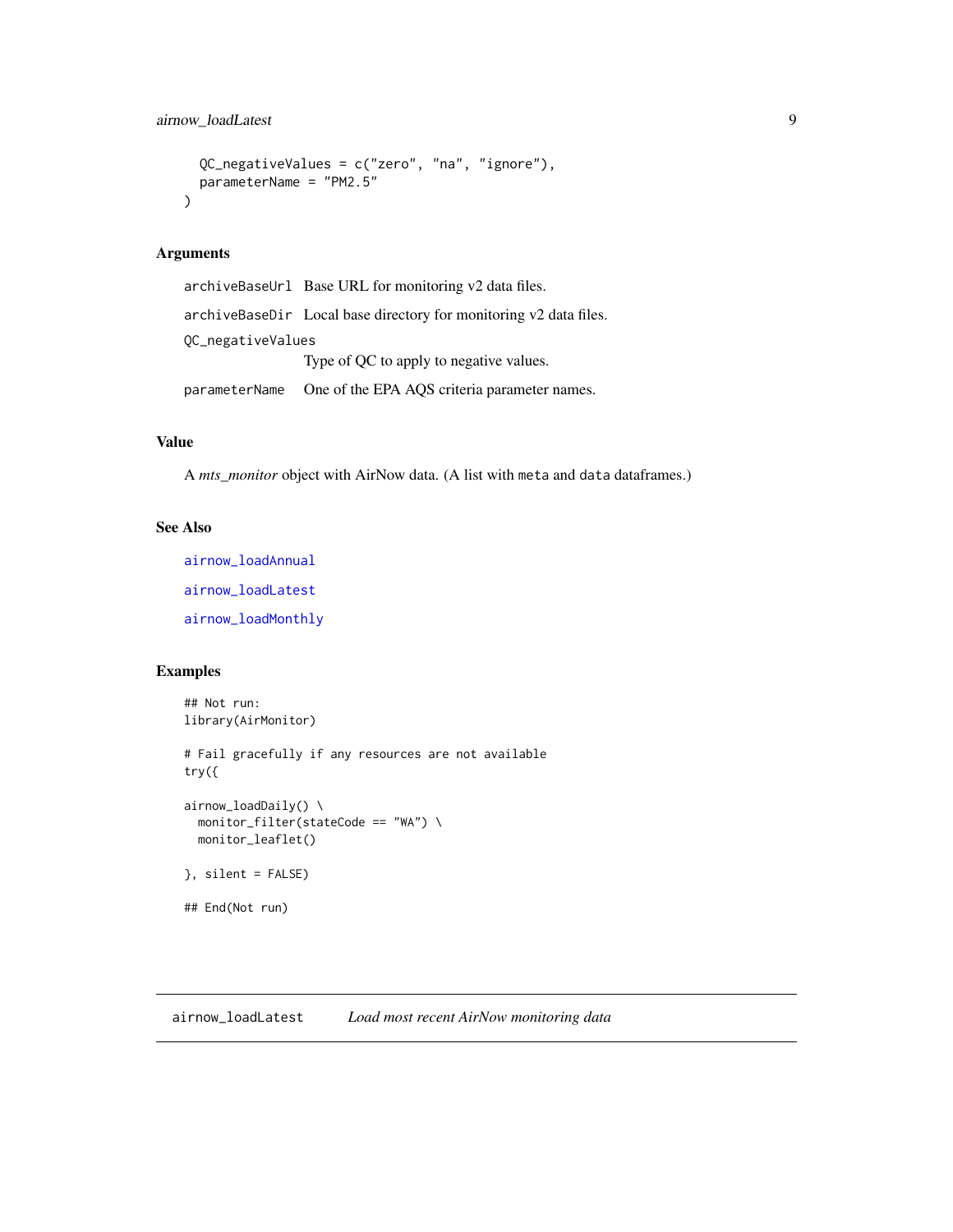```
  QC_negativeValues = c("zero", "na", "ignore"),
  parameterName = "PM2.5"
)
```

### Arguments

| | |
|---|---|
| archiveBaseUrl | Base URL for monitoring v2 data files. |
| archiveBaseDir | Local base directory for monitoring v2 data files. |
| QC_negativeValues | Type of QC to apply to negative values. |
| parameterName | One of the EPA AQS criteria parameter names. |

### Value

A *mts_monitor* object with AirNow data. (A list with meta and data dataframes.)

### See Also

airnow_loadAnnual

airnow_loadLatest

airnow_loadMonthly

### Examples

```
## Not run:
library(AirMonitor)

# Fail gracefully if any resources are not available
try({

airnow_loadDaily() \
  monitor_filter(stateCode == "WA") \
  monitor_leaflet()

}, silent = FALSE)

## End(Not run)
```

---

## airnow_loadLatest    *Load most recent AirNow monitoring data*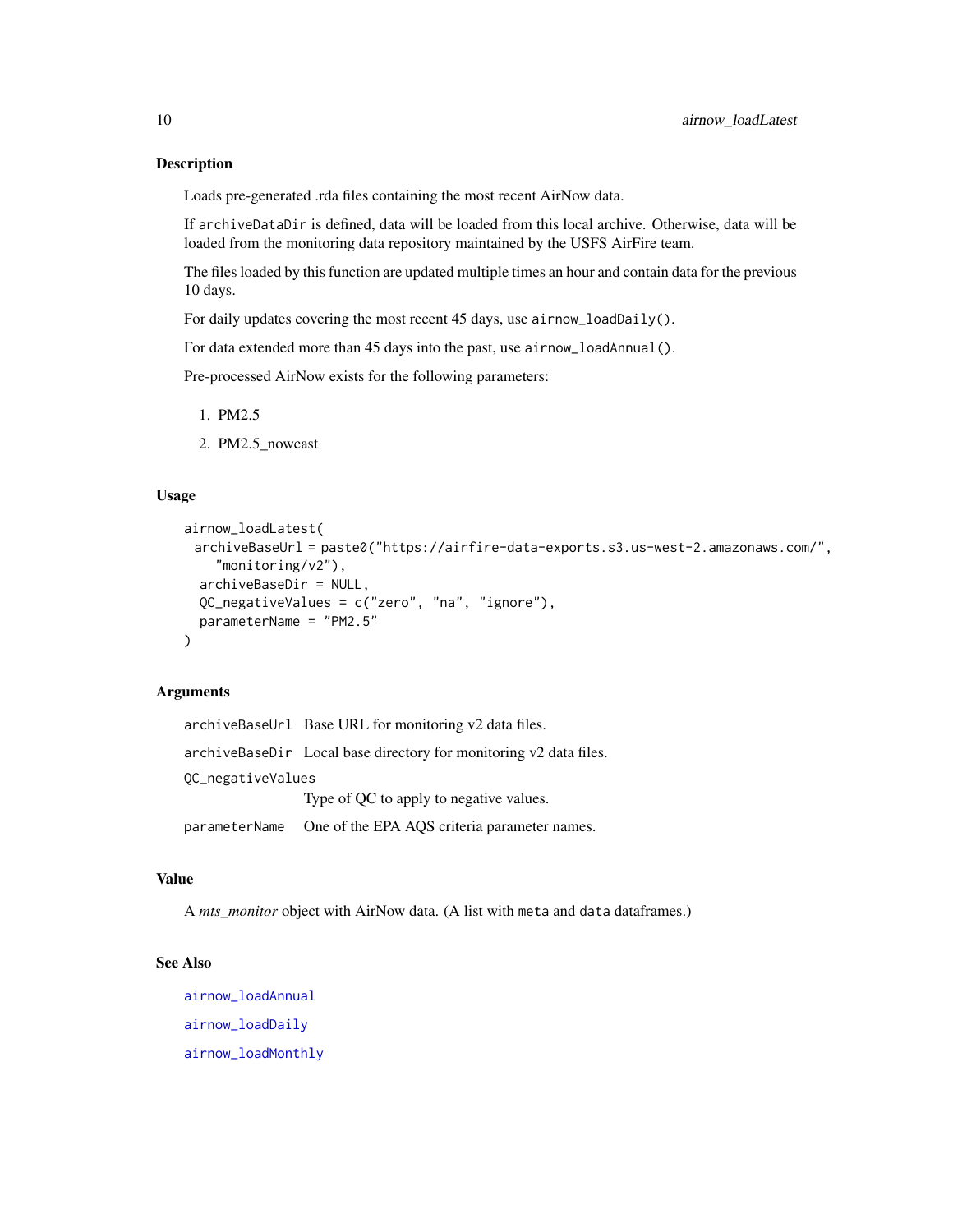### Description

Loads pre-generated .rda files containing the most recent AirNow data.

If `archiveDataDir` is defined, data will be loaded from this local archive. Otherwise, data will be loaded from the monitoring data repository maintained by the USFS AirFire team.

The files loaded by this function are updated multiple times an hour and contain data for the previous 10 days.

For daily updates covering the most recent 45 days, use `airnow_loadDaily()`.

For data extended more than 45 days into the past, use `airnow_loadAnnual()`.

Pre-processed AirNow exists for the following parameters:

1. PM2.5
2. PM2.5_nowcast

### Usage

```
airnow_loadLatest(
  archiveBaseUrl = paste0("https://airfire-data-exports.s3.us-west-2.amazonaws.com/",
    "monitoring/v2"),
  archiveBaseDir = NULL,
  QC_negativeValues = c("zero", "na", "ignore"),
  parameterName = "PM2.5"
)
```

### Arguments

| | |
|---|---|
| `archiveBaseUrl` | Base URL for monitoring v2 data files. |
| `archiveBaseDir` | Local base directory for monitoring v2 data files. |
| `QC_negativeValues` | Type of QC to apply to negative values. |
| `parameterName` | One of the EPA AQS criteria parameter names. |

### Value

A *mts_monitor* object with AirNow data. (A list with `meta` and `data` dataframes.)

### See Also

`airnow_loadAnnual`

`airnow_loadDaily`

`airnow_loadMonthly`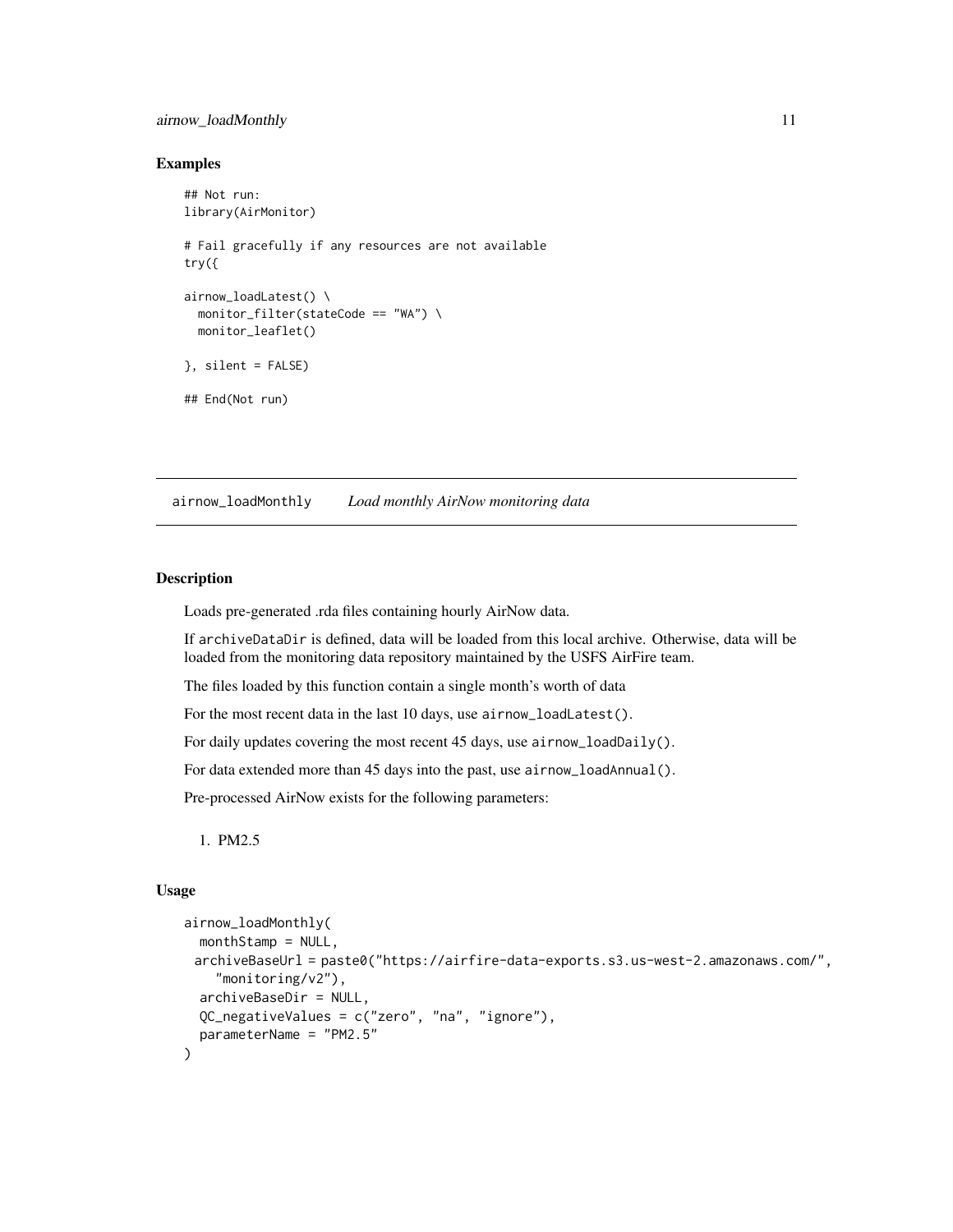### Examples

```
## Not run:
library(AirMonitor)

# Fail gracefully if any resources are not available
try({

airnow_loadLatest() \
  monitor_filter(stateCode == "WA") \
  monitor_leaflet()

}, silent = FALSE)

## End(Not run)
```

---

## airnow_loadMonthly *Load monthly AirNow monitoring data*

---

### Description

Loads pre-generated .rda files containing hourly AirNow data.

If `archiveDataDir` is defined, data will be loaded from this local archive. Otherwise, data will be loaded from the monitoring data repository maintained by the USFS AirFire team.

The files loaded by this function contain a single month's worth of data

For the most recent data in the last 10 days, use `airnow_loadLatest()`.

For daily updates covering the most recent 45 days, use `airnow_loadDaily()`.

For data extended more than 45 days into the past, use `airnow_loadAnnual()`.

Pre-processed AirNow exists for the following parameters:

1. PM2.5

### Usage

```
airnow_loadMonthly(
  monthStamp = NULL,
  archiveBaseUrl = paste0("https://airfire-data-exports.s3.us-west-2.amazonaws.com/",
    "monitoring/v2"),
  archiveBaseDir = NULL,
  QC_negativeValues = c("zero", "na", "ignore"),
  parameterName = "PM2.5"
)
```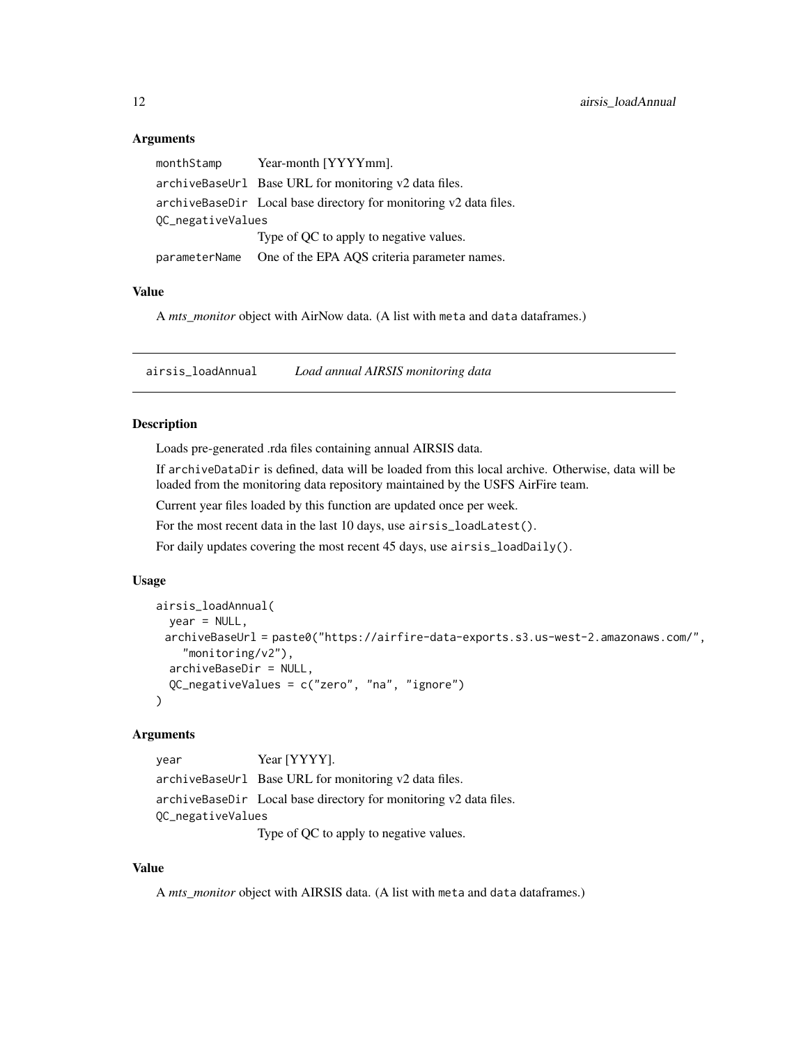### Arguments

| | |
|---|---|
| monthStamp | Year-month [YYYYmm]. |
| archiveBaseUrl | Base URL for monitoring v2 data files. |
| archiveBaseDir | Local base directory for monitoring v2 data files. |
| QC_negativeValues | Type of QC to apply to negative values. |
| parameterName | One of the EPA AQS criteria parameter names. |

### Value

A *mts_monitor* object with AirNow data. (A list with meta and data dataframes.)

---

## airsis_loadAnnual *Load annual AIRSIS monitoring data*

### Description

Loads pre-generated .rda files containing annual AIRSIS data.

If archiveDataDir is defined, data will be loaded from this local archive. Otherwise, data will be loaded from the monitoring data repository maintained by the USFS AirFire team.

Current year files loaded by this function are updated once per week.

For the most recent data in the last 10 days, use airsis_loadLatest().

For daily updates covering the most recent 45 days, use airsis_loadDaily().

### Usage

```
airsis_loadAnnual(
  year = NULL,
  archiveBaseUrl = paste0("https://airfire-data-exports.s3.us-west-2.amazonaws.com/",
    "monitoring/v2"),
  archiveBaseDir = NULL,
  QC_negativeValues = c("zero", "na", "ignore")
)
```

### Arguments

| | |
|---|---|
| year | Year [YYYY]. |
| archiveBaseUrl | Base URL for monitoring v2 data files. |
| archiveBaseDir | Local base directory for monitoring v2 data files. |
| QC_negativeValues | Type of QC to apply to negative values. |

### Value

A *mts_monitor* object with AIRSIS data. (A list with meta and data dataframes.)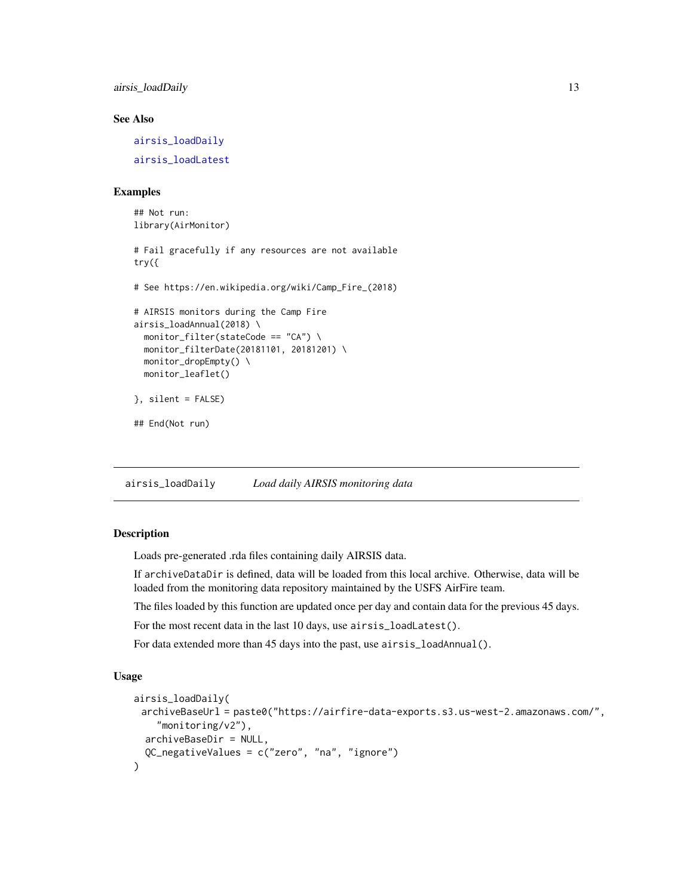### See Also

airsis_loadDaily

airsis_loadLatest

### Examples

```
## Not run:
library(AirMonitor)

# Fail gracefully if any resources are not available
try({

# See https://en.wikipedia.org/wiki/Camp_Fire_(2018)

# AIRSIS monitors during the Camp Fire
airsis_loadAnnual(2018) \
  monitor_filter(stateCode == "CA") \
  monitor_filterDate(20181101, 20181201) \
  monitor_dropEmpty() \
  monitor_leaflet()

}, silent = FALSE)

## End(Not run)
```

---

## airsis_loadDaily    *Load daily AIRSIS monitoring data*

---

### Description

Loads pre-generated .rda files containing daily AIRSIS data.

If archiveDataDir is defined, data will be loaded from this local archive. Otherwise, data will be loaded from the monitoring data repository maintained by the USFS AirFire team.

The files loaded by this function are updated once per day and contain data for the previous 45 days.

For the most recent data in the last 10 days, use airsis_loadLatest().

For data extended more than 45 days into the past, use airsis_loadAnnual().

### Usage

```
airsis_loadDaily(
  archiveBaseUrl = paste0("https://airfire-data-exports.s3.us-west-2.amazonaws.com/",
     "monitoring/v2"),
  archiveBaseDir = NULL,
  QC_negativeValues = c("zero", "na", "ignore")
)
```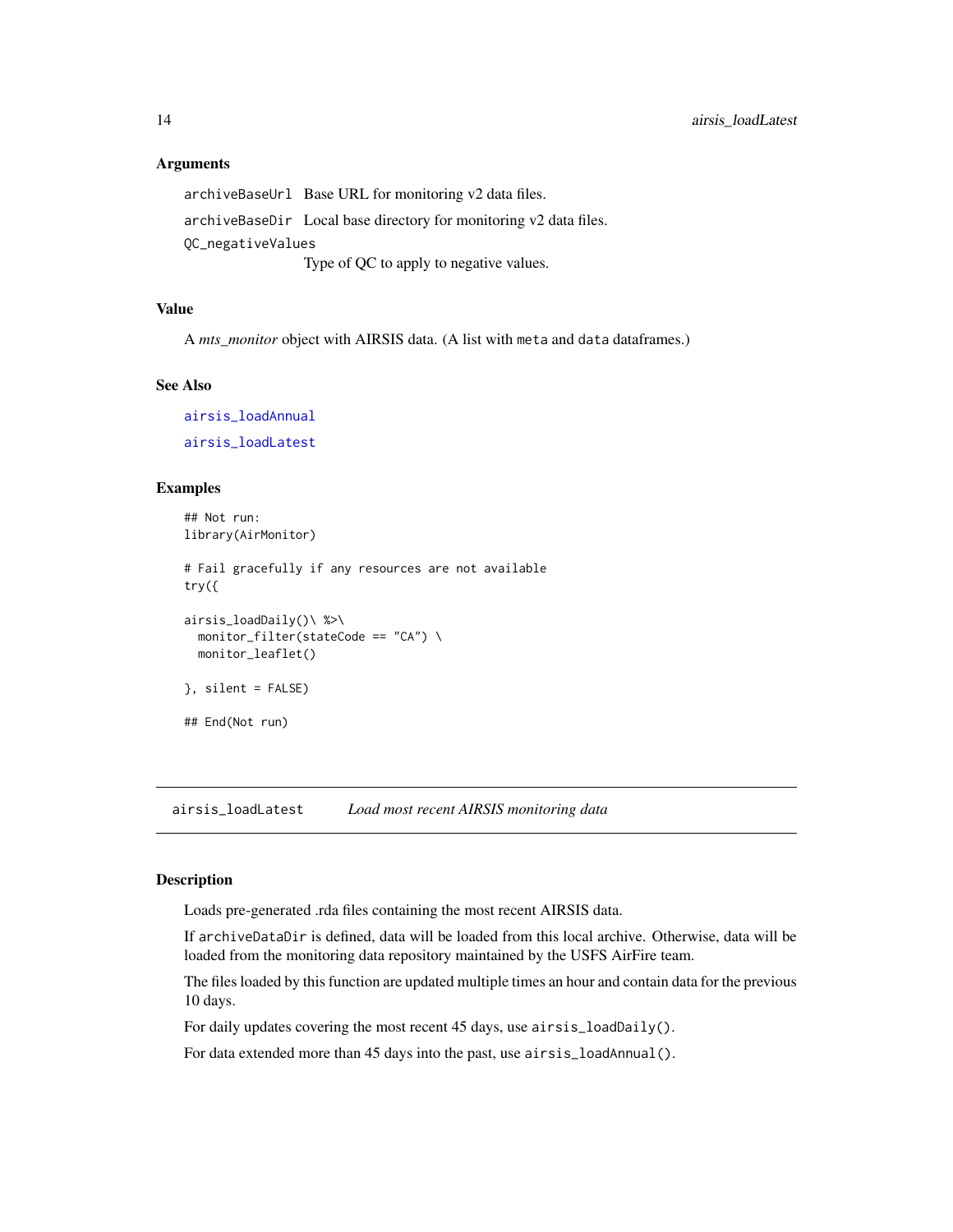### Arguments

`archiveBaseUrl` Base URL for monitoring v2 data files.

`archiveBaseDir` Local base directory for monitoring v2 data files.

`QC_negativeValues` Type of QC to apply to negative values.

### Value

A *mts_monitor* object with AIRSIS data. (A list with `meta` and `data` dataframes.)

### See Also

`airsis_loadAnnual`

`airsis_loadLatest`

### Examples

```
## Not run:
library(AirMonitor)

# Fail gracefully if any resources are not available
try({

airsis_loadDaily()\ %>\
  monitor_filter(stateCode == "CA") \
  monitor_leaflet()

}, silent = FALSE)

## End(Not run)
```

---

## airsis_loadLatest *Load most recent AIRSIS monitoring data*

### Description

Loads pre-generated .rda files containing the most recent AIRSIS data.

If `archiveDataDir` is defined, data will be loaded from this local archive. Otherwise, data will be loaded from the monitoring data repository maintained by the USFS AirFire team.

The files loaded by this function are updated multiple times an hour and contain data for the previous 10 days.

For daily updates covering the most recent 45 days, use `airsis_loadDaily()`.

For data extended more than 45 days into the past, use `airsis_loadAnnual()`.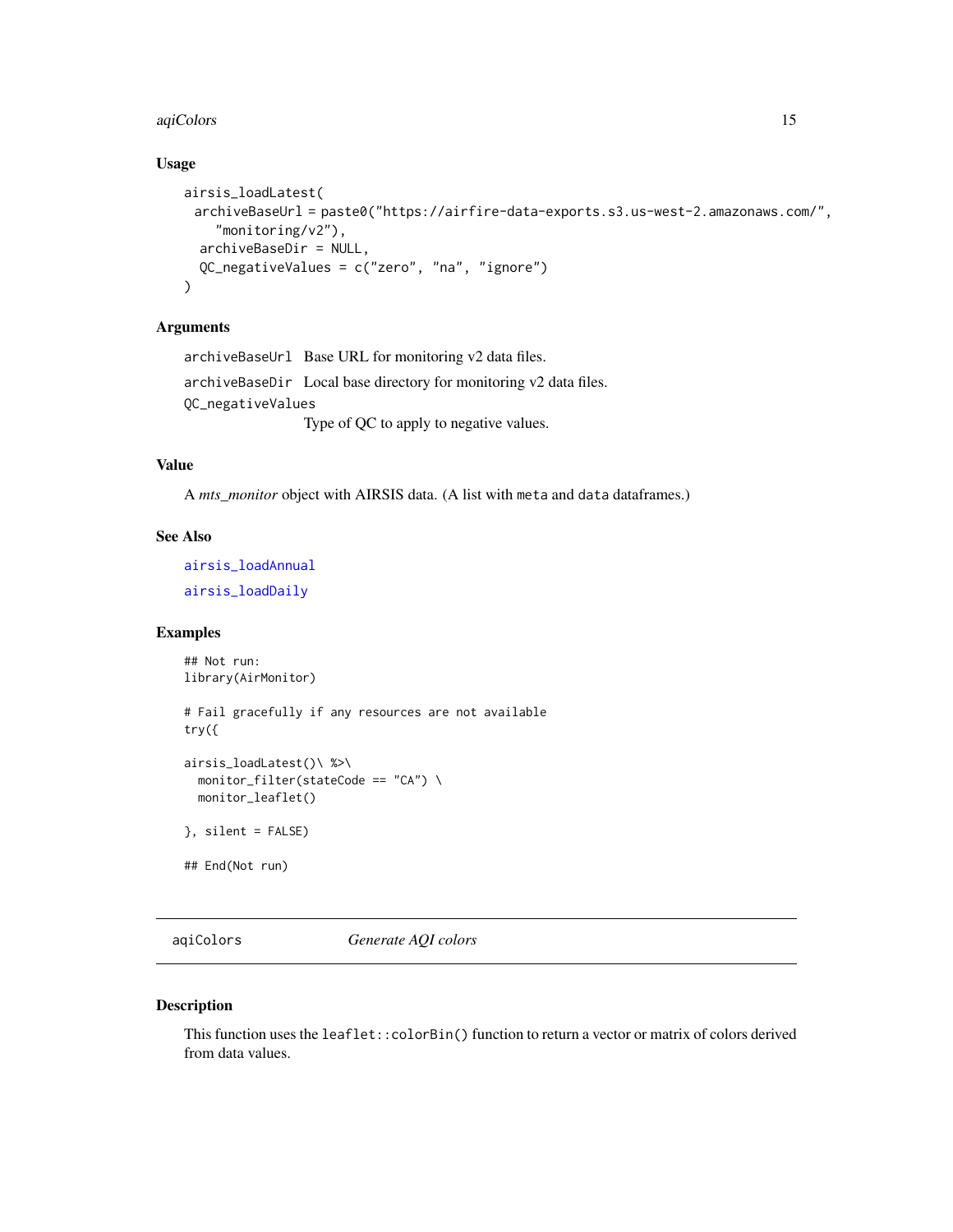### Usage

```
airsis_loadLatest(
  archiveBaseUrl = paste0("https://airfire-data-exports.s3.us-west-2.amazonaws.com/",
    "monitoring/v2"),
  archiveBaseDir = NULL,
  QC_negativeValues = c("zero", "na", "ignore")
)
```

### Arguments

| | |
|---|---|
| archiveBaseUrl | Base URL for monitoring v2 data files. |
| archiveBaseDir | Local base directory for monitoring v2 data files. |
| QC_negativeValues | Type of QC to apply to negative values. |

### Value

A *mts_monitor* object with AIRSIS data. (A list with meta and data dataframes.)

### See Also

airsis_loadAnnual

airsis_loadDaily

### Examples

```
## Not run:
library(AirMonitor)

# Fail gracefully if any resources are not available
try({

airsis_loadLatest()\ %>\
  monitor_filter(stateCode == "CA") \
  monitor_leaflet()

}, silent = FALSE)

## End(Not run)
```

---

## aqiColors &nbsp;&nbsp;&nbsp; *Generate AQI colors*

### Description

This function uses the leaflet::colorBin() function to return a vector or matrix of colors derived from data values.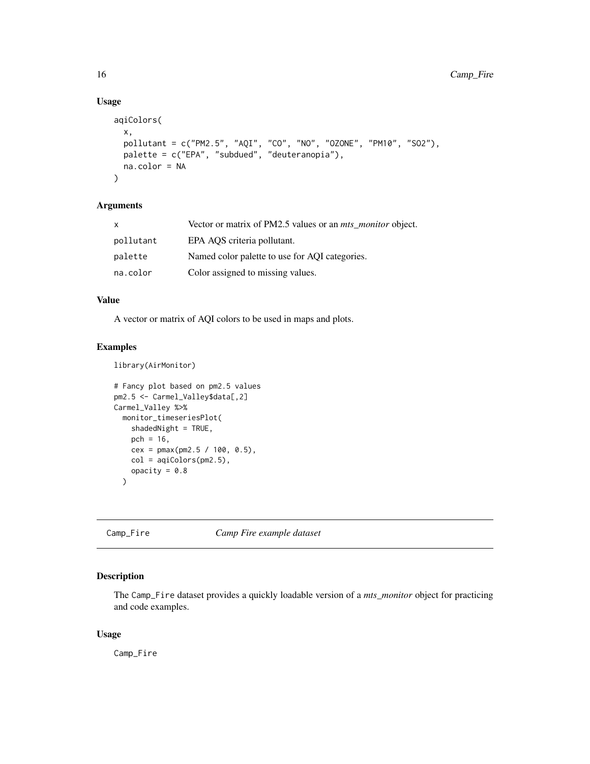## Usage

```
aqiColors(
  x,
  pollutant = c("PM2.5", "AQI", "CO", "NO", "OZONE", "PM10", "SO2"),
  palette = c("EPA", "subdued", "deuteranopia"),
  na.color = NA
)
```

## Arguments

| | |
|---|---|
| `x` | Vector or matrix of PM2.5 values or an *mts_monitor* object. |
| `pollutant` | EPA AQS criteria pollutant. |
| `palette` | Named color palette to use for AQI categories. |
| `na.color` | Color assigned to missing values. |

## Value

A vector or matrix of AQI colors to be used in maps and plots.

## Examples

```
library(AirMonitor)

# Fancy plot based on pm2.5 values
pm2.5 <- Carmel_Valley$data[,2]
Carmel_Valley %>%
  monitor_timeseriesPlot(
    shadedNight = TRUE,
    pch = 16,
    cex = pmax(pm2.5 / 100, 0.5),
    col = aqiColors(pm2.5),
    opacity = 0.8
  )
```

---

# `Camp_Fire` *Camp Fire example dataset*

## Description

The `Camp_Fire` dataset provides a quickly loadable version of a *mts_monitor* object for practicing and code examples.

## Usage

```
Camp_Fire
```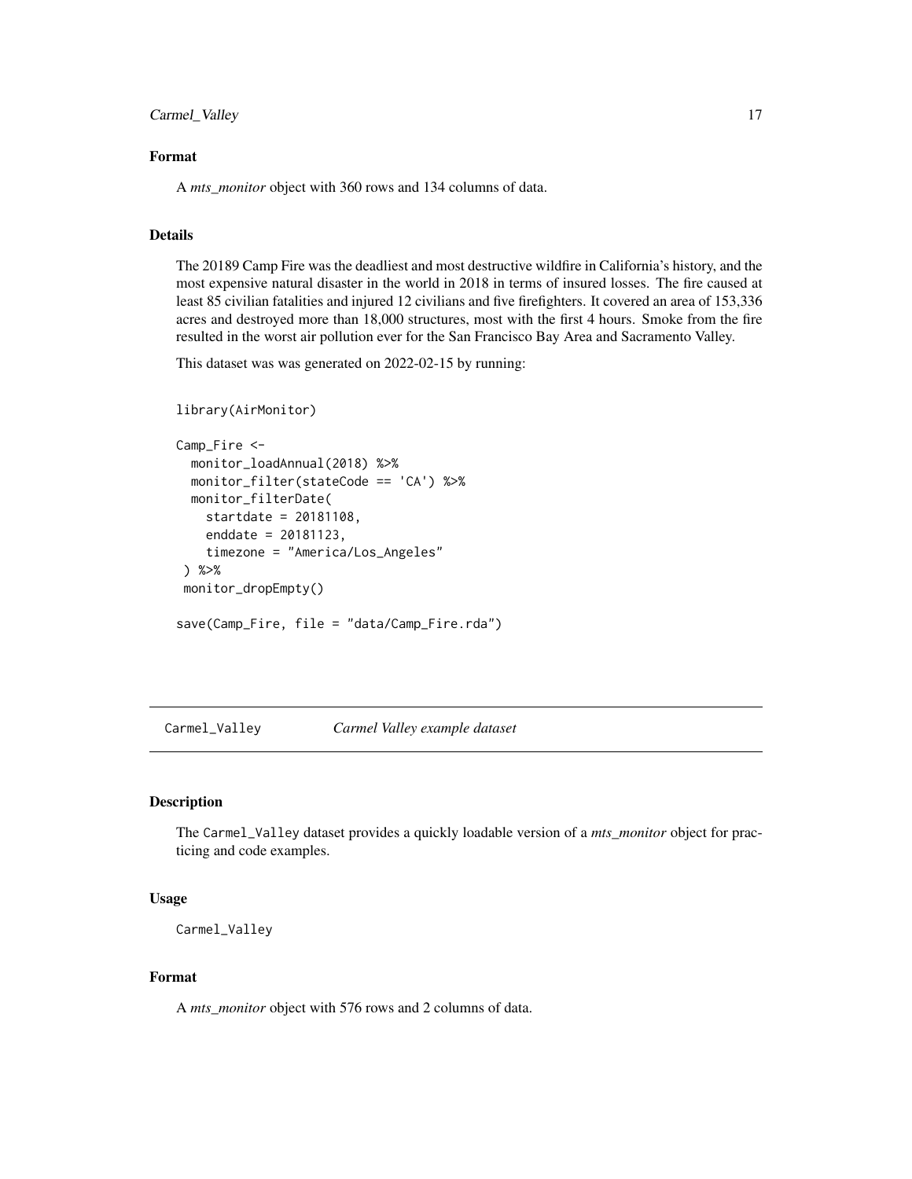### Format

A *mts_monitor* object with 360 rows and 134 columns of data.

### Details

The 20189 Camp Fire was the deadliest and most destructive wildfire in California's history, and the most expensive natural disaster in the world in 2018 in terms of insured losses. The fire caused at least 85 civilian fatalities and injured 12 civilians and five firefighters. It covered an area of 153,336 acres and destroyed more than 18,000 structures, most with the first 4 hours. Smoke from the fire resulted in the worst air pollution ever for the San Francisco Bay Area and Sacramento Valley.

This dataset was was generated on 2022-02-15 by running:

```
library(AirMonitor)

Camp_Fire <-
  monitor_loadAnnual(2018) %>%
  monitor_filter(stateCode == 'CA') %>%
  monitor_filterDate(
    startdate = 20181108,
    enddate = 20181123,
    timezone = "America/Los_Angeles"
 ) %>%
 monitor_dropEmpty()

save(Camp_Fire, file = "data/Camp_Fire.rda")
```

---

## Carmel_Valley — *Carmel Valley example dataset*

### Description

The Carmel_Valley dataset provides a quickly loadable version of a *mts_monitor* object for practicing and code examples.

### Usage

```
Carmel_Valley
```

### Format

A *mts_monitor* object with 576 rows and 2 columns of data.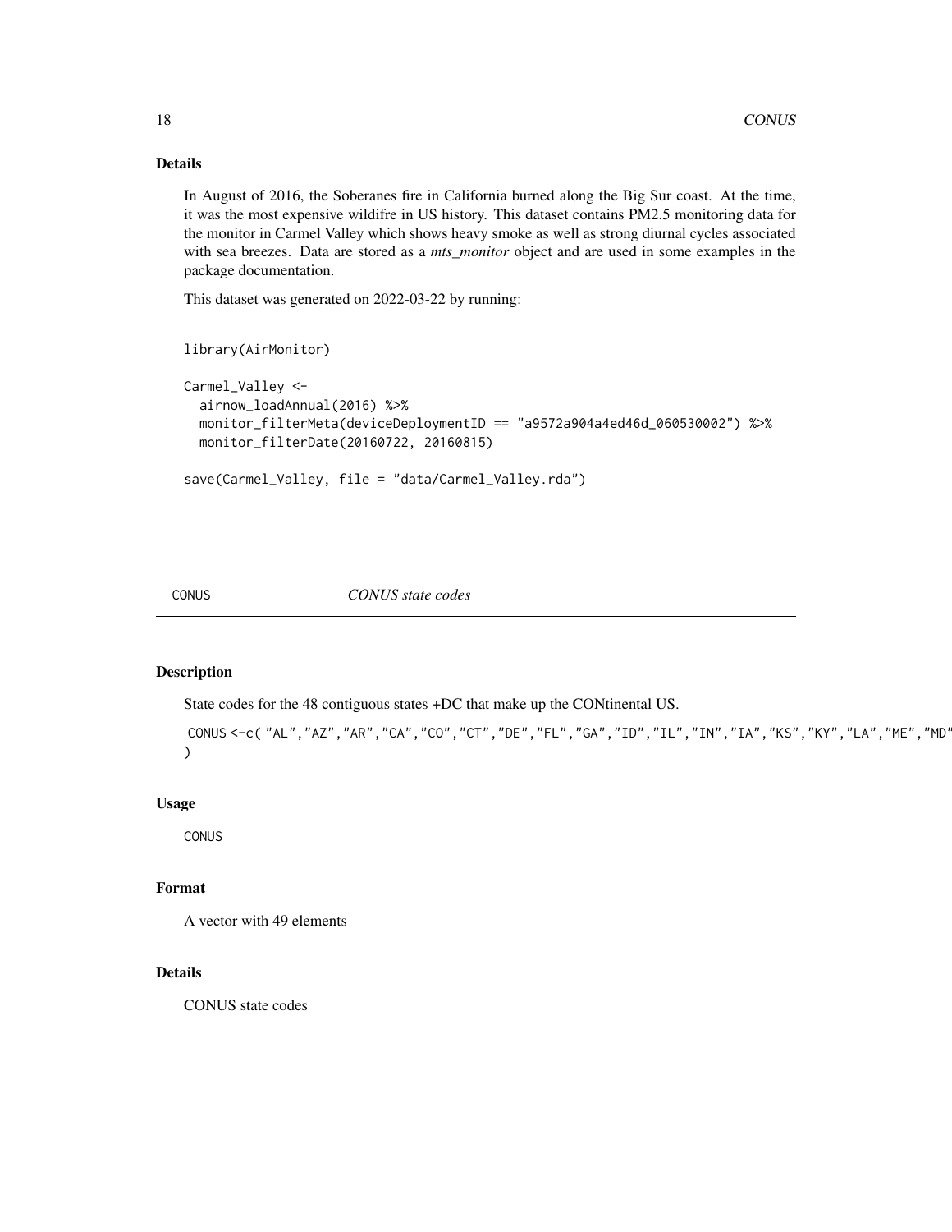### Details

In August of 2016, the Soberanes fire in California burned along the Big Sur coast. At the time, it was the most expensive wildifre in US history. This dataset contains PM2.5 monitoring data for the monitor in Carmel Valley which shows heavy smoke as well as strong diurnal cycles associated with sea breezes. Data are stored as a *mts_monitor* object and are used in some examples in the package documentation.

This dataset was generated on 2022-03-22 by running:

```
library(AirMonitor)

Carmel_Valley <-
  airnow_loadAnnual(2016) %>%
  monitor_filterMeta(deviceDeploymentID == "a9572a904a4ed46d_060530002") %>%
  monitor_filterDate(20160722, 20160815)

save(Carmel_Valley, file = "data/Carmel_Valley.rda")
```

---

## CONUS *CONUS state codes*

---

### Description

State codes for the 48 contiguous states +DC that make up the CONtinental US.

```
CONUS <-c( "AL","AZ","AR","CA","CO","CT","DE","FL","GA","ID","IL","IN","IA","KS","KY","LA","ME","MD"
)
```

### Usage

```
CONUS
```

### Format

A vector with 49 elements

### Details

CONUS state codes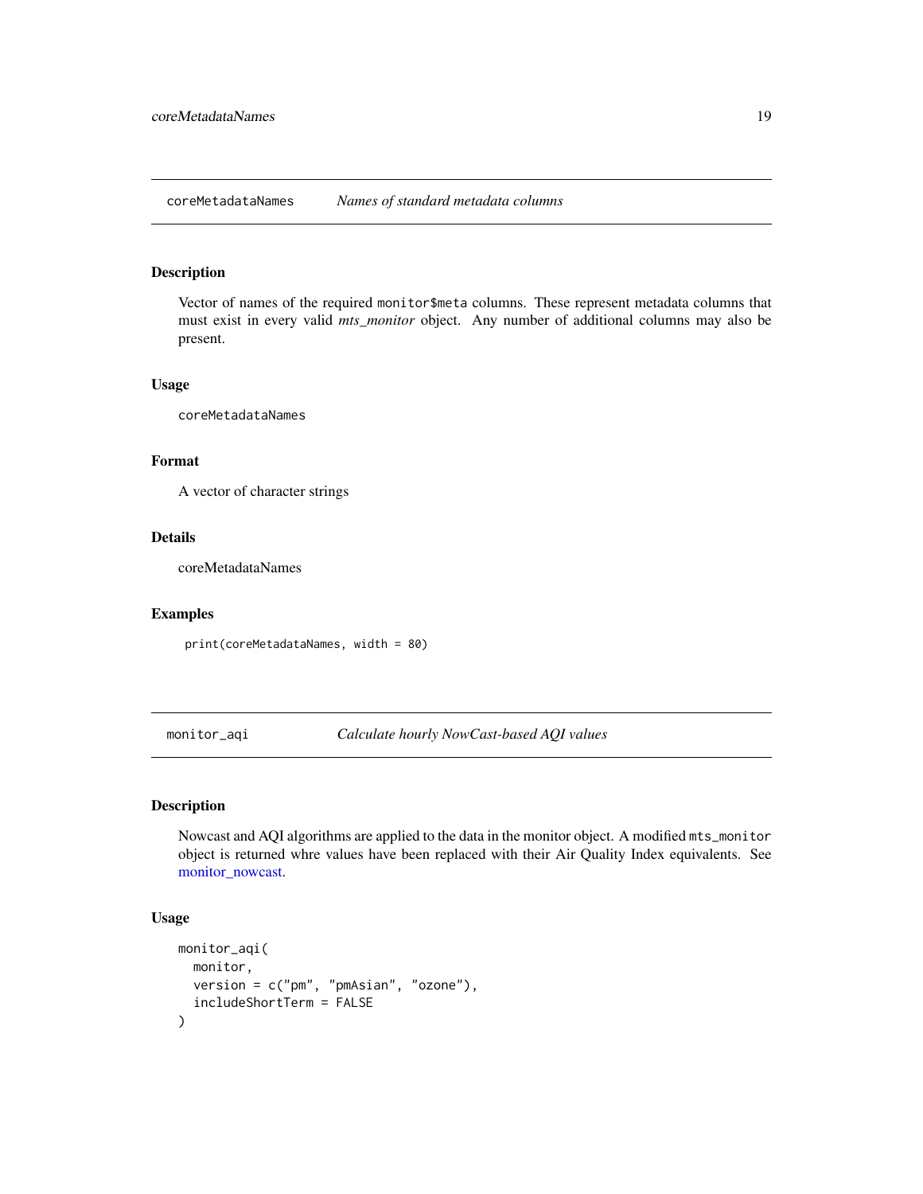## coreMetadataNames — *Names of standard metadata columns*

### Description

Vector of names of the required `monitor$meta` columns. These represent metadata columns that must exist in every valid *mts_monitor* object. Any number of additional columns may also be present.

### Usage

```
coreMetadataNames
```

### Format

A vector of character strings

### Details

coreMetadataNames

### Examples

```
print(coreMetadataNames, width = 80)
```

## monitor_aqi — *Calculate hourly NowCast-based AQI values*

### Description

Nowcast and AQI algorithms are applied to the data in the monitor object. A modified `mts_monitor` object is returned whre values have been replaced with their Air Quality Index equivalents. See monitor_nowcast.

### Usage

```
monitor_aqi(
  monitor,
  version = c("pm", "pmAsian", "ozone"),
  includeShortTerm = FALSE
)
```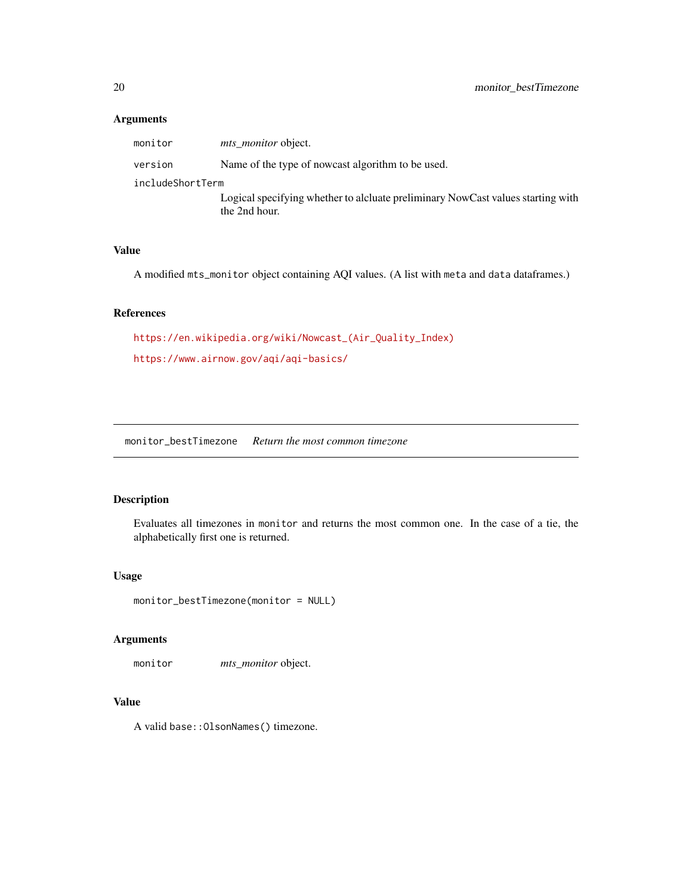### Arguments

`monitor` — *mts_monitor* object.

`version` — Name of the type of nowcast algorithm to be used.

`includeShortTerm` — Logical specifying whether to alcluate preliminary NowCast values starting with the 2nd hour.

### Value

A modified `mts_monitor` object containing AQI values. (A list with `meta` and `data` dataframes.)

### References

https://en.wikipedia.org/wiki/Nowcast_(Air_Quality_Index)

https://www.airnow.gov/aqi/aqi-basics/

---

## `monitor_bestTimezone` *Return the most common timezone*

### Description

Evaluates all timezones in `monitor` and returns the most common one. In the case of a tie, the alphabetically first one is returned.

### Usage

```
monitor_bestTimezone(monitor = NULL)
```

### Arguments

`monitor` — *mts_monitor* object.

### Value

A valid `base::OlsonNames()` timezone.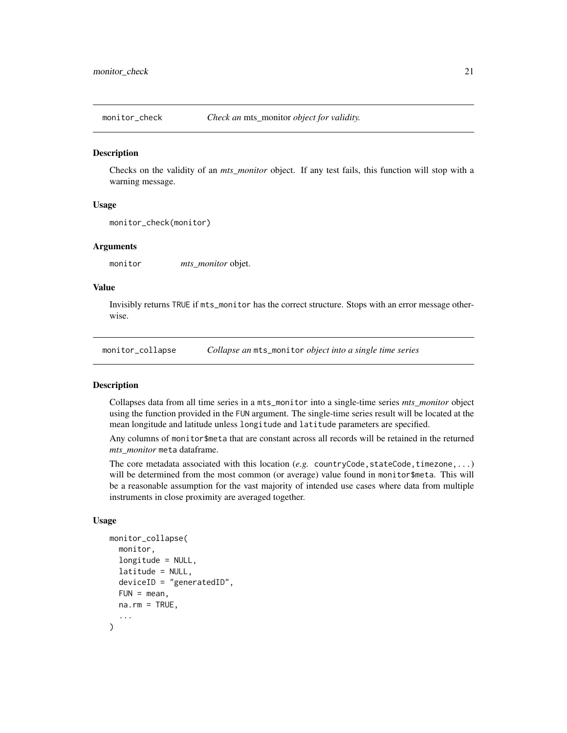## monitor_check — *Check an* mts_monitor *object for validity.*

### Description

Checks on the validity of an *mts_monitor* object. If any test fails, this function will stop with a warning message.

### Usage

```
monitor_check(monitor)
```

### Arguments

| | |
|---|---|
| monitor | *mts_monitor* objet. |

### Value

Invisibly returns TRUE if mts_monitor has the correct structure. Stops with an error message otherwise.

## monitor_collapse — *Collapse an* mts_monitor *object into a single time series*

### Description

Collapses data from all time series in a mts_monitor into a single-time series *mts_monitor* object using the function provided in the FUN argument. The single-time series result will be located at the mean longitude and latitude unless longitude and latitude parameters are specified.

Any columns of monitor$meta that are constant across all records will be retained in the returned *mts_monitor* meta dataframe.

The core metadata associated with this location (*e.g.* countryCode,stateCode,timezone,...) will be determined from the most common (or average) value found in monitor$meta. This will be a reasonable assumption for the vast majority of intended use cases where data from multiple instruments in close proximity are averaged together.

### Usage

```
monitor_collapse(
  monitor,
  longitude = NULL,
  latitude = NULL,
  deviceID = "generatedID",
  FUN = mean,
  na.rm = TRUE,
  ...
)
```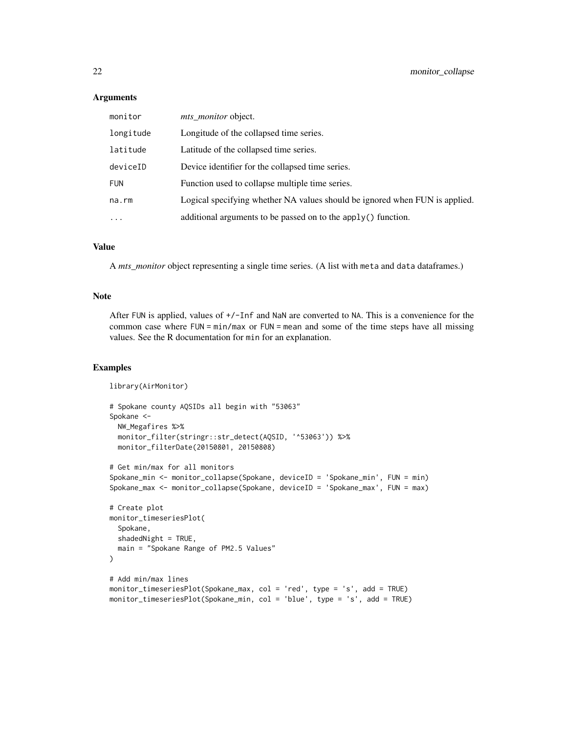### Arguments

| | |
|---|---|
| monitor | *mts_monitor* object. |
| longitude | Longitude of the collapsed time series. |
| latitude | Latitude of the collapsed time series. |
| deviceID | Device identifier for the collapsed time series. |
| FUN | Function used to collapse multiple time series. |
| na.rm | Logical specifying whether NA values should be ignored when FUN is applied. |
| ... | additional arguments to be passed on to the `apply()` function. |

### Value

A *mts_monitor* object representing a single time series. (A list with `meta` and `data` dataframes.)

### Note

After FUN is applied, values of `+/-Inf` and `NaN` are converted to `NA`. This is a convenience for the common case where `FUN = min/max` or `FUN = mean` and some of the time steps have all missing values. See the R documentation for `min` for an explanation.

### Examples

```
library(AirMonitor)

# Spokane county AQSIDs all begin with "53063"
Spokane <-
  NW_Megafires %>%
  monitor_filter(stringr::str_detect(AQSID, '^53063')) %>%
  monitor_filterDate(20150801, 20150808)

# Get min/max for all monitors
Spokane_min <- monitor_collapse(Spokane, deviceID = 'Spokane_min', FUN = min)
Spokane_max <- monitor_collapse(Spokane, deviceID = 'Spokane_max', FUN = max)

# Create plot
monitor_timeseriesPlot(
  Spokane,
  shadedNight = TRUE,
  main = "Spokane Range of PM2.5 Values"
)

# Add min/max lines
monitor_timeseriesPlot(Spokane_max, col = 'red', type = 's', add = TRUE)
monitor_timeseriesPlot(Spokane_min, col = 'blue', type = 's', add = TRUE)
```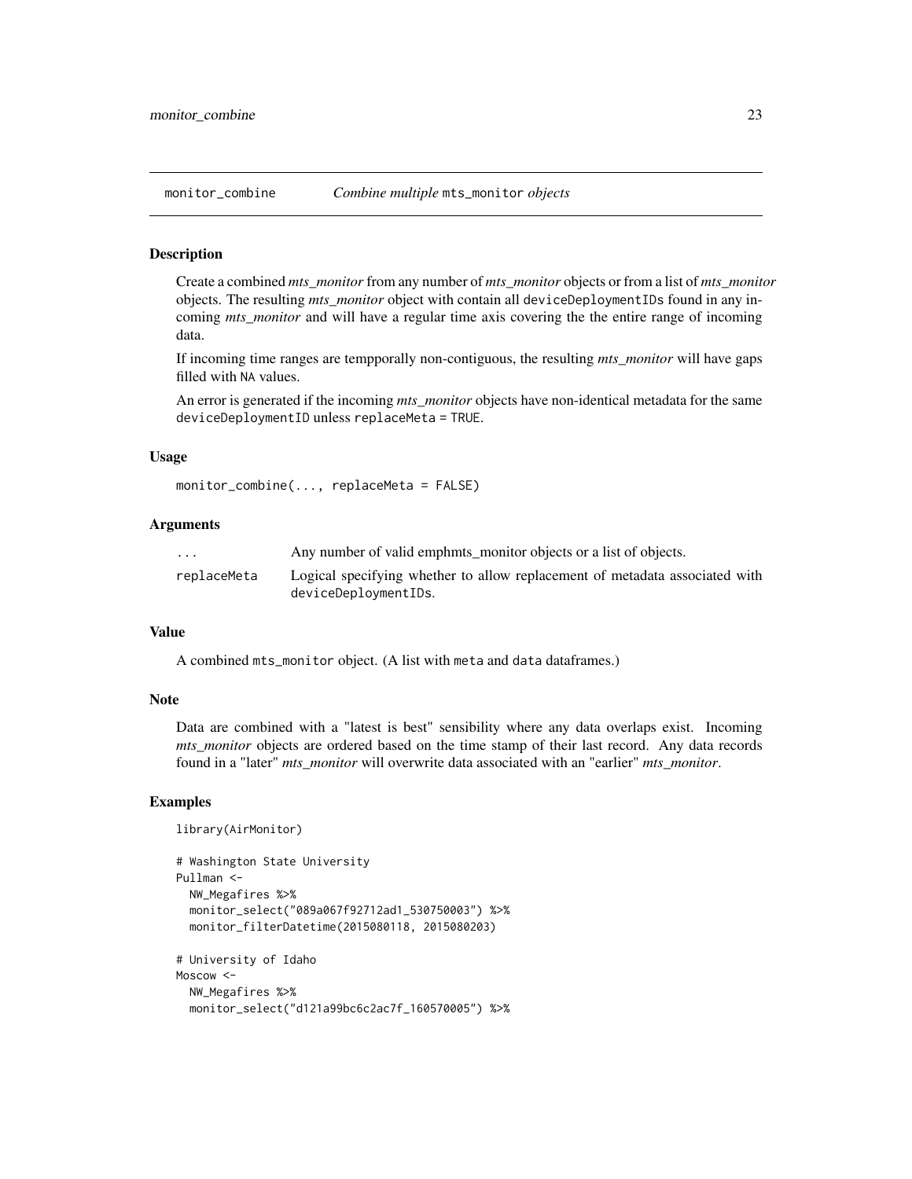## monitor_combine — *Combine multiple* mts_monitor *objects*

### Description

Create a combined *mts_monitor* from any number of *mts_monitor* objects or from a list of *mts_monitor* objects. The resulting *mts_monitor* object with contain all deviceDeploymentIDs found in any incoming *mts_monitor* and will have a regular time axis covering the the entire range of incoming data.

If incoming time ranges are tempporally non-contiguous, the resulting *mts_monitor* will have gaps filled with NA values.

An error is generated if the incoming *mts_monitor* objects have non-identical metadata for the same deviceDeploymentID unless replaceMeta = TRUE.

### Usage

```
monitor_combine(..., replaceMeta = FALSE)
```

### Arguments

| | |
|---|---|
| ... | Any number of valid emphmts_monitor objects or a list of objects. |
| replaceMeta | Logical specifying whether to allow replacement of metadata associated with deviceDeploymentIDs. |

### Value

A combined mts_monitor object. (A list with meta and data dataframes.)

### Note

Data are combined with a "latest is best" sensibility where any data overlaps exist. Incoming *mts_monitor* objects are ordered based on the time stamp of their last record. Any data records found in a "later" *mts_monitor* will overwrite data associated with an "earlier" *mts_monitor*.

### Examples

```
library(AirMonitor)

# Washington State University
Pullman <-
  NW_Megafires %>%
  monitor_select("089a067f92712ad1_530750003") %>%
  monitor_filterDatetime(2015080118, 2015080203)

# University of Idaho
Moscow <-
  NW_Megafires %>%
  monitor_select("d121a99bc6c2ac7f_160570005") %>%
```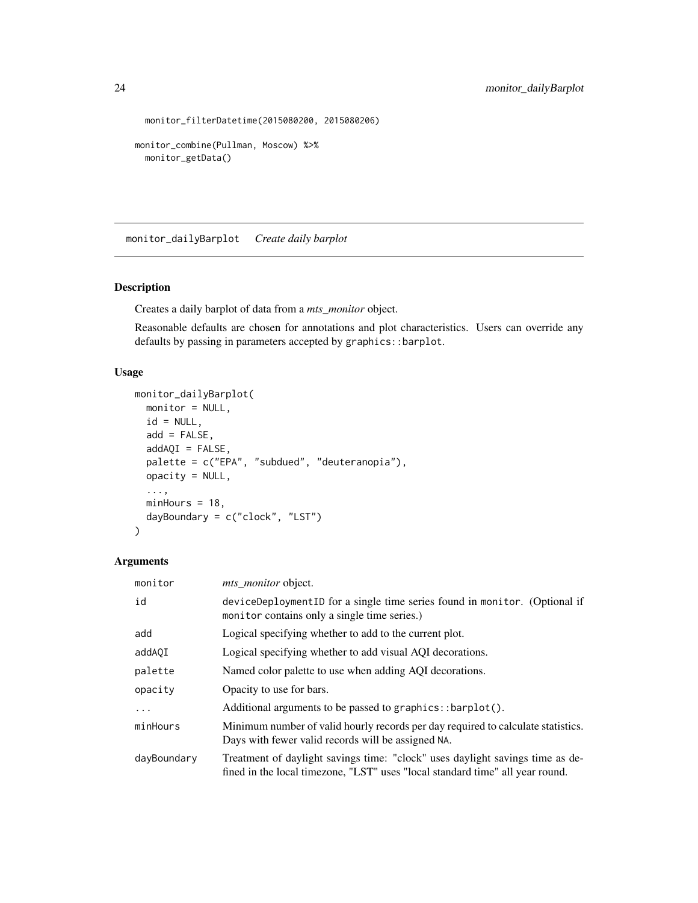```
  monitor_filterDatetime(2015080200, 2015080206)

monitor_combine(Pullman, Moscow) %>%
  monitor_getData()
```

## monitor_dailyBarplot    *Create daily barplot*

### Description

Creates a daily barplot of data from a *mts_monitor* object.

Reasonable defaults are chosen for annotations and plot characteristics. Users can override any defaults by passing in parameters accepted by `graphics::barplot`.

### Usage

```
monitor_dailyBarplot(
  monitor = NULL,
  id = NULL,
  add = FALSE,
  addAQI = FALSE,
  palette = c("EPA", "subdued", "deuteranopia"),
  opacity = NULL,
  ...,
  minHours = 18,
  dayBoundary = c("clock", "LST")
)
```

### Arguments

| | |
|---|---|
| `monitor` | *mts_monitor* object. |
| `id` | `deviceDeploymentID` for a single time series found in `monitor`. (Optional if `monitor` contains only a single time series.) |
| `add` | Logical specifying whether to add to the current plot. |
| `addAQI` | Logical specifying whether to add visual AQI decorations. |
| `palette` | Named color palette to use when adding AQI decorations. |
| `opacity` | Opacity to use for bars. |
| `...` | Additional arguments to be passed to `graphics::barplot()`. |
| `minHours` | Minimum number of valid hourly records per day required to calculate statistics. Days with fewer valid records will be assigned `NA`. |
| `dayBoundary` | Treatment of daylight savings time: "clock" uses daylight savings time as defined in the local timezone, "LST" uses "local standard time" all year round. |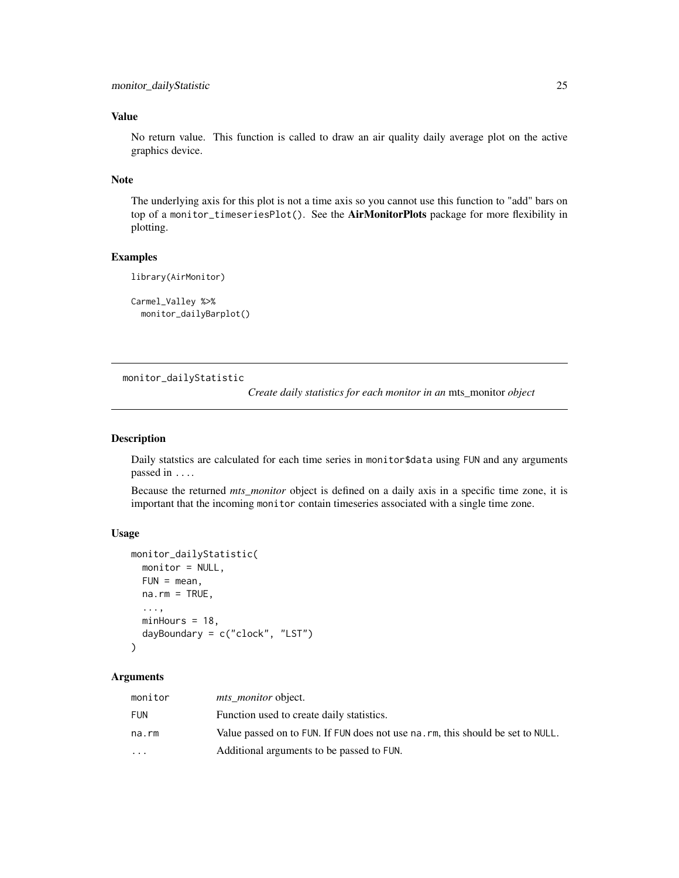### Value

No return value. This function is called to draw an air quality daily average plot on the active graphics device.

### Note

The underlying axis for this plot is not a time axis so you cannot use this function to "add" bars on top of a `monitor_timeseriesPlot()`. See the **AirMonitorPlots** package for more flexibility in plotting.

### Examples

```
library(AirMonitor)

Carmel_Valley %>%
  monitor_dailyBarplot()
```

---

## monitor_dailyStatistic

*Create daily statistics for each monitor in an* mts_monitor *object*

---

### Description

Daily statstics are calculated for each time series in `monitor$data` using `FUN` and any arguments passed in `...`.

Because the returned *mts_monitor* object is defined on a daily axis in a specific time zone, it is important that the incoming `monitor` contain timeseries associated with a single time zone.

### Usage

```
monitor_dailyStatistic(
  monitor = NULL,
  FUN = mean,
  na.rm = TRUE,
  ...,
  minHours = 18,
  dayBoundary = c("clock", "LST")
)
```

### Arguments

| | |
|---|---|
| `monitor` | *mts_monitor* object. |
| `FUN` | Function used to create daily statistics. |
| `na.rm` | Value passed on to `FUN`. If `FUN` does not use `na.rm`, this should be set to `NULL`. |
| `...` | Additional arguments to be passed to `FUN`. |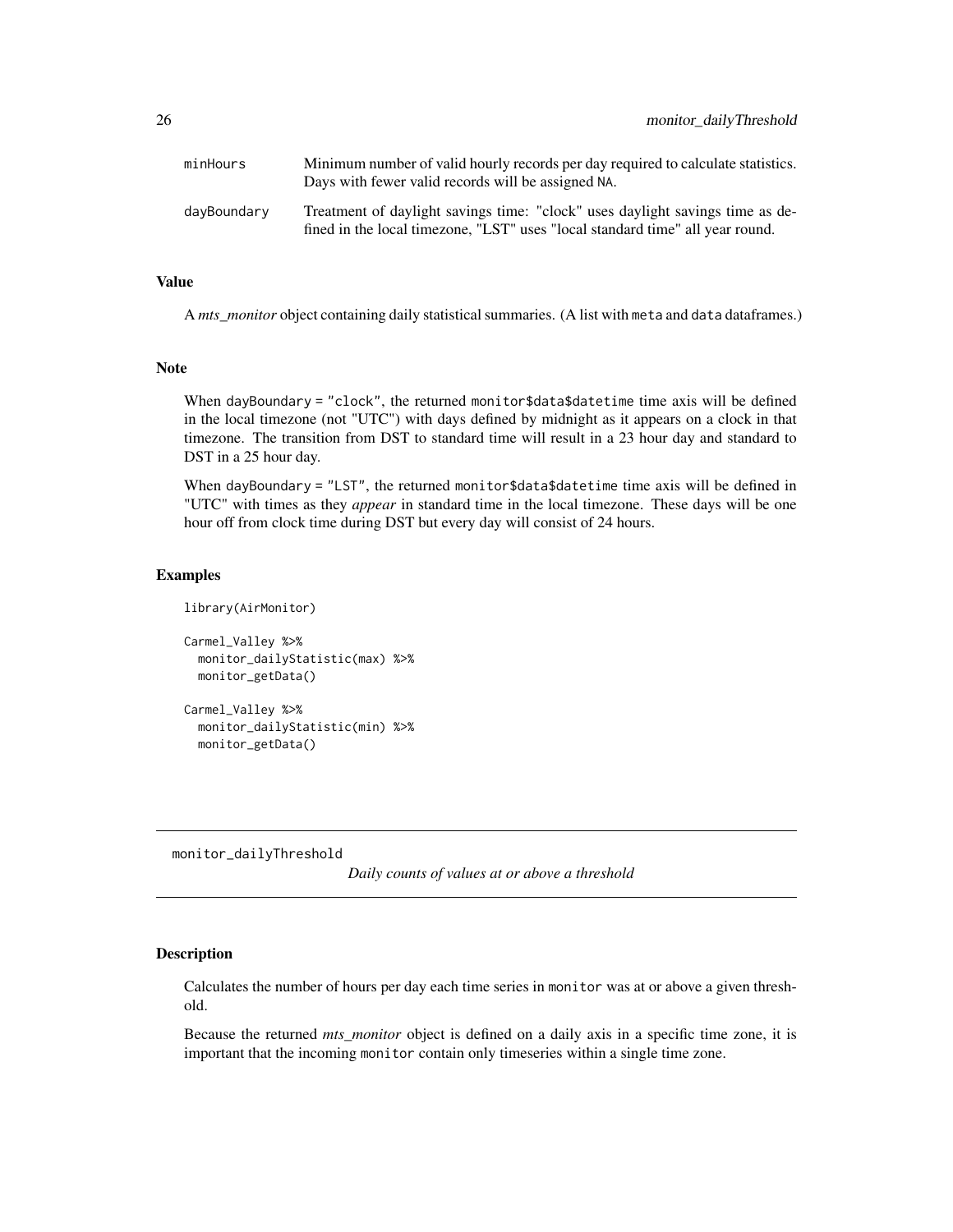| | |
|---|---|
| minHours | Minimum number of valid hourly records per day required to calculate statistics. Days with fewer valid records will be assigned NA. |
| dayBoundary | Treatment of daylight savings time: "clock" uses daylight savings time as defined in the local timezone, "LST" uses "local standard time" all year round. |

### Value

A *mts_monitor* object containing daily statistical summaries. (A list with meta and data dataframes.)

### Note

When dayBoundary = "clock", the returned monitor$data$datetime time axis will be defined in the local timezone (not "UTC") with days defined by midnight as it appears on a clock in that timezone. The transition from DST to standard time will result in a 23 hour day and standard to DST in a 25 hour day.

When dayBoundary = "LST", the returned monitor$data$datetime time axis will be defined in "UTC" with times as they *appear* in standard time in the local timezone. These days will be one hour off from clock time during DST but every day will consist of 24 hours.

### Examples

```
library(AirMonitor)

Carmel_Valley %>%
  monitor_dailyStatistic(max) %>%
  monitor_getData()

Carmel_Valley %>%
  monitor_dailyStatistic(min) %>%
  monitor_getData()
```

---

## monitor_dailyThreshold

*Daily counts of values at or above a threshold*

### Description

Calculates the number of hours per day each time series in monitor was at or above a given threshold.

Because the returned *mts_monitor* object is defined on a daily axis in a specific time zone, it is important that the incoming monitor contain only timeseries within a single time zone.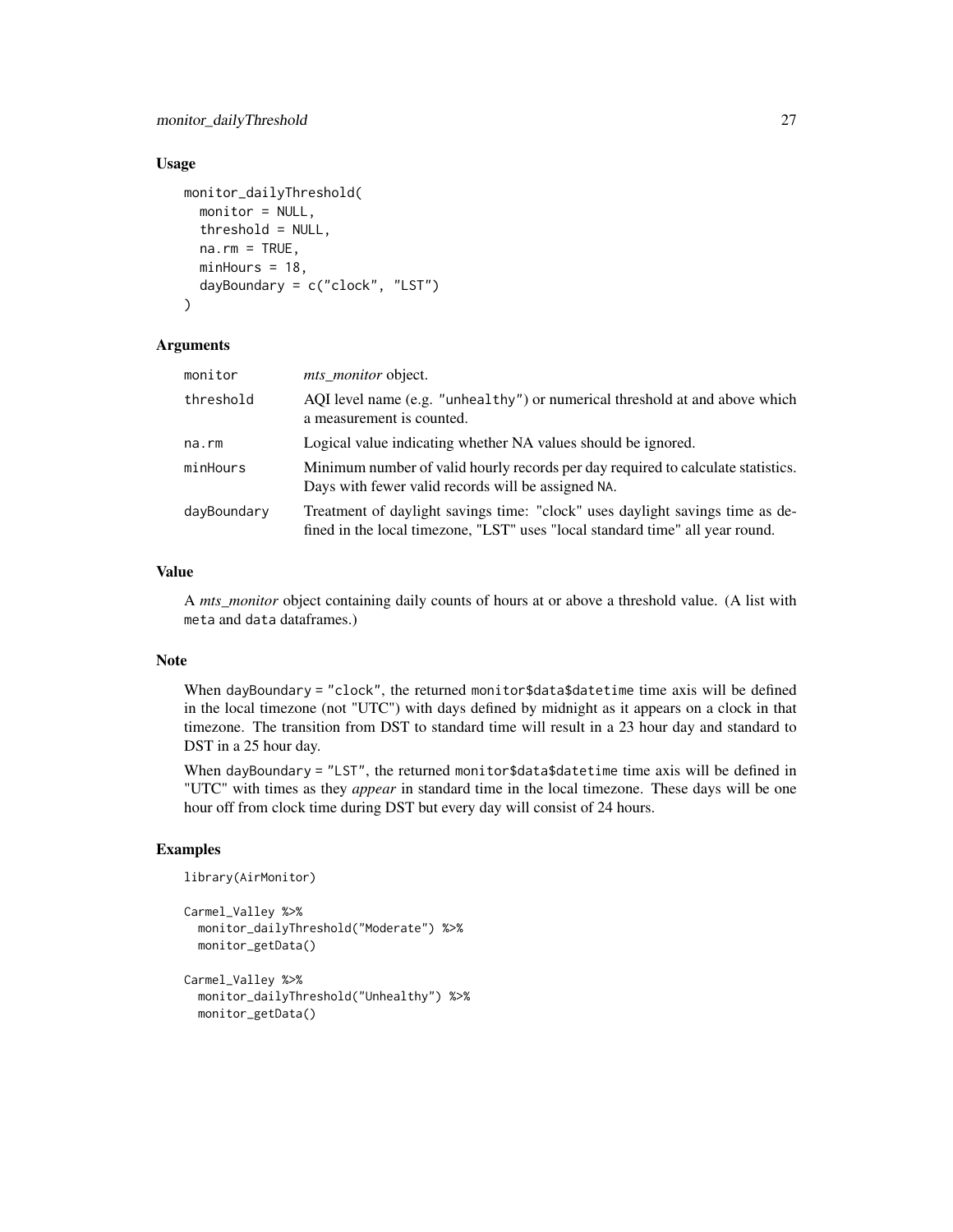### Usage

```
monitor_dailyThreshold(
  monitor = NULL,
  threshold = NULL,
  na.rm = TRUE,
  minHours = 18,
  dayBoundary = c("clock", "LST")
)
```

### Arguments

| | |
|---|---|
| `monitor` | *mts_monitor* object. |
| `threshold` | AQI level name (e.g. `"unhealthy"`) or numerical threshold at and above which a measurement is counted. |
| `na.rm` | Logical value indicating whether NA values should be ignored. |
| `minHours` | Minimum number of valid hourly records per day required to calculate statistics. Days with fewer valid records will be assigned `NA`. |
| `dayBoundary` | Treatment of daylight savings time: "clock" uses daylight savings time as defined in the local timezone, "LST" uses "local standard time" all year round. |

### Value

A *mts_monitor* object containing daily counts of hours at or above a threshold value. (A list with `meta` and `data` dataframes.)

### Note

When `dayBoundary = "clock"`, the returned `monitor$data$datetime` time axis will be defined in the local timezone (not "UTC") with days defined by midnight as it appears on a clock in that timezone. The transition from DST to standard time will result in a 23 hour day and standard to DST in a 25 hour day.

When `dayBoundary = "LST"`, the returned `monitor$data$datetime` time axis will be defined in "UTC" with times as they *appear* in standard time in the local timezone. These days will be one hour off from clock time during DST but every day will consist of 24 hours.

### Examples

```
library(AirMonitor)

Carmel_Valley %>%
  monitor_dailyThreshold("Moderate") %>%
  monitor_getData()

Carmel_Valley %>%
  monitor_dailyThreshold("Unhealthy") %>%
  monitor_getData()
```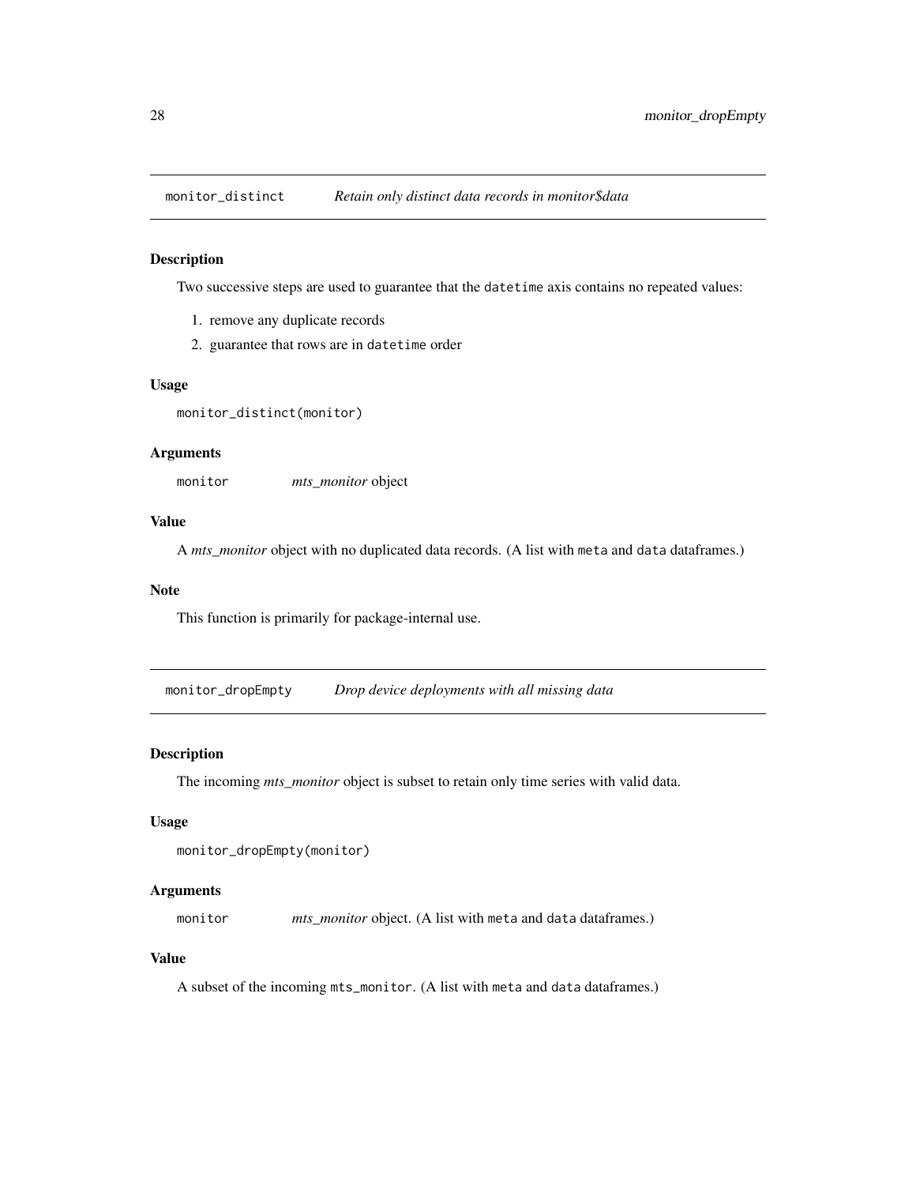## monitor_distinct *Retain only distinct data records in monitor$data*

### Description

Two successive steps are used to guarantee that the `datetime` axis contains no repeated values:

1. remove any duplicate records
2. guarantee that rows are in `datetime` order

### Usage

```
monitor_distinct(monitor)
```

### Arguments

| | |
|---|---|
| `monitor` | *mts_monitor* object |

### Value

A *mts_monitor* object with no duplicated data records. (A list with `meta` and `data` dataframes.)

### Note

This function is primarily for package-internal use.

## monitor_dropEmpty *Drop device deployments with all missing data*

### Description

The incoming *mts_monitor* object is subset to retain only time series with valid data.

### Usage

```
monitor_dropEmpty(monitor)
```

### Arguments

| | |
|---|---|
| `monitor` | *mts_monitor* object. (A list with `meta` and `data` dataframes.) |

### Value

A subset of the incoming `mts_monitor`. (A list with `meta` and `data` dataframes.)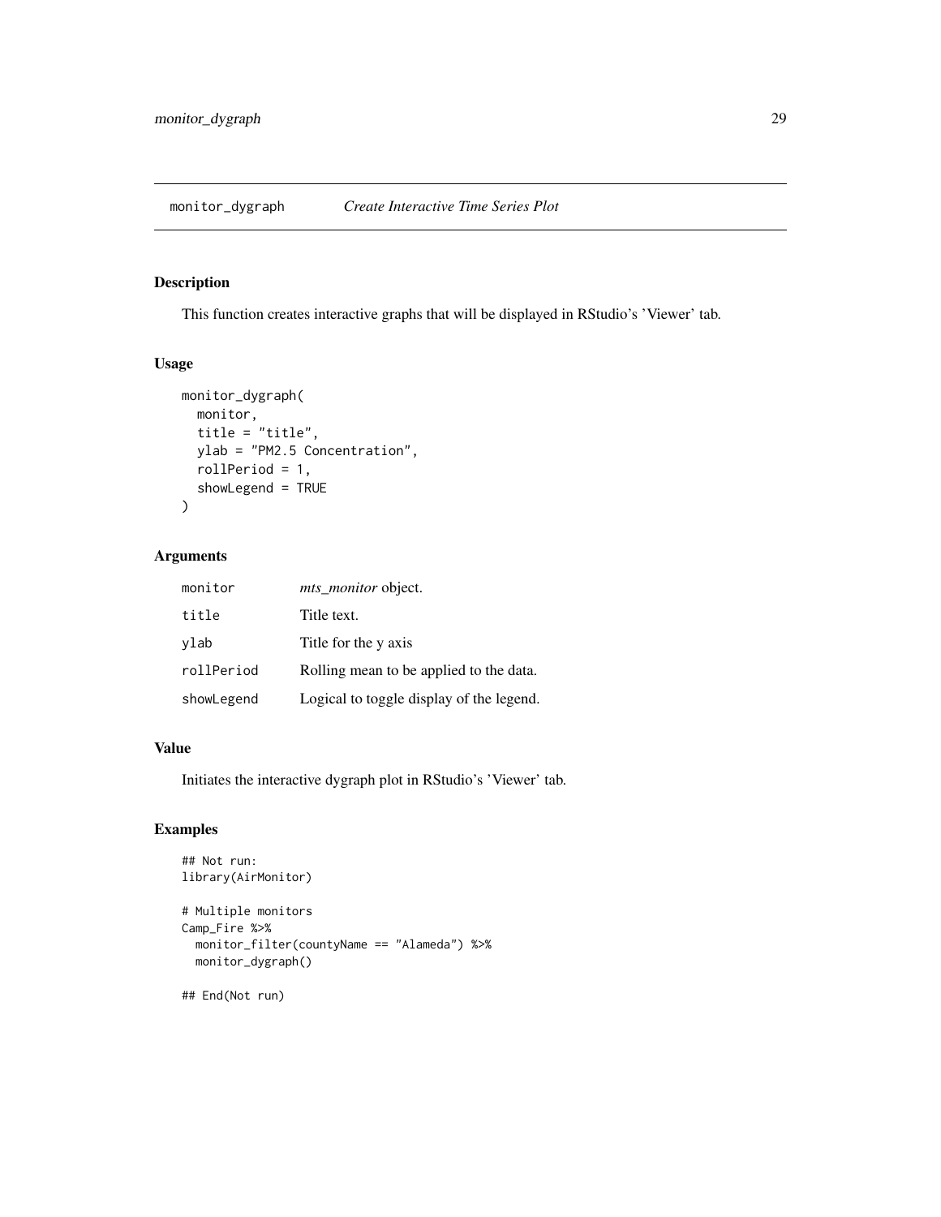# monitor_dygraph    *Create Interactive Time Series Plot*

## Description

This function creates interactive graphs that will be displayed in RStudio's 'Viewer' tab.

## Usage

```
monitor_dygraph(
  monitor,
  title = "title",
  ylab = "PM2.5 Concentration",
  rollPeriod = 1,
  showLegend = TRUE
)
```

## Arguments

| | |
|---|---|
| monitor | *mts_monitor* object. |
| title | Title text. |
| ylab | Title for the y axis |
| rollPeriod | Rolling mean to be applied to the data. |
| showLegend | Logical to toggle display of the legend. |

## Value

Initiates the interactive dygraph plot in RStudio's 'Viewer' tab.

## Examples

```
## Not run:
library(AirMonitor)

# Multiple monitors
Camp_Fire %>%
  monitor_filter(countyName == "Alameda") %>%
  monitor_dygraph()

## End(Not run)
```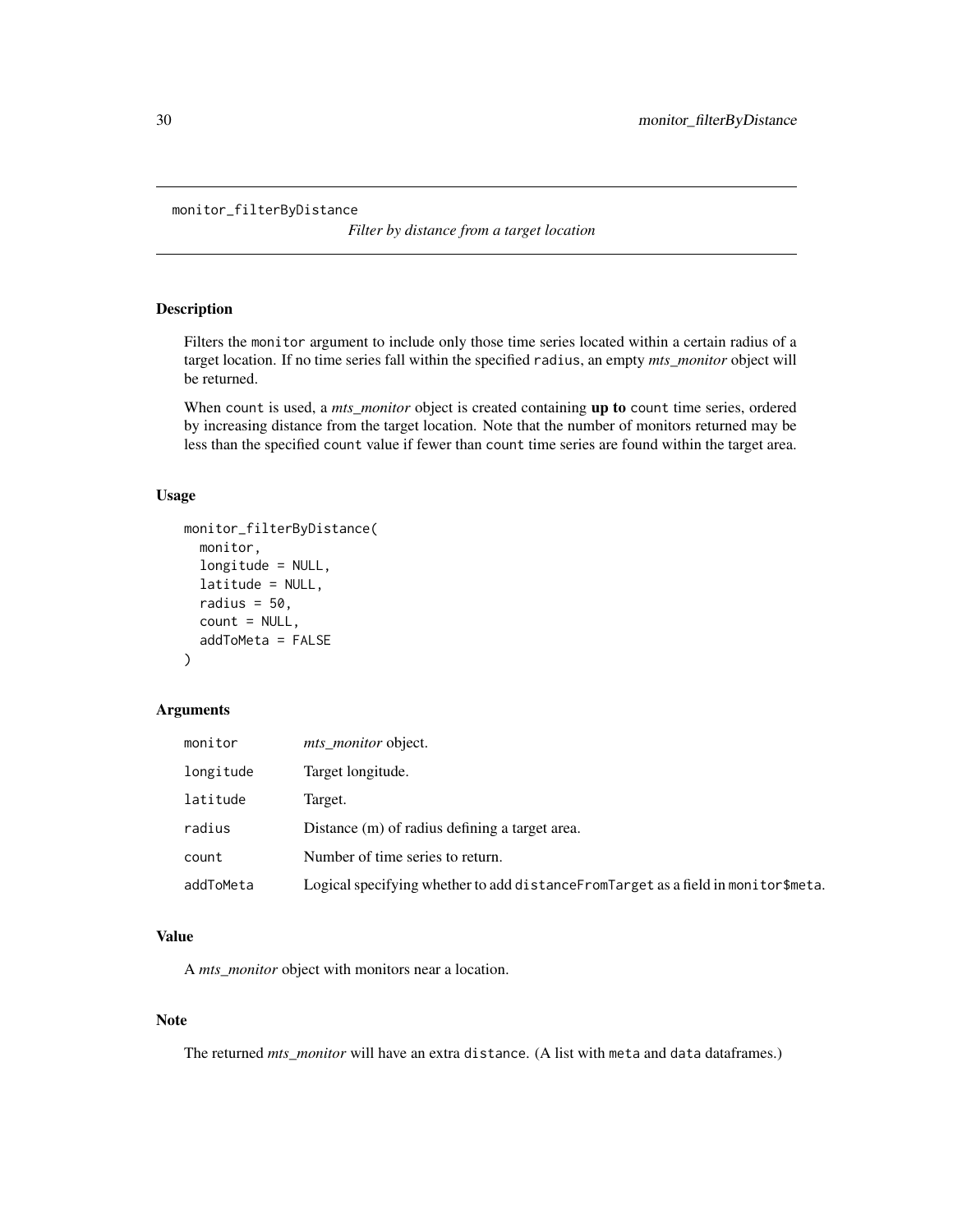# monitor_filterByDistance

*Filter by distance from a target location*

## Description

Filters the monitor argument to include only those time series located within a certain radius of a target location. If no time series fall within the specified radius, an empty *mts_monitor* object will be returned.

When count is used, a *mts_monitor* object is created containing **up to** count time series, ordered by increasing distance from the target location. Note that the number of monitors returned may be less than the specified count value if fewer than count time series are found within the target area.

## Usage

```
monitor_filterByDistance(
  monitor,
  longitude = NULL,
  latitude = NULL,
  radius = 50,
  count = NULL,
  addToMeta = FALSE
)
```

## Arguments

| | |
|---|---|
| monitor | *mts_monitor* object. |
| longitude | Target longitude. |
| latitude | Target. |
| radius | Distance (m) of radius defining a target area. |
| count | Number of time series to return. |
| addToMeta | Logical specifying whether to add distanceFromTarget as a field in monitor$meta. |

## Value

A *mts_monitor* object with monitors near a location.

## Note

The returned *mts_monitor* will have an extra distance. (A list with meta and data dataframes.)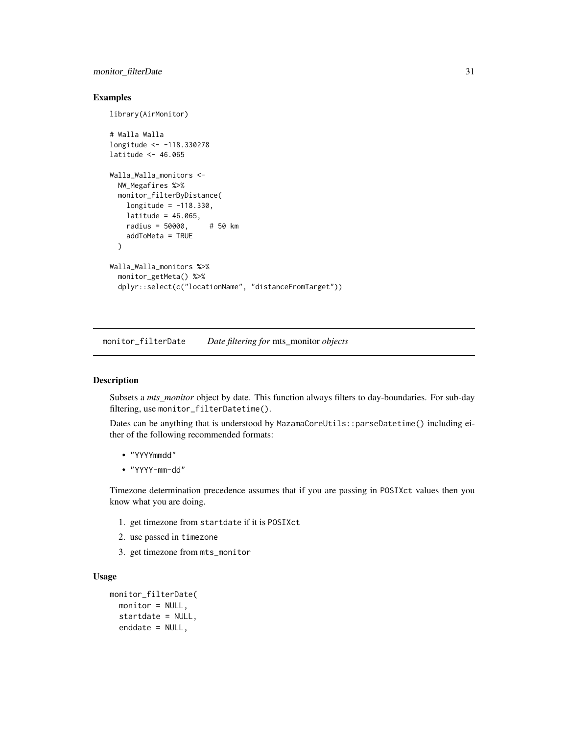## Examples

```
library(AirMonitor)

# Walla Walla
longitude <- -118.330278
latitude <- 46.065

Walla_Walla_monitors <-
  NW_Megafires %>%
  monitor_filterByDistance(
    longitude = -118.330,
    latitude = 46.065,
    radius = 50000,     # 50 km
    addToMeta = TRUE
  )

Walla_Walla_monitors %>%
  monitor_getMeta() %>%
  dplyr::select(c("locationName", "distanceFromTarget"))
```

---

## monitor_filterDate — *Date filtering for* mts_monitor *objects*

### Description

Subsets a *mts_monitor* object by date. This function always filters to day-boundaries. For sub-day filtering, use `monitor_filterDatetime()`.

Dates can be anything that is understood by `MazamaCoreUtils::parseDatetime()` including either of the following recommended formats:

- `"YYYYmmdd"`
- `"YYYY-mm-dd"`

Timezone determination precedence assumes that if you are passing in `POSIXct` values then you know what you are doing.

1. get timezone from `startdate` if it is `POSIXct`
2. use passed in `timezone`
3. get timezone from `mts_monitor`

### Usage

```
monitor_filterDate(
  monitor = NULL,
  startdate = NULL,
  enddate = NULL,
```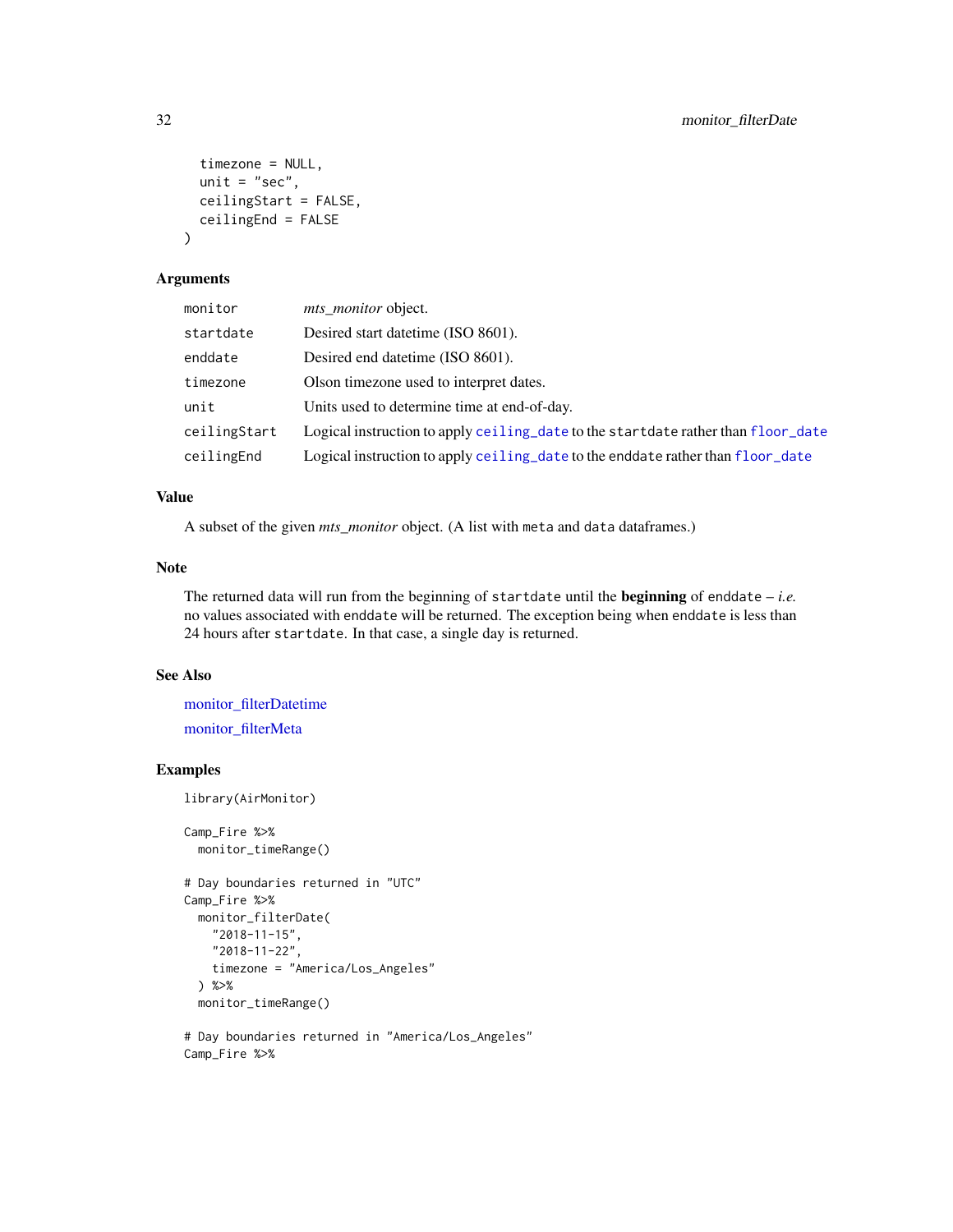```
  timezone = NULL,
  unit = "sec",
  ceilingStart = FALSE,
  ceilingEnd = FALSE
)
```

## Arguments

| | |
|---|---|
| monitor | *mts_monitor* object. |
| startdate | Desired start datetime (ISO 8601). |
| enddate | Desired end datetime (ISO 8601). |
| timezone | Olson timezone used to interpret dates. |
| unit | Units used to determine time at end-of-day. |
| ceilingStart | Logical instruction to apply ceiling_date to the startdate rather than floor_date |
| ceilingEnd | Logical instruction to apply ceiling_date to the enddate rather than floor_date |

## Value

A subset of the given *mts_monitor* object. (A list with meta and data dataframes.)

## Note

The returned data will run from the beginning of startdate until the **beginning** of enddate – *i.e.* no values associated with enddate will be returned. The exception being when enddate is less than 24 hours after startdate. In that case, a single day is returned.

## See Also

monitor_filterDatetime

monitor_filterMeta

## Examples

```
library(AirMonitor)

Camp_Fire %>%
  monitor_timeRange()

# Day boundaries returned in "UTC"
Camp_Fire %>%
  monitor_filterDate(
    "2018-11-15",
    "2018-11-22",
    timezone = "America/Los_Angeles"
  ) %>%
  monitor_timeRange()

# Day boundaries returned in "America/Los_Angeles"
Camp_Fire %>%
```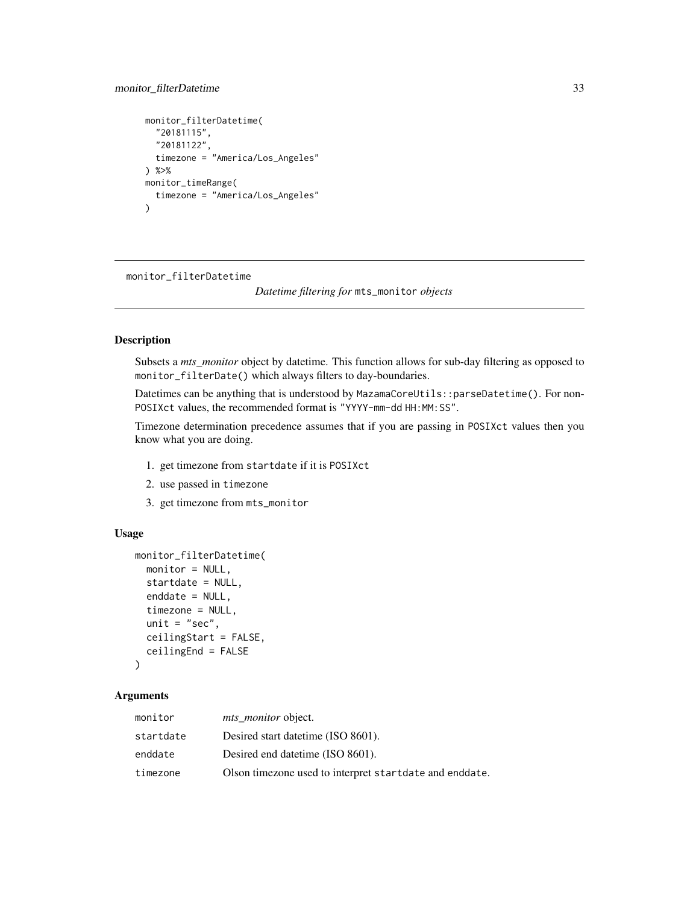```
monitor_filterDatetime(
  "20181115",
  "20181122",
  timezone = "America/Los_Angeles"
) %>%
monitor_timeRange(
  timezone = "America/Los_Angeles"
)
```

## monitor_filterDatetime

*Datetime filtering for* `mts_monitor` *objects*

### Description

Subsets a *mts_monitor* object by datetime. This function allows for sub-day filtering as opposed to `monitor_filterDate()` which always filters to day-boundaries.

Datetimes can be anything that is understood by `MazamaCoreUtils::parseDatetime()`. For non-`POSIXct` values, the recommended format is `"YYYY-mm-dd HH:MM:SS"`.

Timezone determination precedence assumes that if you are passing in `POSIXct` values then you know what you are doing.

1. get timezone from `startdate` if it is `POSIXct`
2. use passed in `timezone`
3. get timezone from `mts_monitor`

### Usage

```
monitor_filterDatetime(
  monitor = NULL,
  startdate = NULL,
  enddate = NULL,
  timezone = NULL,
  unit = "sec",
  ceilingStart = FALSE,
  ceilingEnd = FALSE
)
```

### Arguments

| | |
|---|---|
| `monitor` | *mts_monitor* object. |
| `startdate` | Desired start datetime (ISO 8601). |
| `enddate` | Desired end datetime (ISO 8601). |
| `timezone` | Olson timezone used to interpret `startdate` and `enddate`. |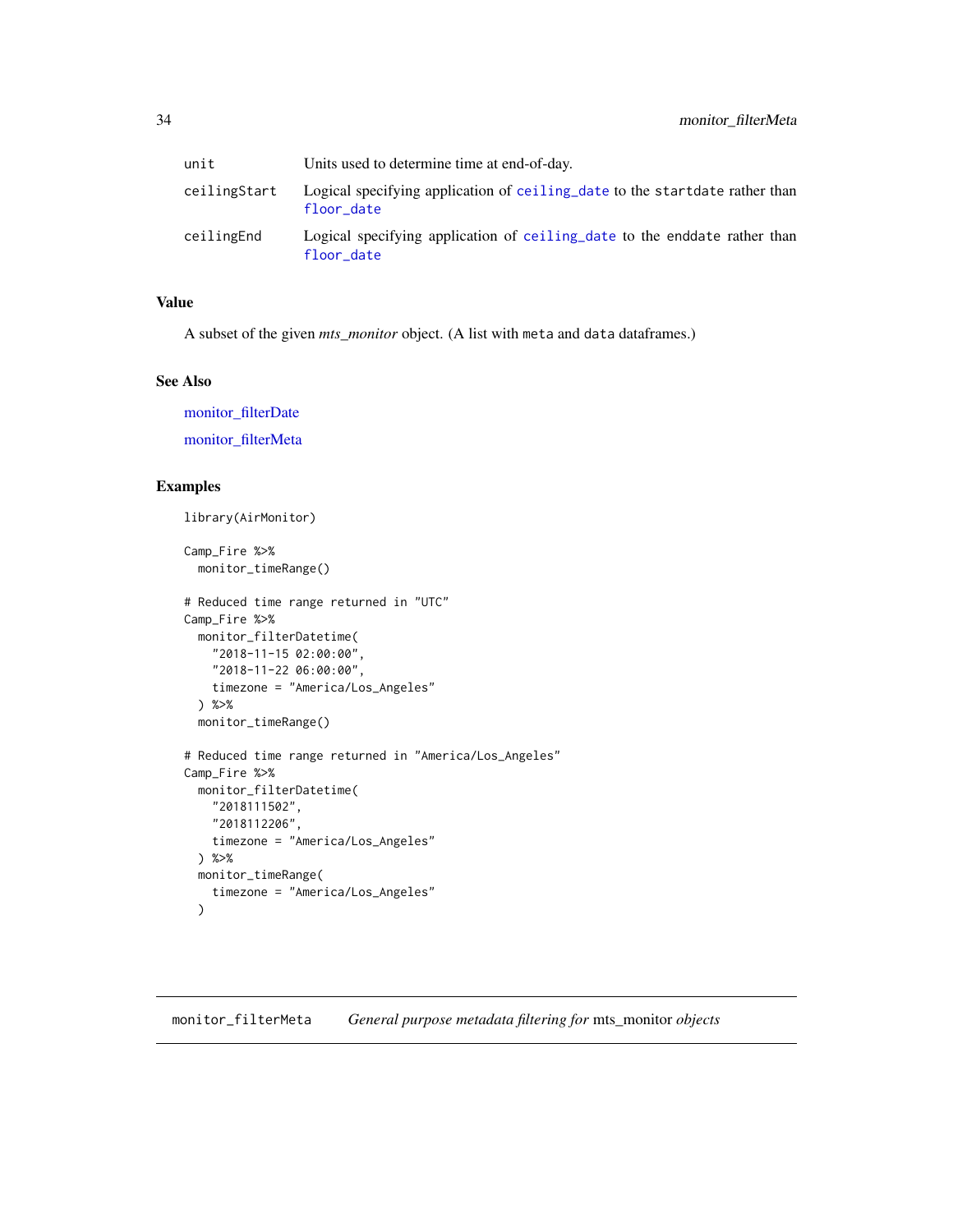| | |
|---|---|
| unit | Units used to determine time at end-of-day. |
| ceilingStart | Logical specifying application of ceiling_date to the startdate rather than floor_date |
| ceilingEnd | Logical specifying application of ceiling_date to the enddate rather than floor_date |

### Value

A subset of the given *mts_monitor* object. (A list with meta and data dataframes.)

### See Also

monitor_filterDate

monitor_filterMeta

### Examples

```
library(AirMonitor)

Camp_Fire %>%
  monitor_timeRange()

# Reduced time range returned in "UTC"
Camp_Fire %>%
  monitor_filterDatetime(
    "2018-11-15 02:00:00",
    "2018-11-22 06:00:00",
    timezone = "America/Los_Angeles"
  ) %>%
  monitor_timeRange()

# Reduced time range returned in "America/Los_Angeles"
Camp_Fire %>%
  monitor_filterDatetime(
    "2018111502",
    "2018112206",
    timezone = "America/Los_Angeles"
  ) %>%
  monitor_timeRange(
    timezone = "America/Los_Angeles"
  )
```

## monitor_filterMeta    *General purpose metadata filtering for* mts_monitor *objects*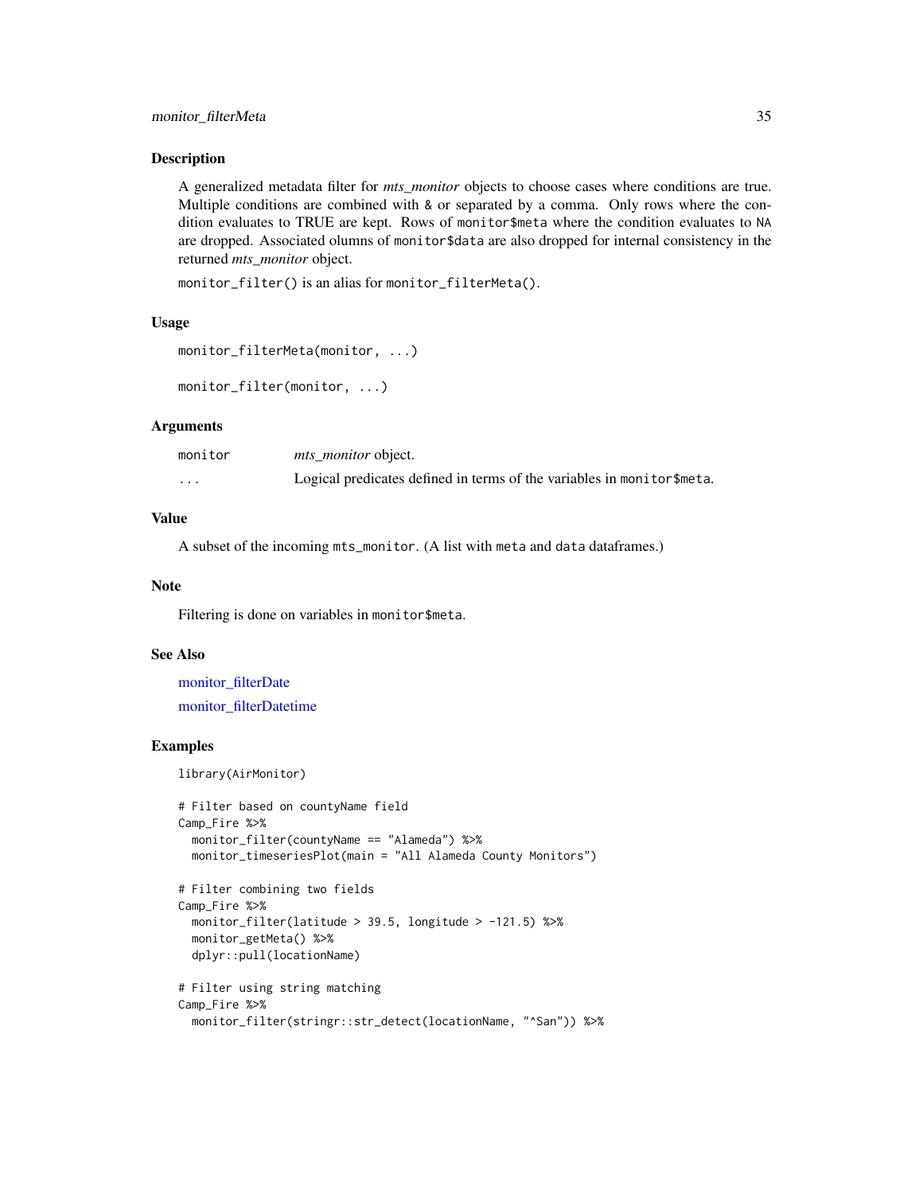## Description

A generalized metadata filter for *mts_monitor* objects to choose cases where conditions are true. Multiple conditions are combined with & or separated by a comma. Only rows where the condition evaluates to TRUE are kept. Rows of monitor$meta where the condition evaluates to NA are dropped. Associated olumns of monitor$data are also dropped for internal consistency in the returned *mts_monitor* object.

monitor_filter() is an alias for monitor_filterMeta().

## Usage

```
monitor_filterMeta(monitor, ...)

monitor_filter(monitor, ...)
```

## Arguments

| | |
|---|---|
| monitor | *mts_monitor* object. |
| ... | Logical predicates defined in terms of the variables in monitor$meta. |

## Value

A subset of the incoming mts_monitor. (A list with meta and data dataframes.)

## Note

Filtering is done on variables in monitor$meta.

## See Also

monitor_filterDate

monitor_filterDatetime

## Examples

```
library(AirMonitor)

# Filter based on countyName field
Camp_Fire %>%
  monitor_filter(countyName == "Alameda") %>%
  monitor_timeseriesPlot(main = "All Alameda County Monitors")

# Filter combining two fields
Camp_Fire %>%
  monitor_filter(latitude > 39.5, longitude > -121.5) %>%
  monitor_getMeta() %>%
  dplyr::pull(locationName)

# Filter using string matching
Camp_Fire %>%
  monitor_filter(stringr::str_detect(locationName, "^San")) %>%
```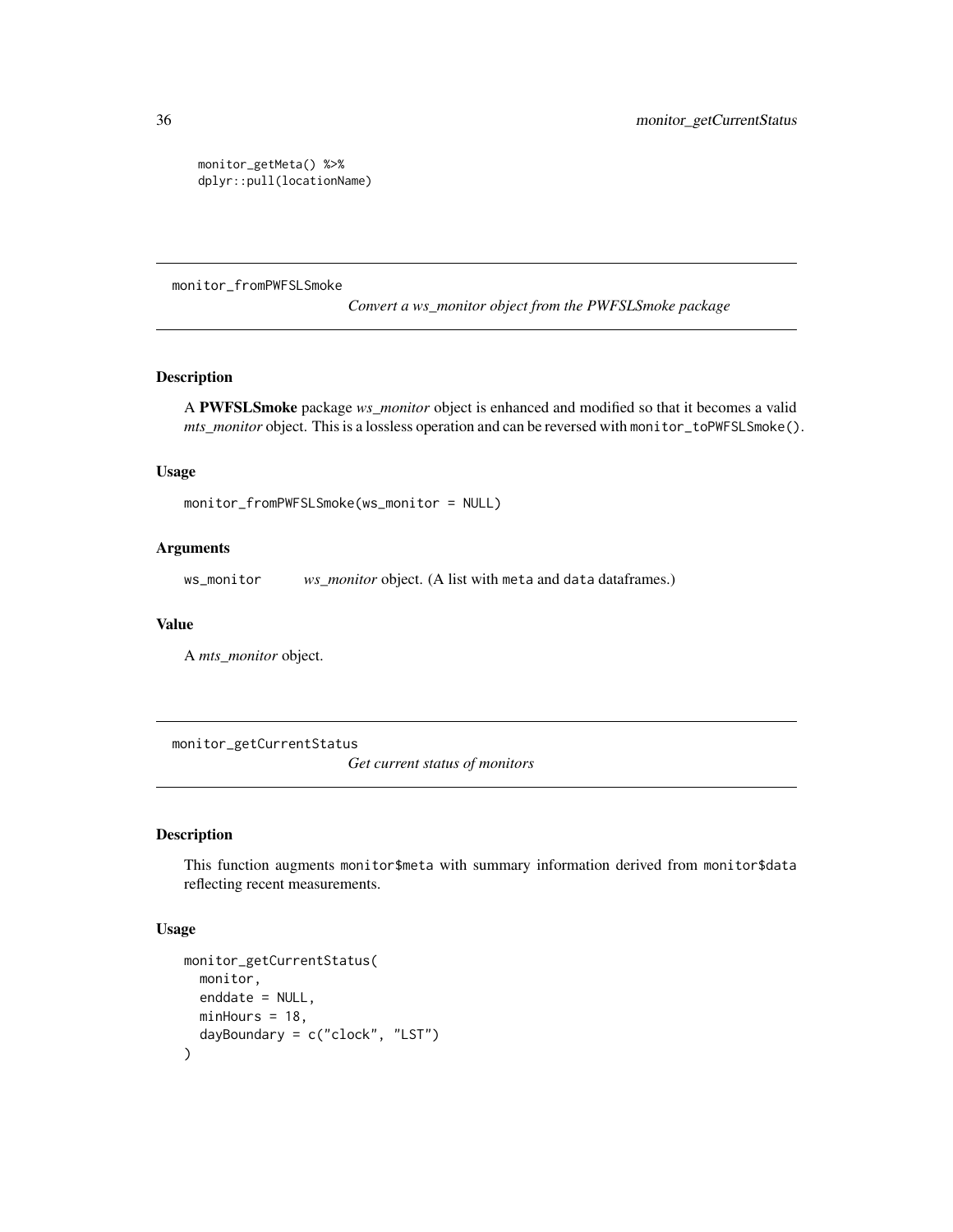```
monitor_getMeta() %>%
dplyr::pull(locationName)
```

## monitor_fromPWFSLSmoke

*Convert a ws_monitor object from the PWFSLSmoke package*

### Description

A **PWFSLSmoke** package *ws_monitor* object is enhanced and modified so that it becomes a valid *mts_monitor* object. This is a lossless operation and can be reversed with `monitor_toPWFSLSmoke()`.

### Usage

```
monitor_fromPWFSLSmoke(ws_monitor = NULL)
```

### Arguments

| | |
|---|---|
| ws_monitor | *ws_monitor* object. (A list with `meta` and `data` dataframes.) |

### Value

A *mts_monitor* object.

## monitor_getCurrentStatus

*Get current status of monitors*

### Description

This function augments `monitor$meta` with summary information derived from `monitor$data` reflecting recent measurements.

### Usage

```
monitor_getCurrentStatus(
  monitor,
  enddate = NULL,
  minHours = 18,
  dayBoundary = c("clock", "LST")
)
```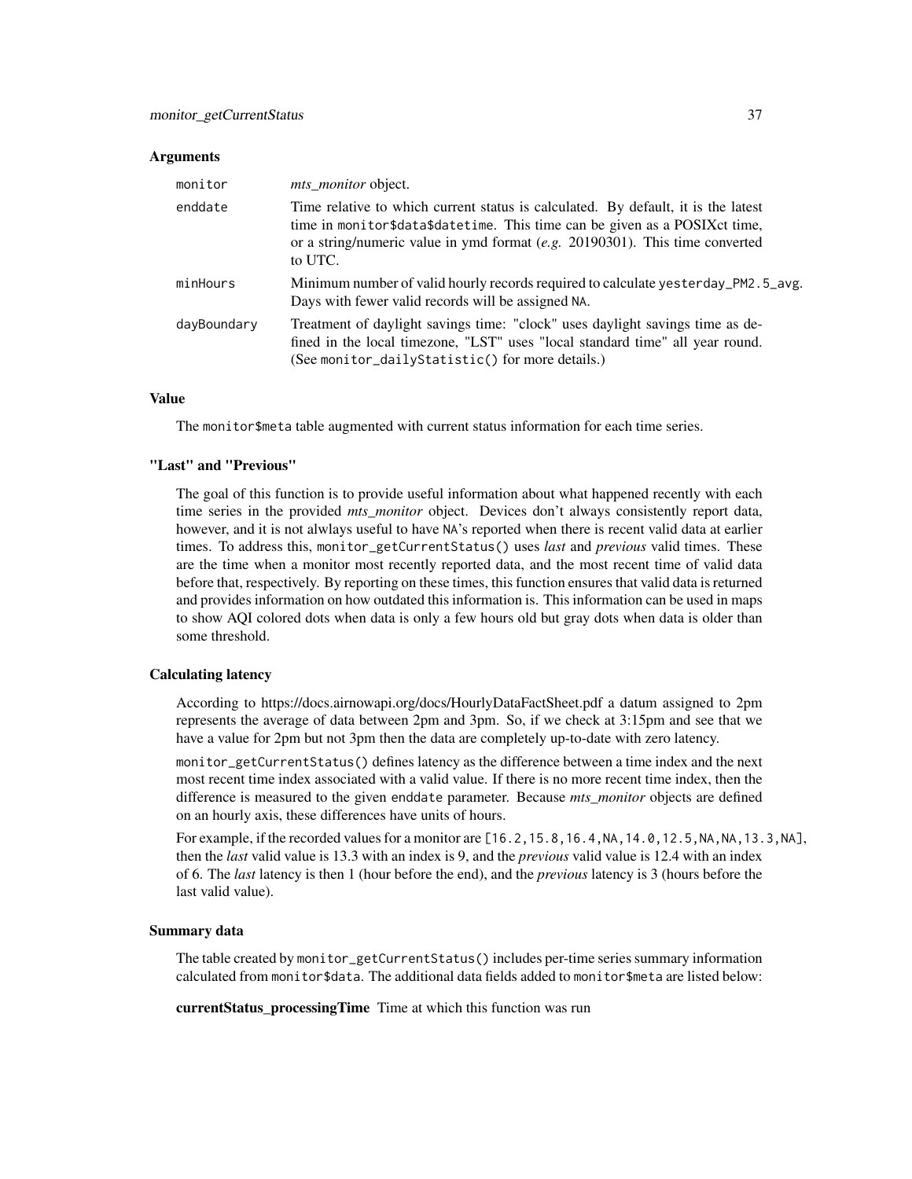### Arguments

| | |
|---|---|
| monitor | *mts_monitor* object. |
| enddate | Time relative to which current status is calculated. By default, it is the latest time in `monitor$data$datetime`. This time can be given as a POSIXct time, or a string/numeric value in ymd format (*e.g.* 20190301). This time converted to UTC. |
| minHours | Minimum number of valid hourly records required to calculate `yesterday_PM2.5_avg`. Days with fewer valid records will be assigned `NA`. |
| dayBoundary | Treatment of daylight savings time: "clock" uses daylight savings time as defined in the local timezone, "LST" uses "local standard time" all year round. (See `monitor_dailyStatistic()` for more details.) |

### Value

The `monitor$meta` table augmented with current status information for each time series.

### "Last" and "Previous"

The goal of this function is to provide useful information about what happened recently with each time series in the provided *mts_monitor* object. Devices don't always consistently report data, however, and it is not alwlays useful to have `NA`'s reported when there is recent valid data at earlier times. To address this, `monitor_getCurrentStatus()` uses *last* and *previous* valid times. These are the time when a monitor most recently reported data, and the most recent time of valid data before that, respectively. By reporting on these times, this function ensures that valid data is returned and provides information on how outdated this information is. This information can be used in maps to show AQI colored dots when data is only a few hours old but gray dots when data is older than some threshold.

### Calculating latency

According to https://docs.airnowapi.org/docs/HourlyDataFactSheet.pdf a datum assigned to 2pm represents the average of data between 2pm and 3pm. So, if we check at 3:15pm and see that we have a value for 2pm but not 3pm then the data are completely up-to-date with zero latency.

`monitor_getCurrentStatus()` defines latency as the difference between a time index and the next most recent time index associated with a valid value. If there is no more recent time index, then the difference is measured to the given `enddate` parameter. Because *mts_monitor* objects are defined on an hourly axis, these differences have units of hours.

For example, if the recorded values for a monitor are `[16.2,15.8,16.4,NA,14.0,12.5,NA,NA,13.3,NA]`, then the *last* valid value is 13.3 with an index is 9, and the *previous* valid value is 12.4 with an index of 6. The *last* latency is then 1 (hour before the end), and the *previous* latency is 3 (hours before the last valid value).

### Summary data

The table created by `monitor_getCurrentStatus()` includes per-time series summary information calculated from `monitor$data`. The additional data fields added to `monitor$meta` are listed below:

**currentStatus_processingTime** Time at which this function was run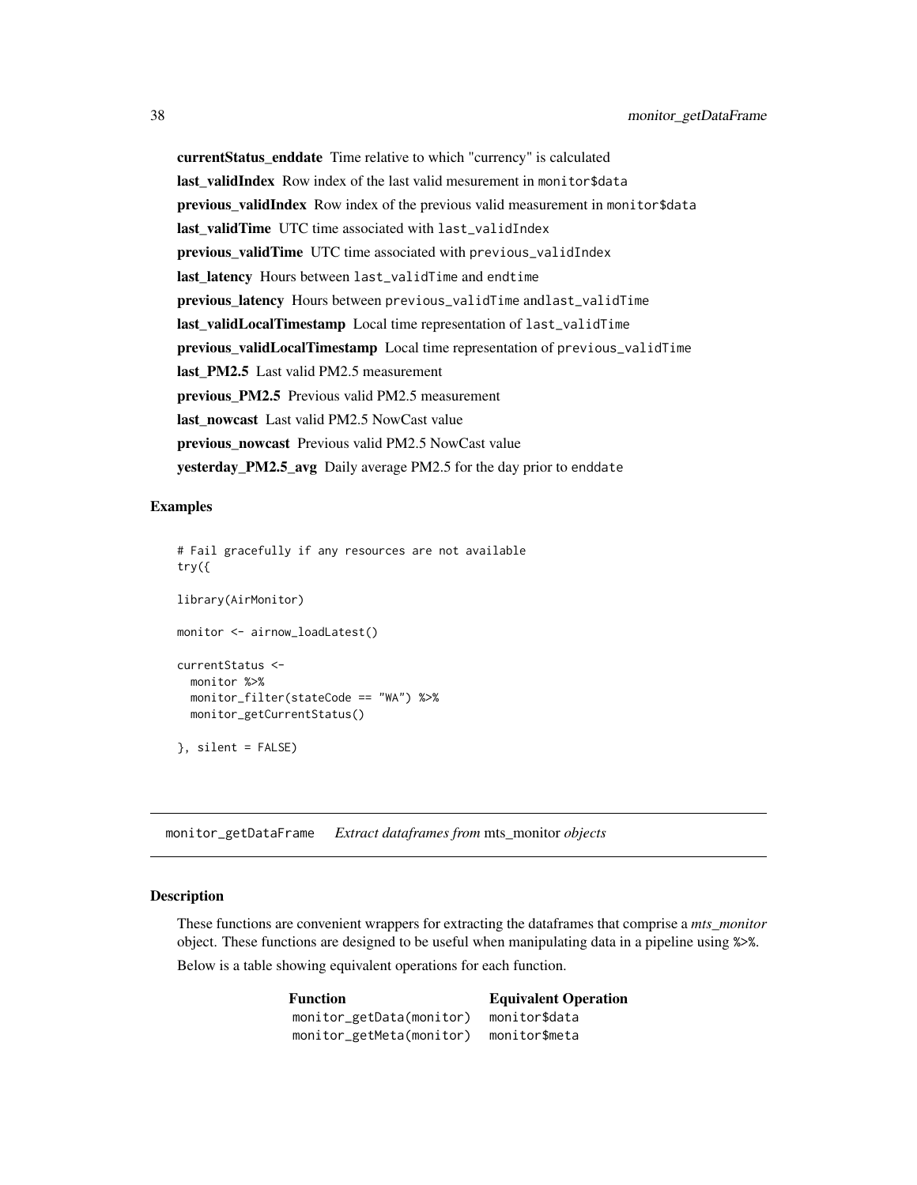**currentStatus_enddate** Time relative to which "currency" is calculated

**last_validIndex** Row index of the last valid mesurement in `monitor$data`

**previous_validIndex** Row index of the previous valid measurement in `monitor$data`

**last_validTime** UTC time associated with `last_validIndex`

**previous_validTime** UTC time associated with `previous_validIndex`

**last_latency** Hours between `last_validTime` and `endtime`

**previous_latency** Hours between `previous_validTime` and`last_validTime`

**last_validLocalTimestamp** Local time representation of `last_validTime`

**previous_validLocalTimestamp** Local time representation of `previous_validTime`

**last_PM2.5** Last valid PM2.5 measurement

**previous_PM2.5** Previous valid PM2.5 measurement

**last_nowcast** Last valid PM2.5 NowCast value

**previous_nowcast** Previous valid PM2.5 NowCast value

**yesterday_PM2.5_avg** Daily average PM2.5 for the day prior to `enddate`

### Examples

```
# Fail gracefully if any resources are not available
try({

library(AirMonitor)

monitor <- airnow_loadLatest()

currentStatus <-
  monitor %>%
  monitor_filter(stateCode == "WA") %>%
  monitor_getCurrentStatus()

}, silent = FALSE)
```

---

## monitor_getDataFrame *Extract dataframes from* mts_monitor *objects*

### Description

These functions are convenient wrappers for extracting the dataframes that comprise a *mts_monitor* object. These functions are designed to be useful when manipulating data in a pipeline using `%>%`.

Below is a table showing equivalent operations for each function.

| **Function** | **Equivalent Operation** |
|---|---|
| `monitor_getData(monitor)` | `monitor$data` |
| `monitor_getMeta(monitor)` | `monitor$meta` |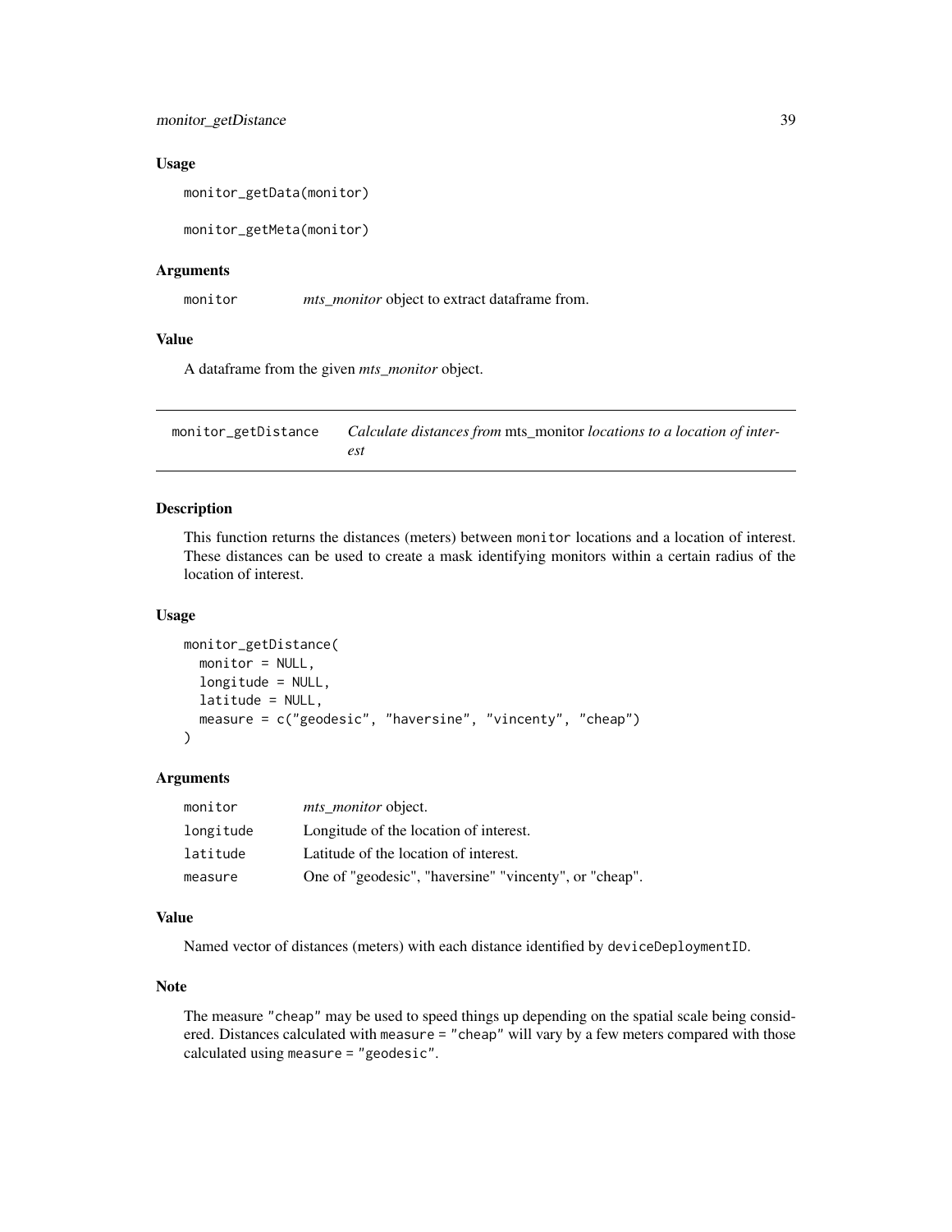### Usage

```
monitor_getData(monitor)

monitor_getMeta(monitor)
```

### Arguments

| | |
|---|---|
| monitor | *mts_monitor* object to extract dataframe from. |

### Value

A dataframe from the given *mts_monitor* object.

---

## monitor_getDistance — *Calculate distances from* mts_monitor *locations to a location of interest*

### Description

This function returns the distances (meters) between `monitor` locations and a location of interest. These distances can be used to create a mask identifying monitors within a certain radius of the location of interest.

### Usage

```
monitor_getDistance(
  monitor = NULL,
  longitude = NULL,
  latitude = NULL,
  measure = c("geodesic", "haversine", "vincenty", "cheap")
)
```

### Arguments

| | |
|---|---|
| monitor | *mts_monitor* object. |
| longitude | Longitude of the location of interest. |
| latitude | Latitude of the location of interest. |
| measure | One of "geodesic", "haversine" "vincenty", or "cheap". |

### Value

Named vector of distances (meters) with each distance identified by `deviceDeploymentID`.

### Note

The measure `"cheap"` may be used to speed things up depending on the spatial scale being considered. Distances calculated with `measure = "cheap"` will vary by a few meters compared with those calculated using `measure = "geodesic"`.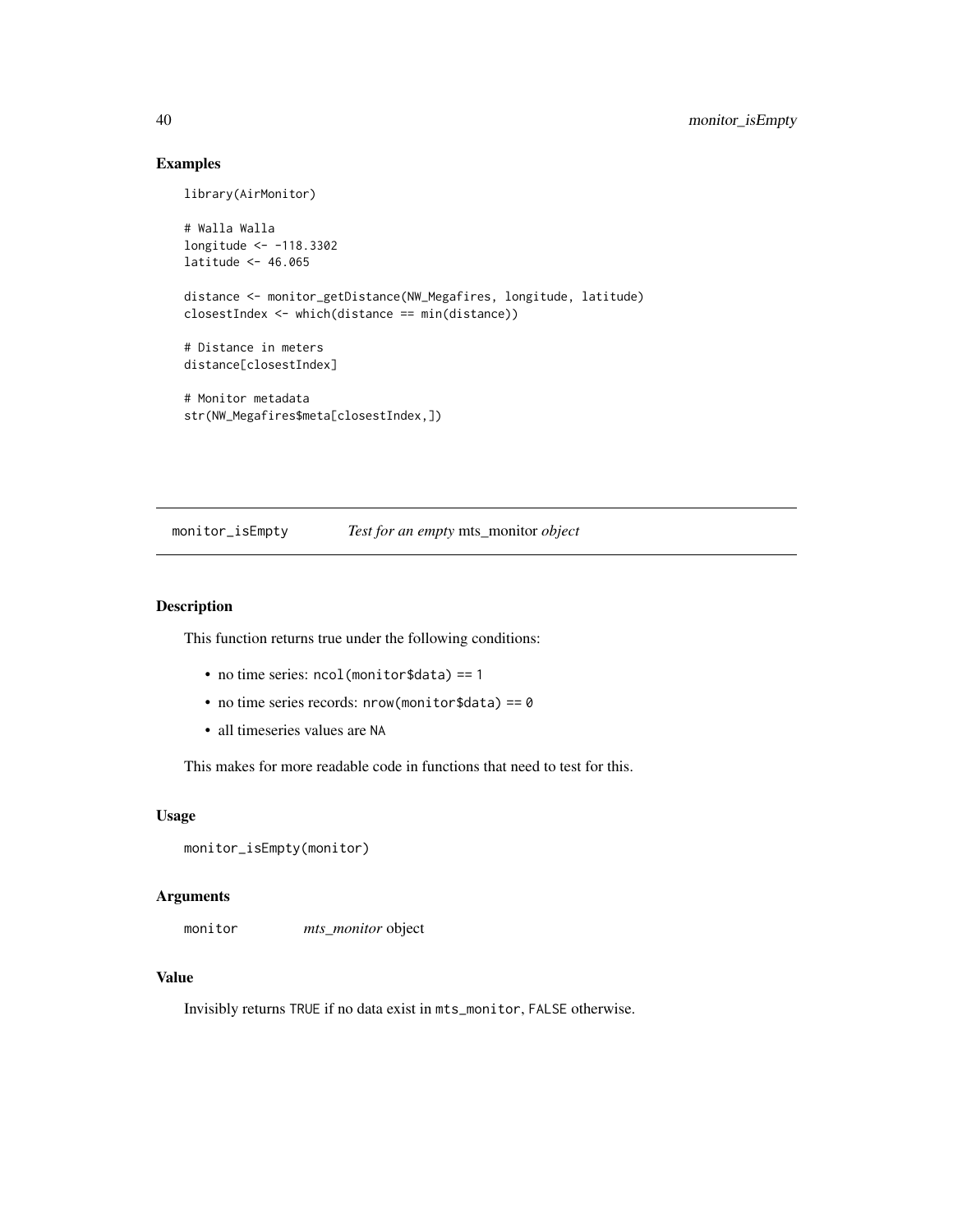## Examples

```
library(AirMonitor)

# Walla Walla
longitude <- -118.3302
latitude <- 46.065

distance <- monitor_getDistance(NW_Megafires, longitude, latitude)
closestIndex <- which(distance == min(distance))

# Distance in meters
distance[closestIndex]

# Monitor metadata
str(NW_Megafires$meta[closestIndex,])
```

---

# monitor_isEmpty    *Test for an empty* mts_monitor *object*

---

## Description

This function returns true under the following conditions:

- no time series: `ncol(monitor$data) == 1`
- no time series records: `nrow(monitor$data) == 0`
- all timeseries values are `NA`

This makes for more readable code in functions that need to test for this.

## Usage

```
monitor_isEmpty(monitor)
```

## Arguments

| | |
|---|---|
| `monitor` | *mts_monitor* object |

## Value

Invisibly returns `TRUE` if no data exist in `mts_monitor`, `FALSE` otherwise.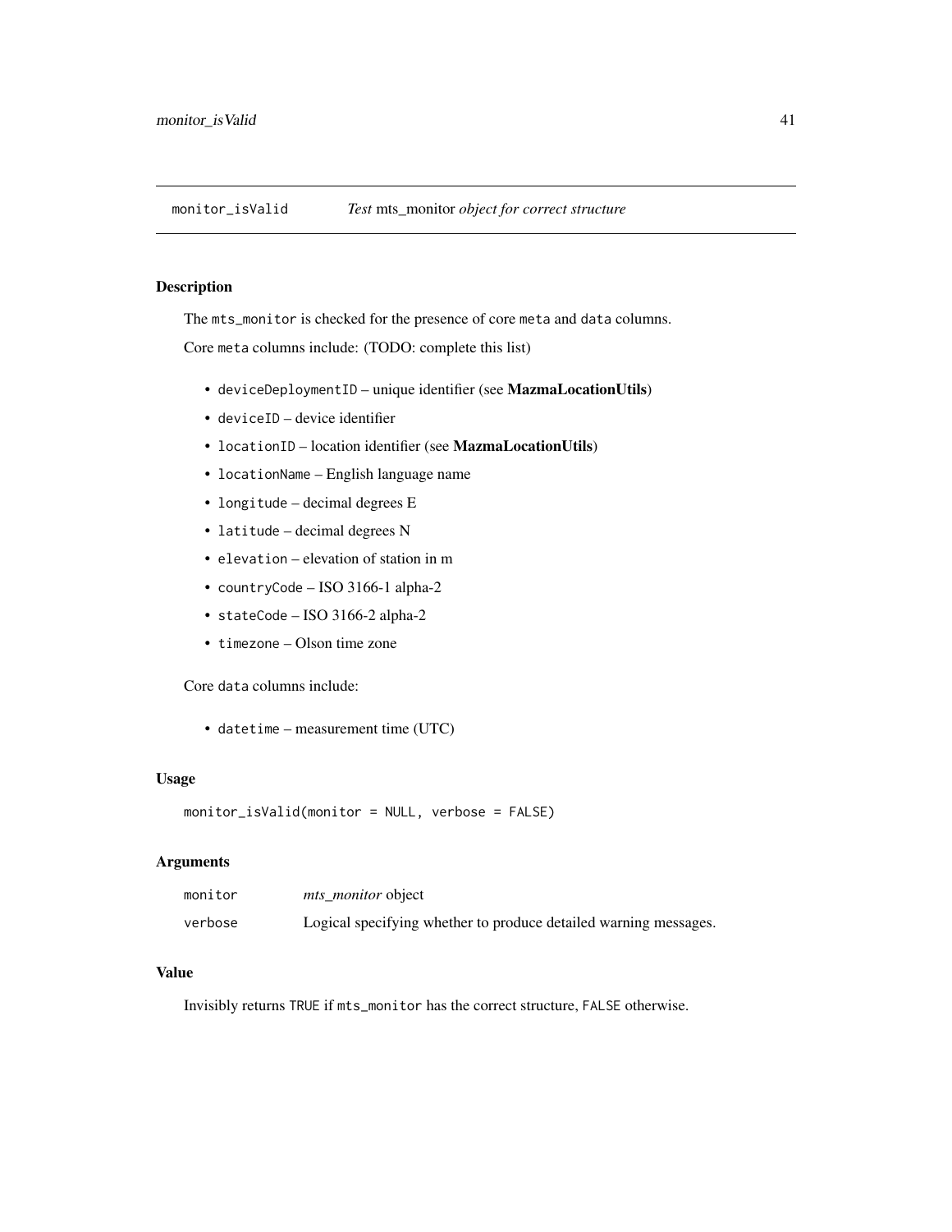## monitor_isValid *Test* mts_monitor *object for correct structure*

### Description

The `mts_monitor` is checked for the presence of core `meta` and `data` columns.

Core `meta` columns include: (TODO: complete this list)

- `deviceDeploymentID` – unique identifier (see **MazmaLocationUtils**)
- `deviceID` – device identifier
- `locationID` – location identifier (see **MazmaLocationUtils**)
- `locationName` – English language name
- `longitude` – decimal degrees E
- `latitude` – decimal degrees N
- `elevation` – elevation of station in m
- `countryCode` – ISO 3166-1 alpha-2
- `stateCode` – ISO 3166-2 alpha-2
- `timezone` – Olson time zone

Core `data` columns include:

- `datetime` – measurement time (UTC)

### Usage

```
monitor_isValid(monitor = NULL, verbose = FALSE)
```

### Arguments

| | |
|---|---|
| `monitor` | *mts_monitor* object |
| `verbose` | Logical specifying whether to produce detailed warning messages. |

### Value

Invisibly returns `TRUE` if `mts_monitor` has the correct structure, `FALSE` otherwise.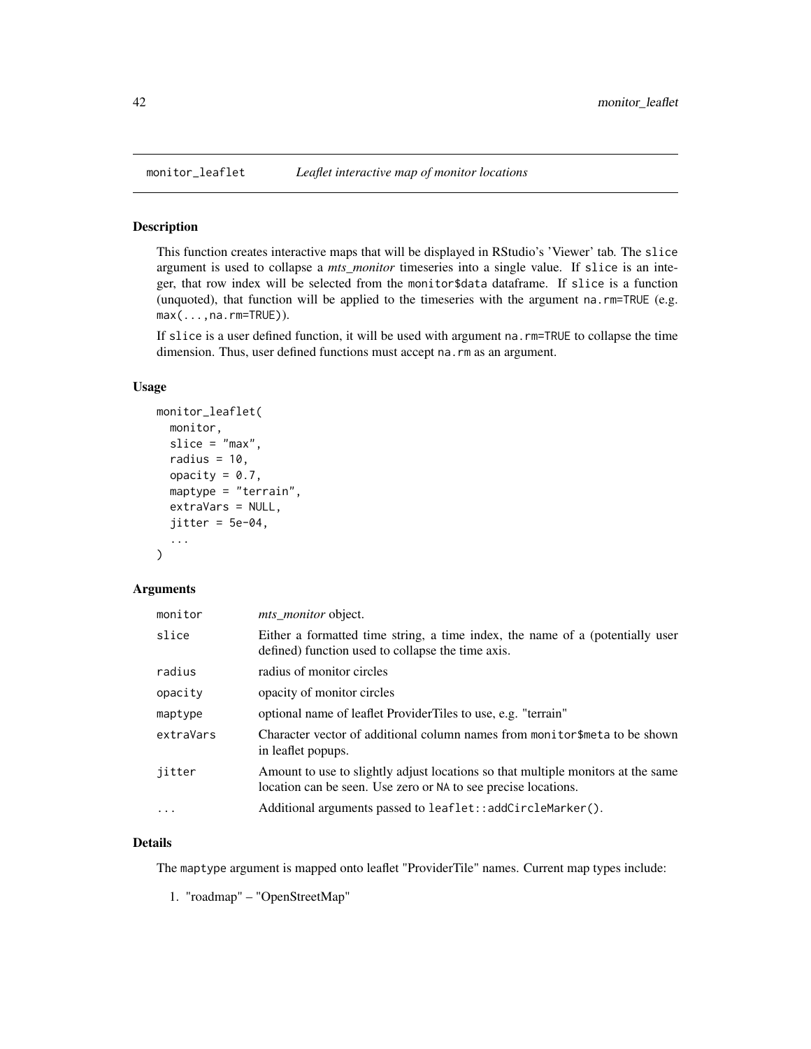## monitor_leaflet — *Leaflet interactive map of monitor locations*

### Description

This function creates interactive maps that will be displayed in RStudio's 'Viewer' tab. The `slice` argument is used to collapse a *mts_monitor* timeseries into a single value. If `slice` is an integer, that row index will be selected from the `monitor$data` dataframe. If `slice` is a function (unquoted), that function will be applied to the timeseries with the argument `na.rm=TRUE` (e.g. `max(...,na.rm=TRUE)`).

If `slice` is a user defined function, it will be used with argument `na.rm=TRUE` to collapse the time dimension. Thus, user defined functions must accept `na.rm` as an argument.

### Usage

```
monitor_leaflet(
  monitor,
  slice = "max",
  radius = 10,
  opacity = 0.7,
  maptype = "terrain",
  extraVars = NULL,
  jitter = 5e-04,
  ...
)
```

### Arguments

| | |
|---|---|
| `monitor` | *mts_monitor* object. |
| `slice` | Either a formatted time string, a time index, the name of a (potentially user defined) function used to collapse the time axis. |
| `radius` | radius of monitor circles |
| `opacity` | opacity of monitor circles |
| `maptype` | optional name of leaflet ProviderTiles to use, e.g. "terrain" |
| `extraVars` | Character vector of additional column names from `monitor$meta` to be shown in leaflet popups. |
| `jitter` | Amount to use to slightly adjust locations so that multiple monitors at the same location can be seen. Use zero or `NA` to see precise locations. |
| `...` | Additional arguments passed to `leaflet::addCircleMarker()`. |

### Details

The `maptype` argument is mapped onto leaflet "ProviderTile" names. Current map types include:

1. "roadmap" – "OpenStreetMap"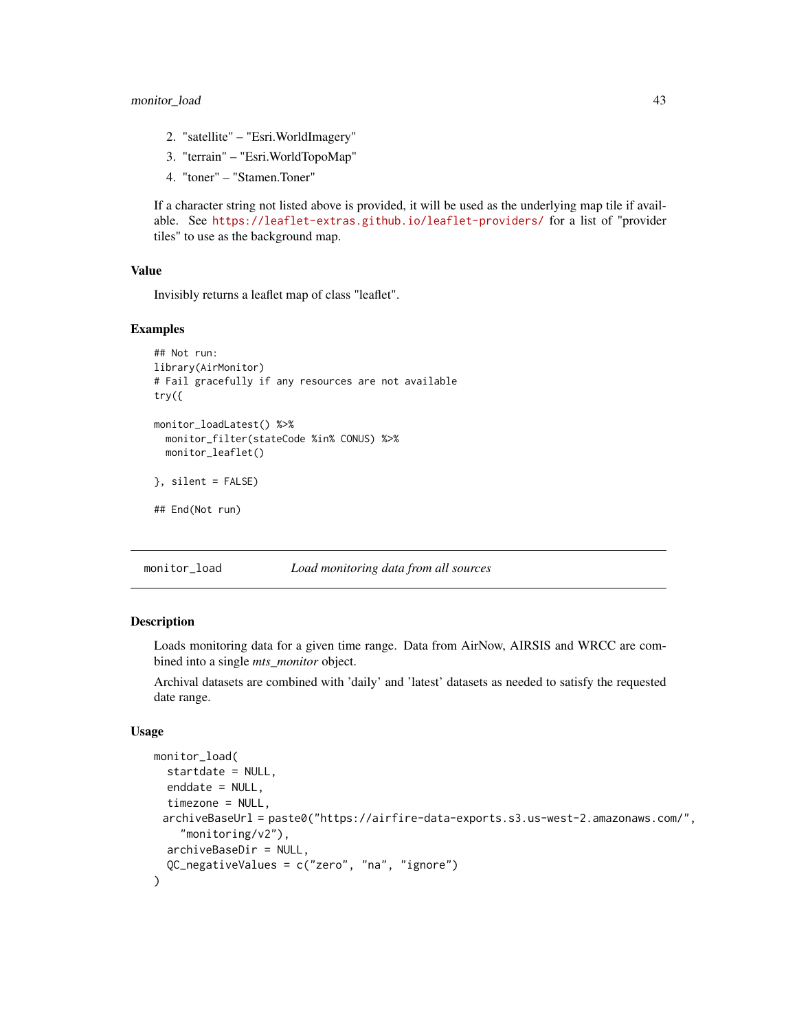2. "satellite" – "Esri.WorldImagery"
3. "terrain" – "Esri.WorldTopoMap"
4. "toner" – "Stamen.Toner"

If a character string not listed above is provided, it will be used as the underlying map tile if available. See https://leaflet-extras.github.io/leaflet-providers/ for a list of "provider tiles" to use as the background map.

### Value

Invisibly returns a leaflet map of class "leaflet".

### Examples

```
## Not run:
library(AirMonitor)
# Fail gracefully if any resources are not available
try({

monitor_loadLatest() %>%
  monitor_filter(stateCode %in% CONUS) %>%
  monitor_leaflet()

}, silent = FALSE)

## End(Not run)
```

---

## monitor_load — *Load monitoring data from all sources*

### Description

Loads monitoring data for a given time range. Data from AirNow, AIRSIS and WRCC are combined into a single *mts_monitor* object.

Archival datasets are combined with 'daily' and 'latest' datasets as needed to satisfy the requested date range.

### Usage

```
monitor_load(
  startdate = NULL,
  enddate = NULL,
  timezone = NULL,
  archiveBaseUrl = paste0("https://airfire-data-exports.s3.us-west-2.amazonaws.com/",
    "monitoring/v2"),
  archiveBaseDir = NULL,
  QC_negativeValues = c("zero", "na", "ignore")
)
```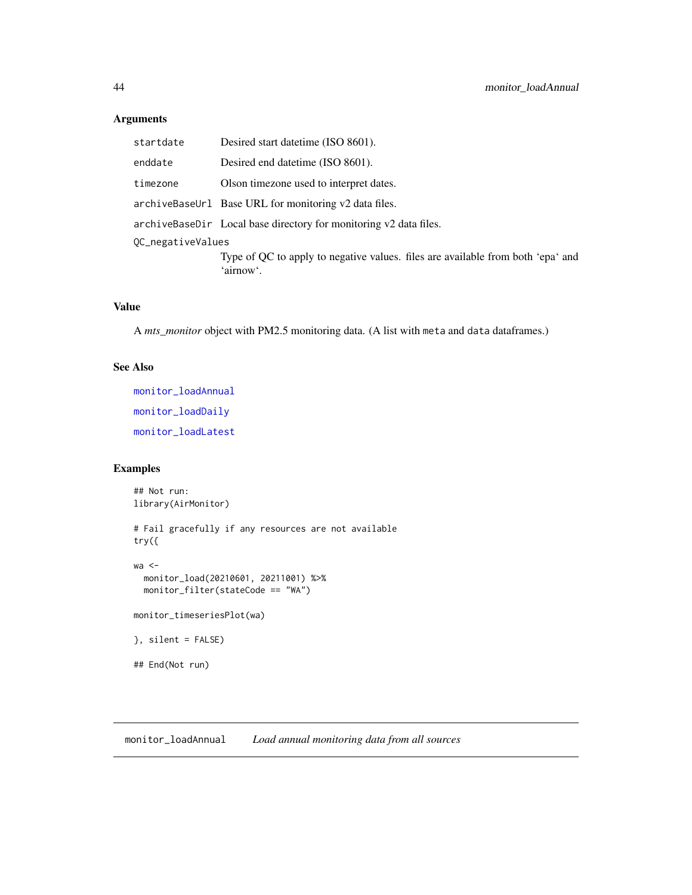### Arguments

| | |
|---|---|
| startdate | Desired start datetime (ISO 8601). |
| enddate | Desired end datetime (ISO 8601). |
| timezone | Olson timezone used to interpret dates. |
| archiveBaseUrl | Base URL for monitoring v2 data files. |
| archiveBaseDir | Local base directory for monitoring v2 data files. |
| QC_negativeValues | Type of QC to apply to negative values. files are available from both 'epa' and 'airnow'. |

### Value

A *mts_monitor* object with PM2.5 monitoring data. (A list with `meta` and `data` dataframes.)

### See Also

monitor_loadAnnual

monitor_loadDaily

monitor_loadLatest

### Examples

```
## Not run:
library(AirMonitor)

# Fail gracefully if any resources are not available
try({

wa <-
  monitor_load(20210601, 20211001) %>%
  monitor_filter(stateCode == "WA")

monitor_timeseriesPlot(wa)

}, silent = FALSE)

## End(Not run)
```

---

## monitor_loadAnnual *Load annual monitoring data from all sources*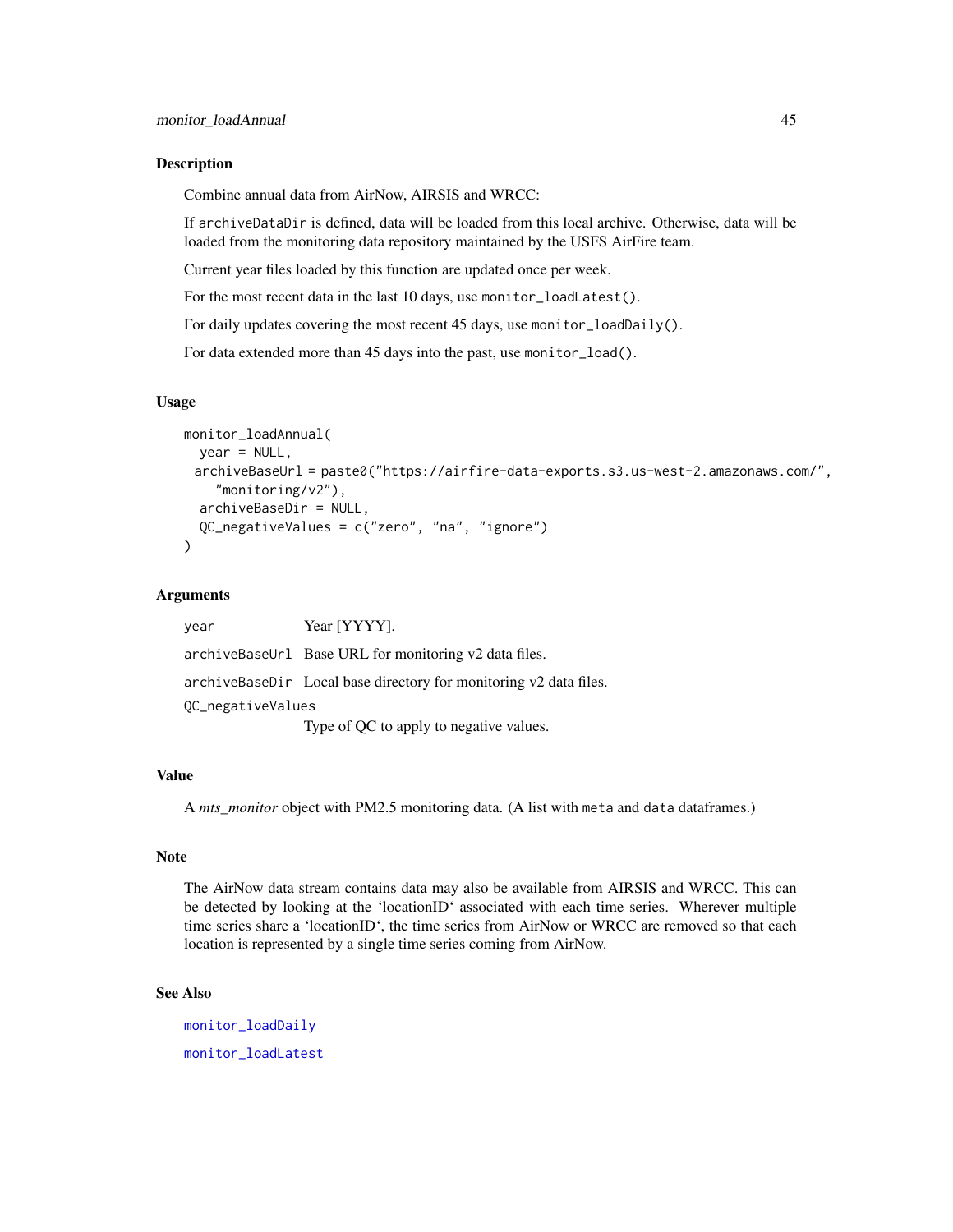### Description

Combine annual data from AirNow, AIRSIS and WRCC:

If `archiveDataDir` is defined, data will be loaded from this local archive. Otherwise, data will be loaded from the monitoring data repository maintained by the USFS AirFire team.

Current year files loaded by this function are updated once per week.

For the most recent data in the last 10 days, use `monitor_loadLatest()`.

For daily updates covering the most recent 45 days, use `monitor_loadDaily()`.

For data extended more than 45 days into the past, use `monitor_load()`.

### Usage

```
monitor_loadAnnual(
  year = NULL,
  archiveBaseUrl = paste0("https://airfire-data-exports.s3.us-west-2.amazonaws.com/",
    "monitoring/v2"),
  archiveBaseDir = NULL,
  QC_negativeValues = c("zero", "na", "ignore")
)
```

### Arguments

| | |
|---|---|
| `year` | Year [YYYY]. |
| `archiveBaseUrl` | Base URL for monitoring v2 data files. |
| `archiveBaseDir` | Local base directory for monitoring v2 data files. |
| `QC_negativeValues` | Type of QC to apply to negative values. |

### Value

A *mts_monitor* object with PM2.5 monitoring data. (A list with `meta` and `data` dataframes.)

### Note

The AirNow data stream contains data may also be available from AIRSIS and WRCC. This can be detected by looking at the 'locationID' associated with each time series. Wherever multiple time series share a 'locationID', the time series from AirNow or WRCC are removed so that each location is represented by a single time series coming from AirNow.

### See Also

`monitor_loadDaily`

`monitor_loadLatest`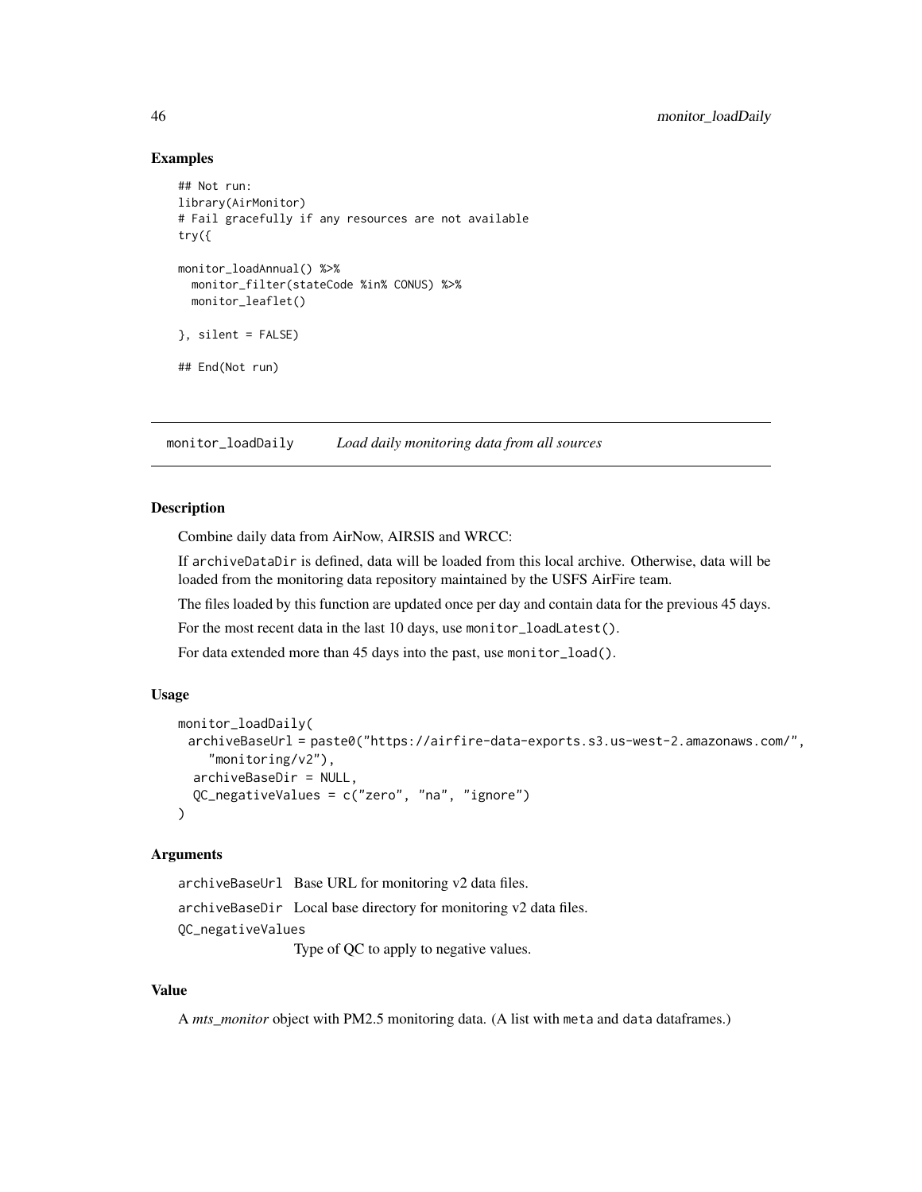### Examples

```
## Not run:
library(AirMonitor)
# Fail gracefully if any resources are not available
try({

monitor_loadAnnual() %>%
  monitor_filter(stateCode %in% CONUS) %>%
  monitor_leaflet()

}, silent = FALSE)

## End(Not run)
```

## monitor_loadDaily *Load daily monitoring data from all sources*

### Description

Combine daily data from AirNow, AIRSIS and WRCC:

If `archiveDataDir` is defined, data will be loaded from this local archive. Otherwise, data will be loaded from the monitoring data repository maintained by the USFS AirFire team.

The files loaded by this function are updated once per day and contain data for the previous 45 days.

For the most recent data in the last 10 days, use `monitor_loadLatest()`.

For data extended more than 45 days into the past, use `monitor_load()`.

### Usage

```
monitor_loadDaily(
  archiveBaseUrl = paste0("https://airfire-data-exports.s3.us-west-2.amazonaws.com/",
    "monitoring/v2"),
  archiveBaseDir = NULL,
  QC_negativeValues = c("zero", "na", "ignore")
)
```

### Arguments

`archiveBaseUrl` Base URL for monitoring v2 data files.

`archiveBaseDir` Local base directory for monitoring v2 data files.

`QC_negativeValues` Type of QC to apply to negative values.

### Value

A *mts_monitor* object with PM2.5 monitoring data. (A list with `meta` and `data` dataframes.)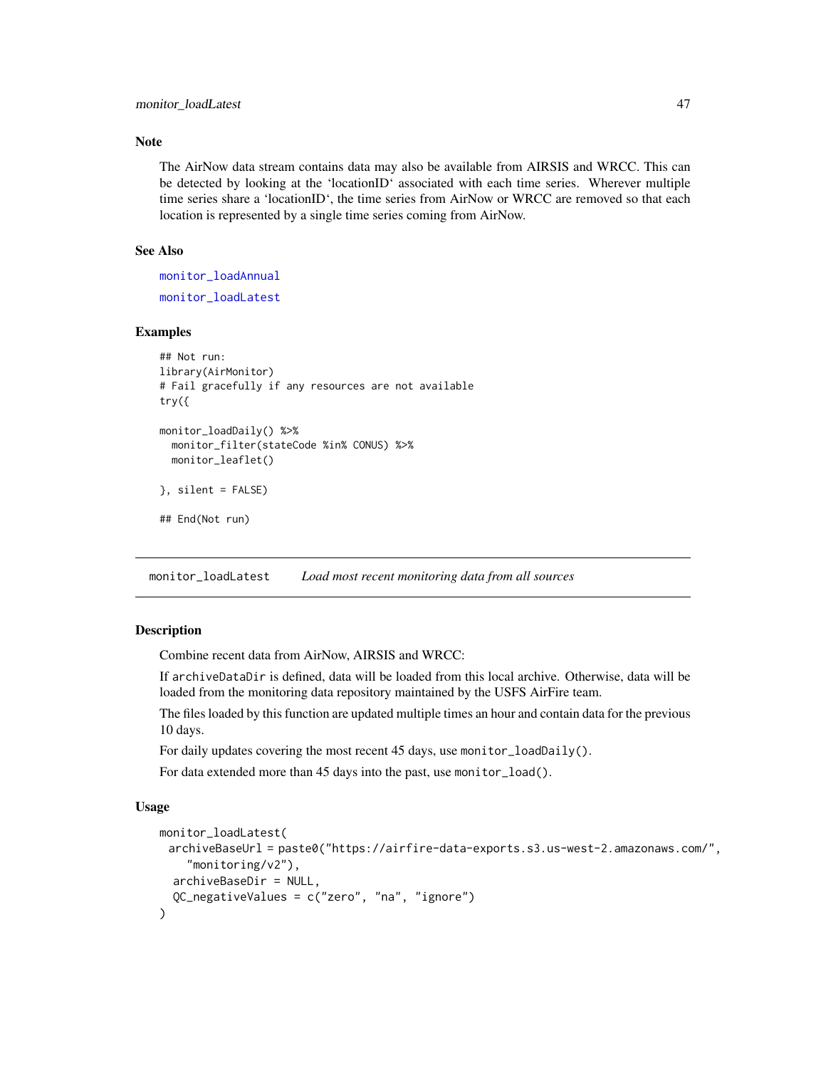### Note

The AirNow data stream contains data may also be available from AIRSIS and WRCC. This can be detected by looking at the 'locationID' associated with each time series. Wherever multiple time series share a 'locationID', the time series from AirNow or WRCC are removed so that each location is represented by a single time series coming from AirNow.

### See Also

monitor_loadAnnual

monitor_loadLatest

### Examples

```
## Not run:
library(AirMonitor)
# Fail gracefully if any resources are not available
try({

monitor_loadDaily() %>%
  monitor_filter(stateCode %in% CONUS) %>%
  monitor_leaflet()

}, silent = FALSE)

## End(Not run)
```

---

## monitor_loadLatest — *Load most recent monitoring data from all sources*

### Description

Combine recent data from AirNow, AIRSIS and WRCC:

If archiveDataDir is defined, data will be loaded from this local archive. Otherwise, data will be loaded from the monitoring data repository maintained by the USFS AirFire team.

The files loaded by this function are updated multiple times an hour and contain data for the previous 10 days.

For daily updates covering the most recent 45 days, use monitor_loadDaily().

For data extended more than 45 days into the past, use monitor_load().

### Usage

```
monitor_loadLatest(
  archiveBaseUrl = paste0("https://airfire-data-exports.s3.us-west-2.amazonaws.com/",
    "monitoring/v2"),
  archiveBaseDir = NULL,
  QC_negativeValues = c("zero", "na", "ignore")
)
```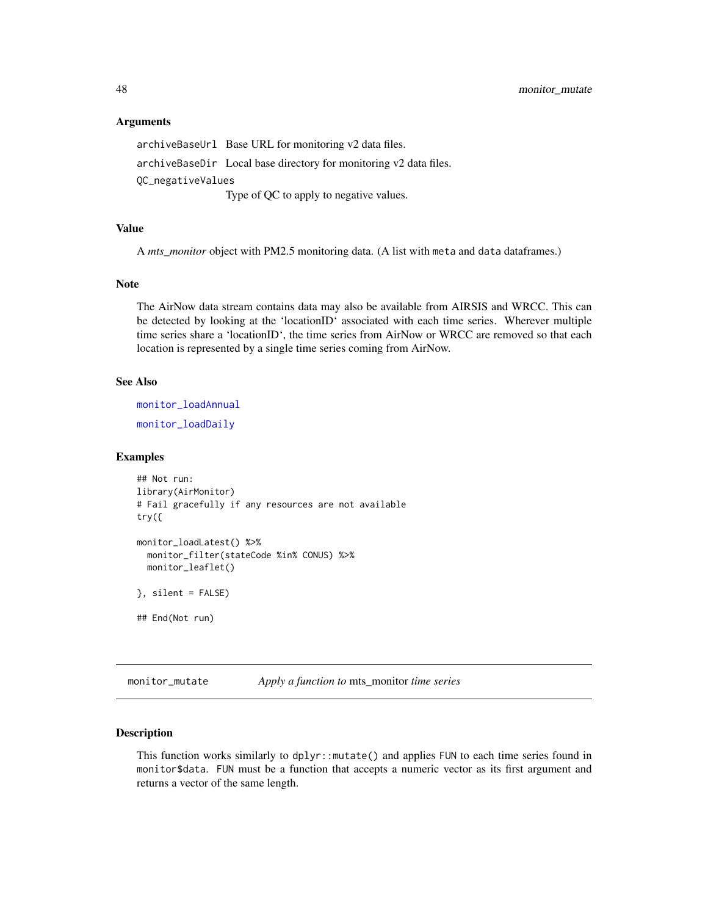### Arguments

archiveBaseUrl Base URL for monitoring v2 data files.

archiveBaseDir Local base directory for monitoring v2 data files.

QC_negativeValues
Type of QC to apply to negative values.

### Value

A *mts_monitor* object with PM2.5 monitoring data. (A list with meta and data dataframes.)

### Note

The AirNow data stream contains data may also be available from AIRSIS and WRCC. This can be detected by looking at the 'locationID' associated with each time series. Wherever multiple time series share a 'locationID', the time series from AirNow or WRCC are removed so that each location is represented by a single time series coming from AirNow.

### See Also

monitor_loadAnnual

monitor_loadDaily

### Examples

```
## Not run:
library(AirMonitor)
# Fail gracefully if any resources are not available
try({

monitor_loadLatest() %>%
  monitor_filter(stateCode %in% CONUS) %>%
  monitor_leaflet()

}, silent = FALSE)

## End(Not run)
```

---

## monitor_mutate *Apply a function to* mts_monitor *time series*

### Description

This function works similarly to dplyr::mutate() and applies FUN to each time series found in monitor$data. FUN must be a function that accepts a numeric vector as its first argument and returns a vector of the same length.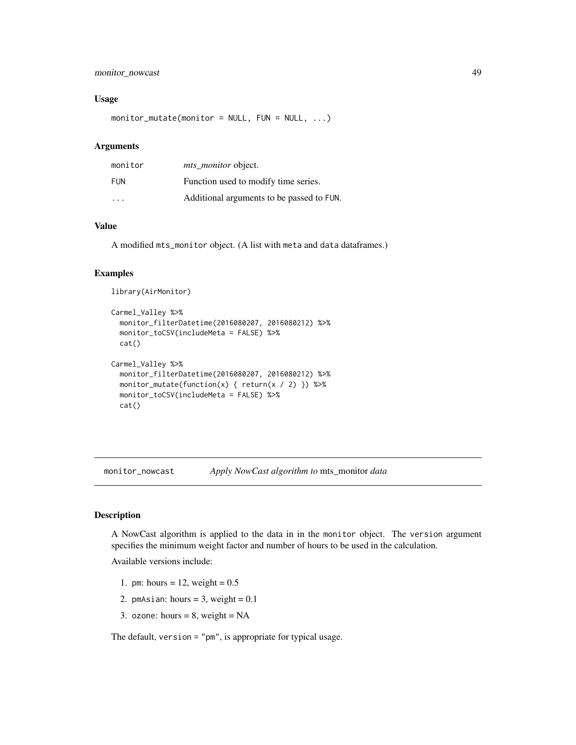### Usage

```
monitor_mutate(monitor = NULL, FUN = NULL, ...)
```

### Arguments

| | |
|---|---|
| monitor | *mts_monitor* object. |
| FUN | Function used to modify time series. |
| ... | Additional arguments to be passed to FUN. |

### Value

A modified mts_monitor object. (A list with meta and data dataframes.)

### Examples

```
library(AirMonitor)

Carmel_Valley %>%
  monitor_filterDatetime(2016080207, 2016080212) %>%
  monitor_toCSV(includeMeta = FALSE) %>%
  cat()

Carmel_Valley %>%
  monitor_filterDatetime(2016080207, 2016080212) %>%
  monitor_mutate(function(x) { return(x / 2) }) %>%
  monitor_toCSV(includeMeta = FALSE) %>%
  cat()
```

---

## monitor_nowcast *Apply NowCast algorithm to* mts_monitor *data*

### Description

A NowCast algorithm is applied to the data in in the monitor object. The version argument specifies the minimum weight factor and number of hours to be used in the calculation.

Available versions include:

1. pm: hours = 12, weight = 0.5
2. pmAsian: hours = 3, weight = 0.1
3. ozone: hours = 8, weight = NA

The default, version = "pm", is appropriate for typical usage.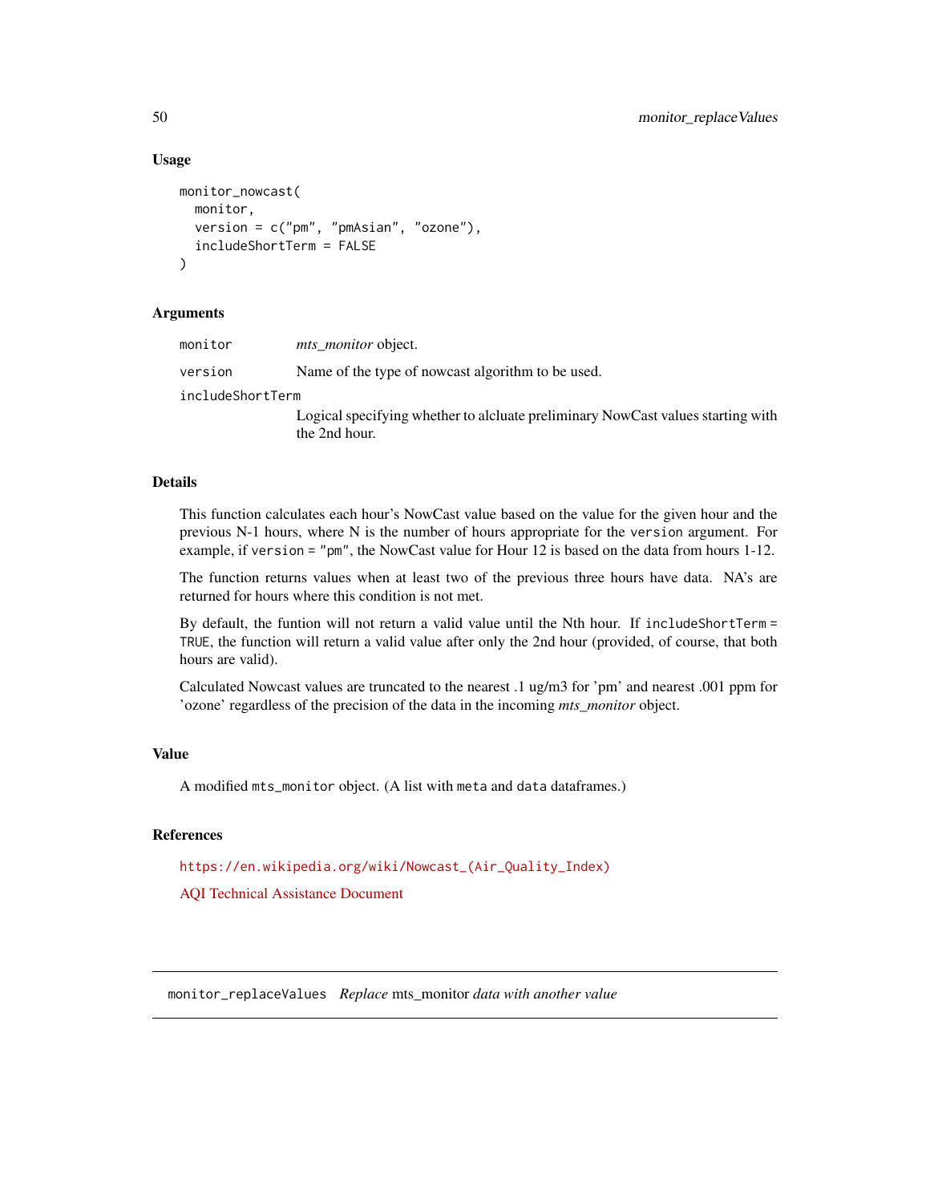### Usage

```
monitor_nowcast(
  monitor,
  version = c("pm", "pmAsian", "ozone"),
  includeShortTerm = FALSE
)
```

### Arguments

| | |
|---|---|
| monitor | *mts_monitor* object. |
| version | Name of the type of nowcast algorithm to be used. |
| includeShortTerm | Logical specifying whether to alcluate preliminary NowCast values starting with the 2nd hour. |

### Details

This function calculates each hour's NowCast value based on the value for the given hour and the previous N-1 hours, where N is the number of hours appropriate for the `version` argument. For example, if `version = "pm"`, the NowCast value for Hour 12 is based on the data from hours 1-12.

The function returns values when at least two of the previous three hours have data. NA's are returned for hours where this condition is not met.

By default, the funtion will not return a valid value until the Nth hour. If `includeShortTerm = TRUE`, the function will return a valid value after only the 2nd hour (provided, of course, that both hours are valid).

Calculated Nowcast values are truncated to the nearest .1 ug/m3 for 'pm' and nearest .001 ppm for 'ozone' regardless of the precision of the data in the incoming *mts_monitor* object.

### Value

A modified `mts_monitor` object. (A list with `meta` and `data` dataframes.)

### References

https://en.wikipedia.org/wiki/Nowcast_(Air_Quality_Index)

AQI Technical Assistance Document

---

## monitor_replaceValues *Replace* mts_monitor *data with another value*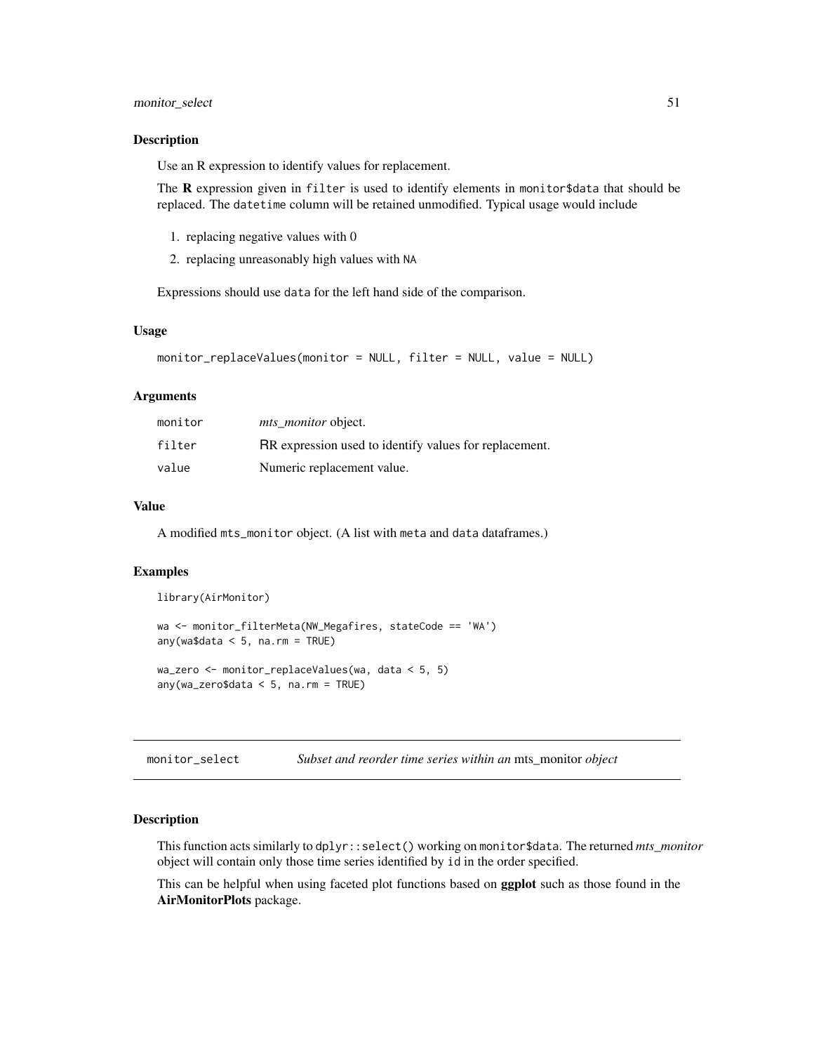## Description

Use an R expression to identify values for replacement.

The **R** expression given in `filter` is used to identify elements in `monitor$data` that should be replaced. The `datetime` column will be retained unmodified. Typical usage would include

1. replacing negative values with 0
2. replacing unreasonably high values with `NA`

Expressions should use `data` for the left hand side of the comparison.

## Usage

```
monitor_replaceValues(monitor = NULL, filter = NULL, value = NULL)
```

## Arguments

| | |
|---|---|
| `monitor` | *mts_monitor* object. |
| `filter` | RR expression used to identify values for replacement. |
| `value` | Numeric replacement value. |

## Value

A modified `mts_monitor` object. (A list with `meta` and `data` dataframes.)

## Examples

```
library(AirMonitor)

wa <- monitor_filterMeta(NW_Megafires, stateCode == 'WA')
any(wa$data < 5, na.rm = TRUE)

wa_zero <- monitor_replaceValues(wa, data < 5, 5)
any(wa_zero$data < 5, na.rm = TRUE)
```

---

# monitor_select — *Subset and reorder time series within an* mts_monitor *object*

## Description

This function acts similarly to `dplyr::select()` working on `monitor$data`. The returned *mts_monitor* object will contain only those time series identified by `id` in the order specified.

This can be helpful when using faceted plot functions based on **ggplot** such as those found in the **AirMonitorPlots** package.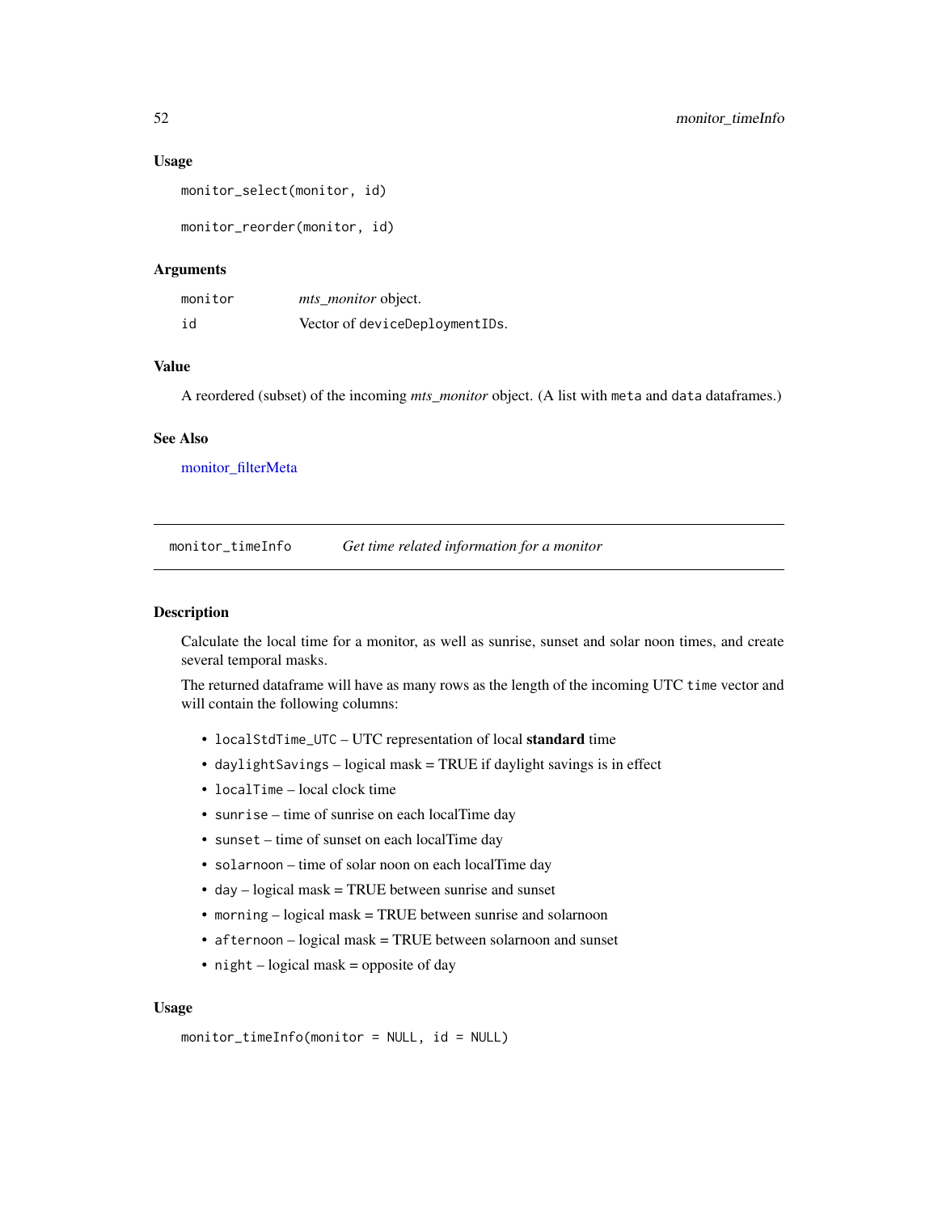### Usage

```
monitor_select(monitor, id)

monitor_reorder(monitor, id)
```

### Arguments

| | |
|---|---|
| monitor | *mts_monitor* object. |
| id | Vector of deviceDeploymentIDs. |

### Value

A reordered (subset) of the incoming *mts_monitor* object. (A list with meta and data dataframes.)

### See Also

monitor_filterMeta

---

## monitor_timeInfo    *Get time related information for a monitor*

### Description

Calculate the local time for a monitor, as well as sunrise, sunset and solar noon times, and create several temporal masks.

The returned dataframe will have as many rows as the length of the incoming UTC time vector and will contain the following columns:

- localStdTime_UTC – UTC representation of local **standard** time
- daylightSavings – logical mask = TRUE if daylight savings is in effect
- localTime – local clock time
- sunrise – time of sunrise on each localTime day
- sunset – time of sunset on each localTime day
- solarnoon – time of solar noon on each localTime day
- day – logical mask = TRUE between sunrise and sunset
- morning – logical mask = TRUE between sunrise and solarnoon
- afternoon – logical mask = TRUE between solarnoon and sunset
- night – logical mask = opposite of day

### Usage

```
monitor_timeInfo(monitor = NULL, id = NULL)
```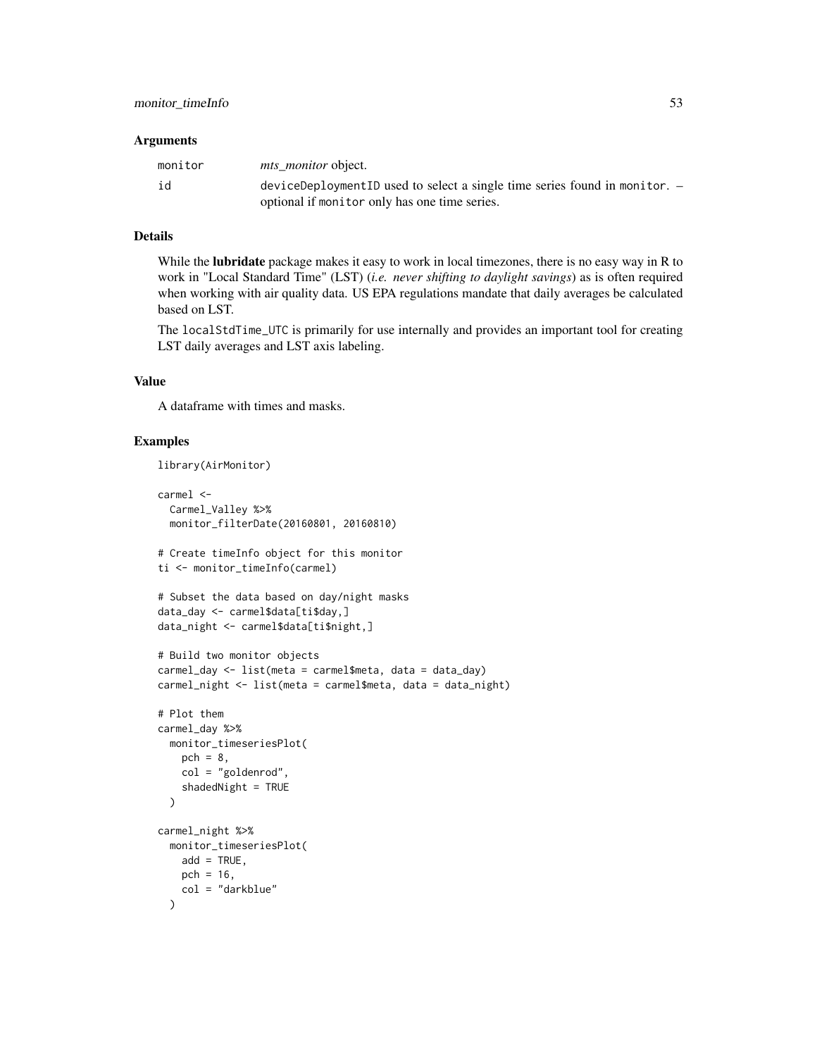## Arguments

| | |
|---|---|
| monitor | *mts_monitor* object. |
| id | deviceDeploymentID used to select a single time series found in monitor. – optional if monitor only has one time series. |

## Details

While the **lubridate** package makes it easy to work in local timezones, there is no easy way in R to work in "Local Standard Time" (LST) (*i.e. never shifting to daylight savings*) as is often required when working with air quality data. US EPA regulations mandate that daily averages be calculated based on LST.

The localStdTime_UTC is primarily for use internally and provides an important tool for creating LST daily averages and LST axis labeling.

## Value

A dataframe with times and masks.

## Examples

```
library(AirMonitor)

carmel <-
  Carmel_Valley %>%
  monitor_filterDate(20160801, 20160810)

# Create timeInfo object for this monitor
ti <- monitor_timeInfo(carmel)

# Subset the data based on day/night masks
data_day <- carmel$data[ti$day,]
data_night <- carmel$data[ti$night,]

# Build two monitor objects
carmel_day <- list(meta = carmel$meta, data = data_day)
carmel_night <- list(meta = carmel$meta, data = data_night)

# Plot them
carmel_day %>%
  monitor_timeseriesPlot(
    pch = 8,
    col = "goldenrod",
    shadedNight = TRUE
  )

carmel_night %>%
  monitor_timeseriesPlot(
    add = TRUE,
    pch = 16,
    col = "darkblue"
  )
```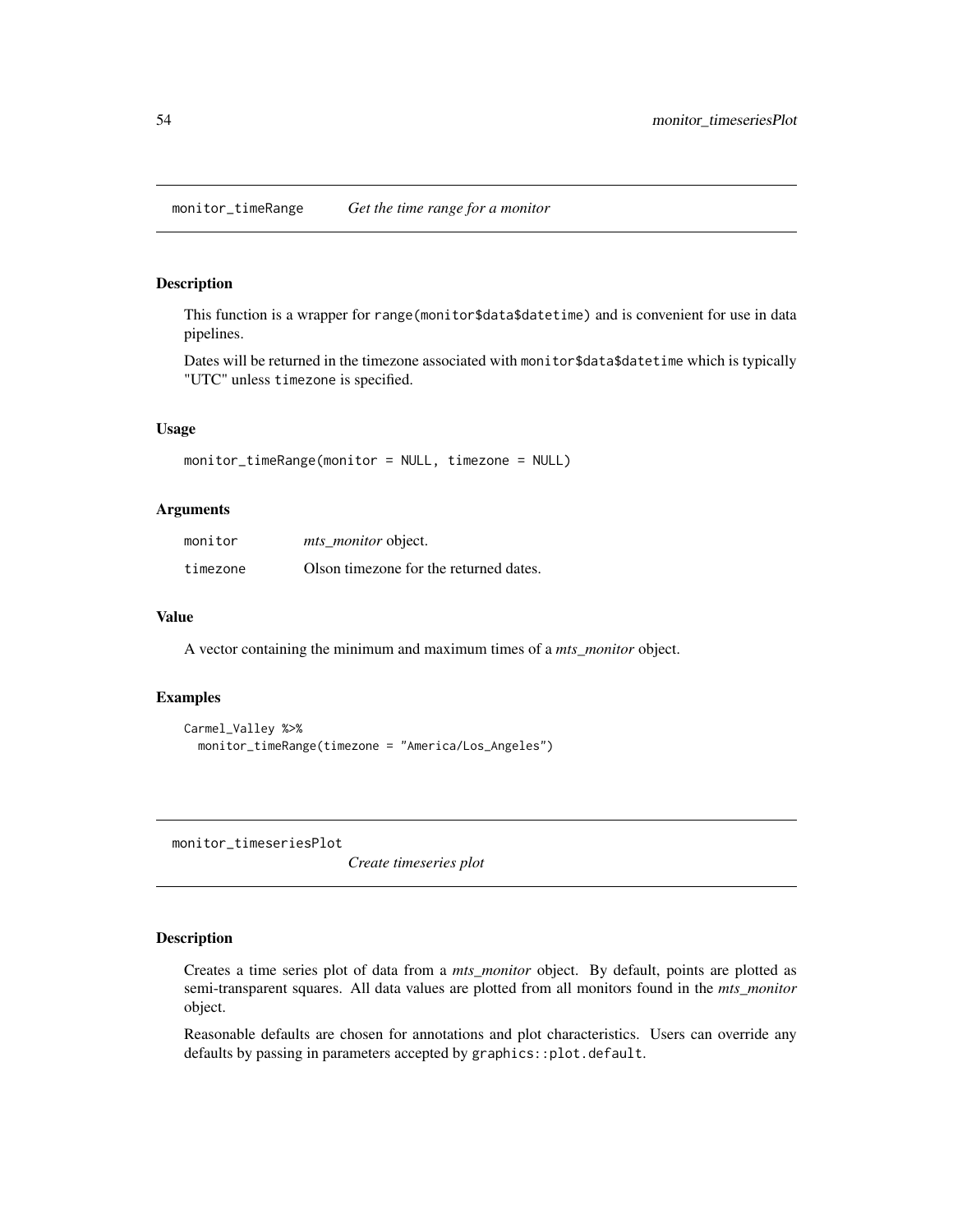## monitor_timeRange — *Get the time range for a monitor*

### Description

This function is a wrapper for `range(monitor$data$datetime)` and is convenient for use in data pipelines.

Dates will be returned in the timezone associated with `monitor$data$datetime` which is typically "UTC" unless `timezone` is specified.

### Usage

```
monitor_timeRange(monitor = NULL, timezone = NULL)
```

### Arguments

| | |
|---|---|
| `monitor` | *mts_monitor* object. |
| `timezone` | Olson timezone for the returned dates. |

### Value

A vector containing the minimum and maximum times of a *mts_monitor* object.

### Examples

```
Carmel_Valley %>%
  monitor_timeRange(timezone = "America/Los_Angeles")
```

## monitor_timeseriesPlot — *Create timeseries plot*

### Description

Creates a time series plot of data from a *mts_monitor* object. By default, points are plotted as semi-transparent squares. All data values are plotted from all monitors found in the *mts_monitor* object.

Reasonable defaults are chosen for annotations and plot characteristics. Users can override any defaults by passing in parameters accepted by `graphics::plot.default`.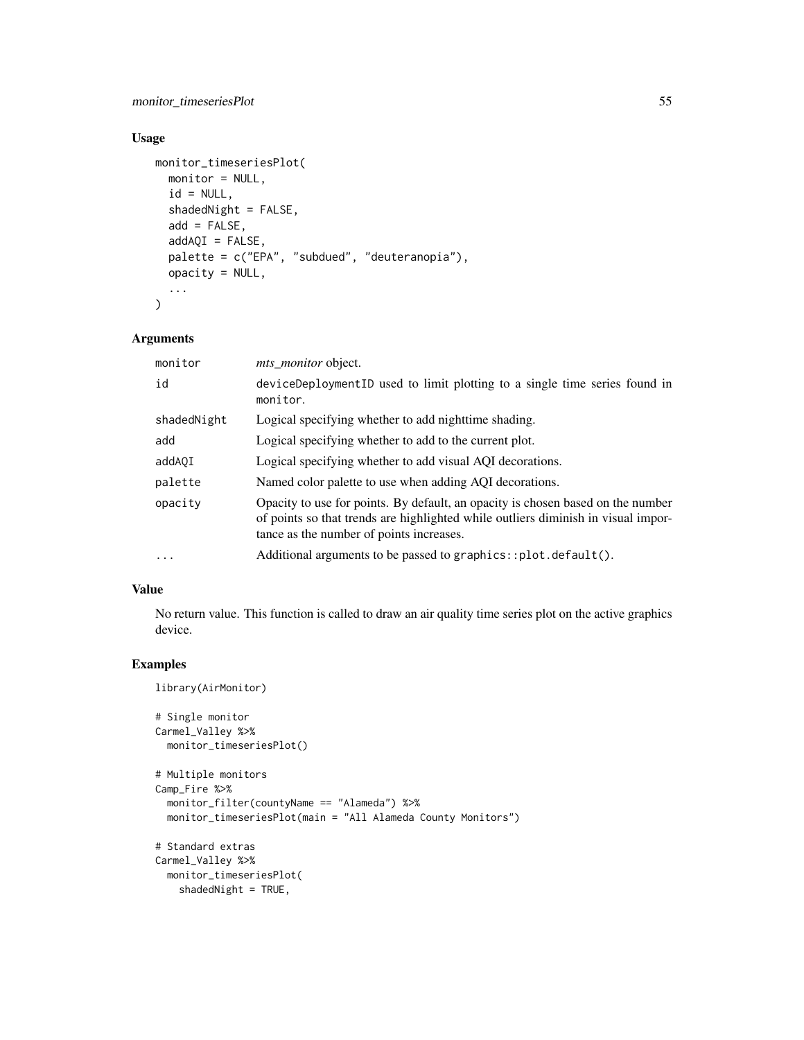## Usage

```
monitor_timeseriesPlot(
  monitor = NULL,
  id = NULL,
  shadedNight = FALSE,
  add = FALSE,
  addAQI = FALSE,
  palette = c("EPA", "subdued", "deuteranopia"),
  opacity = NULL,
  ...
)
```

## Arguments

| | |
|---|---|
| monitor | *mts_monitor* object. |
| id | deviceDeploymentID used to limit plotting to a single time series found in monitor. |
| shadedNight | Logical specifying whether to add nighttime shading. |
| add | Logical specifying whether to add to the current plot. |
| addAQI | Logical specifying whether to add visual AQI decorations. |
| palette | Named color palette to use when adding AQI decorations. |
| opacity | Opacity to use for points. By default, an opacity is chosen based on the number of points so that trends are highlighted while outliers diminish in visual importance as the number of points increases. |
| ... | Additional arguments to be passed to graphics::plot.default(). |

## Value

No return value. This function is called to draw an air quality time series plot on the active graphics device.

## Examples

```
library(AirMonitor)

# Single monitor
Carmel_Valley %>%
  monitor_timeseriesPlot()

# Multiple monitors
Camp_Fire %>%
  monitor_filter(countyName == "Alameda") %>%
  monitor_timeseriesPlot(main = "All Alameda County Monitors")

# Standard extras
Carmel_Valley %>%
  monitor_timeseriesPlot(
    shadedNight = TRUE,
```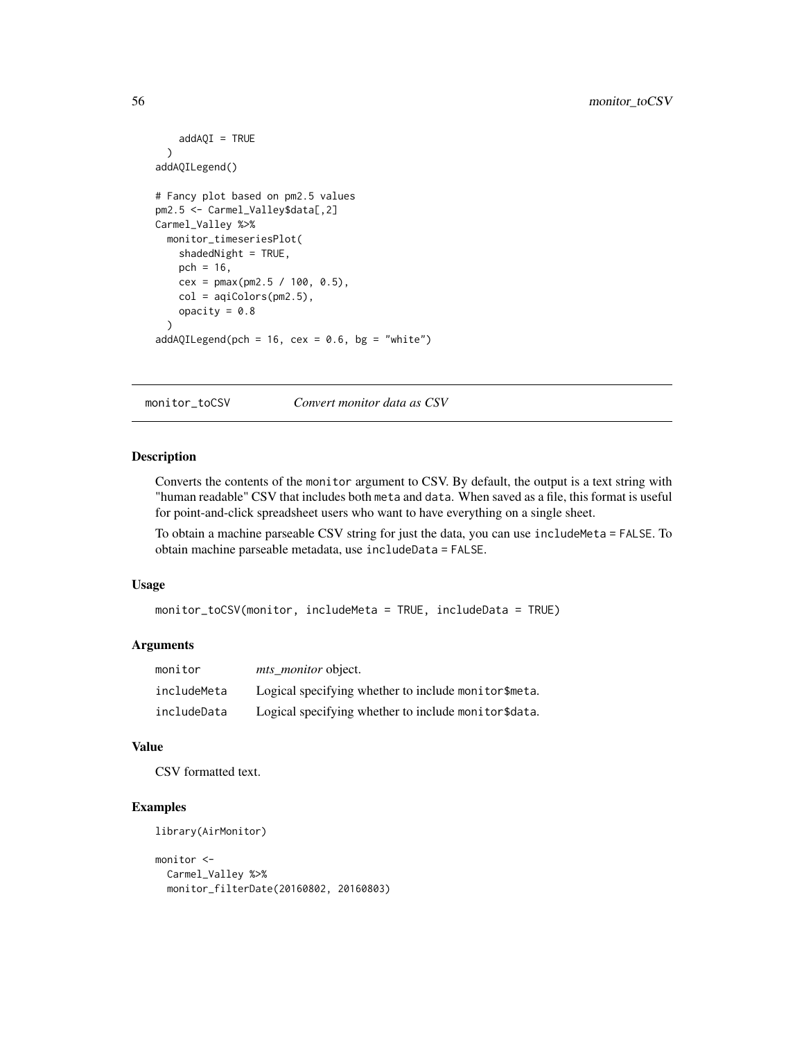```
    addAQI = TRUE
  )
addAQILegend()

# Fancy plot based on pm2.5 values
pm2.5 <- Carmel_Valley$data[,2]
Carmel_Valley %>%
  monitor_timeseriesPlot(
    shadedNight = TRUE,
    pch = 16,
    cex = pmax(pm2.5 / 100, 0.5),
    col = aqiColors(pm2.5),
    opacity = 0.8
  )
addAQILegend(pch = 16, cex = 0.6, bg = "white")
```

## monitor_toCSV *Convert monitor data as CSV*

### Description

Converts the contents of the monitor argument to CSV. By default, the output is a text string with "human readable" CSV that includes both meta and data. When saved as a file, this format is useful for point-and-click spreadsheet users who want to have everything on a single sheet.

To obtain a machine parseable CSV string for just the data, you can use includeMeta = FALSE. To obtain machine parseable metadata, use includeData = FALSE.

### Usage

```
monitor_toCSV(monitor, includeMeta = TRUE, includeData = TRUE)
```

### Arguments

| | |
|---|---|
| monitor | *mts_monitor* object. |
| includeMeta | Logical specifying whether to include monitor$meta. |
| includeData | Logical specifying whether to include monitor$data. |

### Value

CSV formatted text.

### Examples

```
library(AirMonitor)

monitor <-
  Carmel_Valley %>%
  monitor_filterDate(20160802, 20160803)
```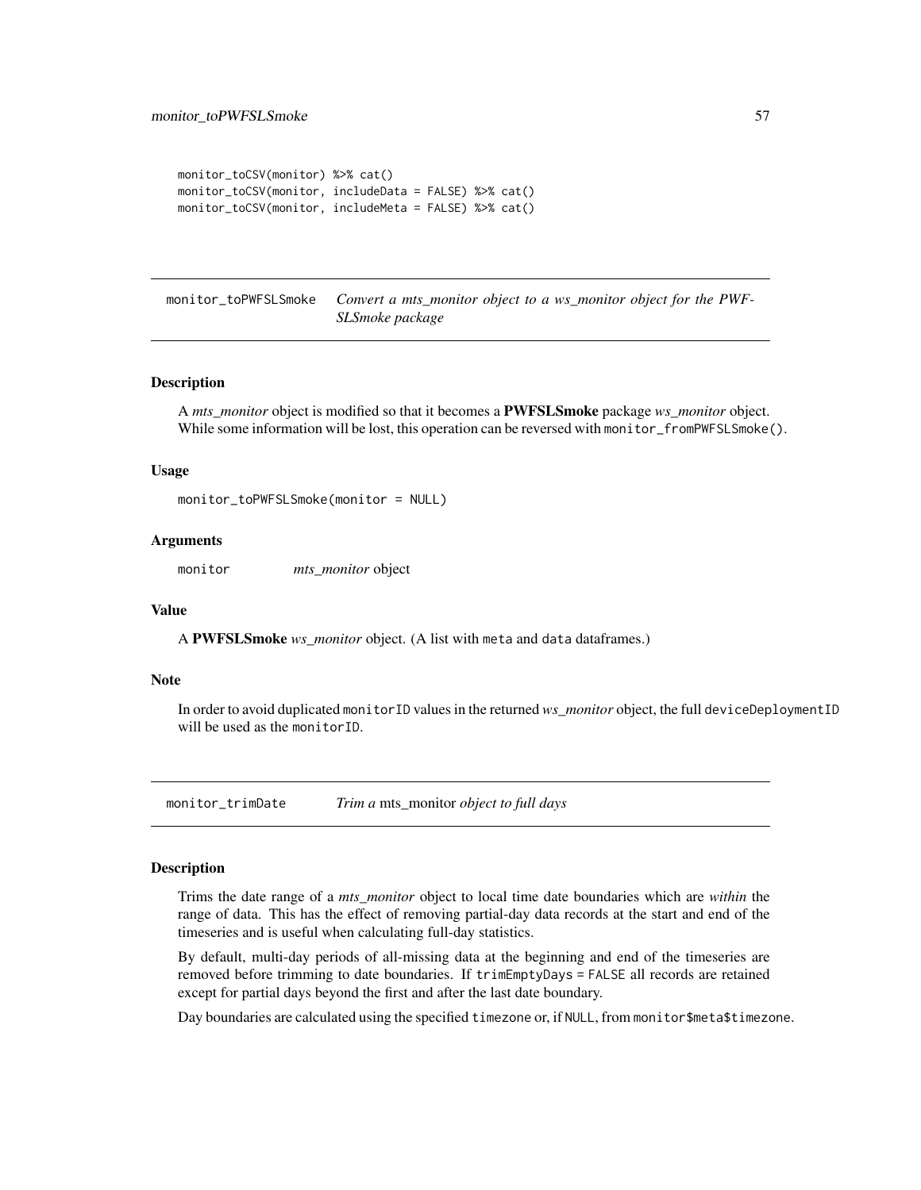```
monitor_toCSV(monitor) %>% cat()
monitor_toCSV(monitor, includeData = FALSE) %>% cat()
monitor_toCSV(monitor, includeMeta = FALSE) %>% cat()
```

## monitor_toPWFSLSmoke — *Convert a mts_monitor object to a ws_monitor object for the PWFSLSmoke package*

### Description

A *mts_monitor* object is modified so that it becomes a **PWFSLSmoke** package *ws_monitor* object. While some information will be lost, this operation can be reversed with `monitor_fromPWFSLSmoke()`.

### Usage

```
monitor_toPWFSLSmoke(monitor = NULL)
```

### Arguments

| | |
|---|---|
| monitor | *mts_monitor* object |

### Value

A **PWFSLSmoke** *ws_monitor* object. (A list with `meta` and `data` dataframes.)

### Note

In order to avoid duplicated `monitorID` values in the returned *ws_monitor* object, the full `deviceDeploymentID` will be used as the `monitorID`.

## monitor_trimDate — *Trim a* mts_monitor *object to full days*

### Description

Trims the date range of a *mts_monitor* object to local time date boundaries which are *within* the range of data. This has the effect of removing partial-day data records at the start and end of the timeseries and is useful when calculating full-day statistics.

By default, multi-day periods of all-missing data at the beginning and end of the timeseries are removed before trimming to date boundaries. If `trimEmptyDays = FALSE` all records are retained except for partial days beyond the first and after the last date boundary.

Day boundaries are calculated using the specified `timezone` or, if `NULL`, from `monitor$meta$timezone`.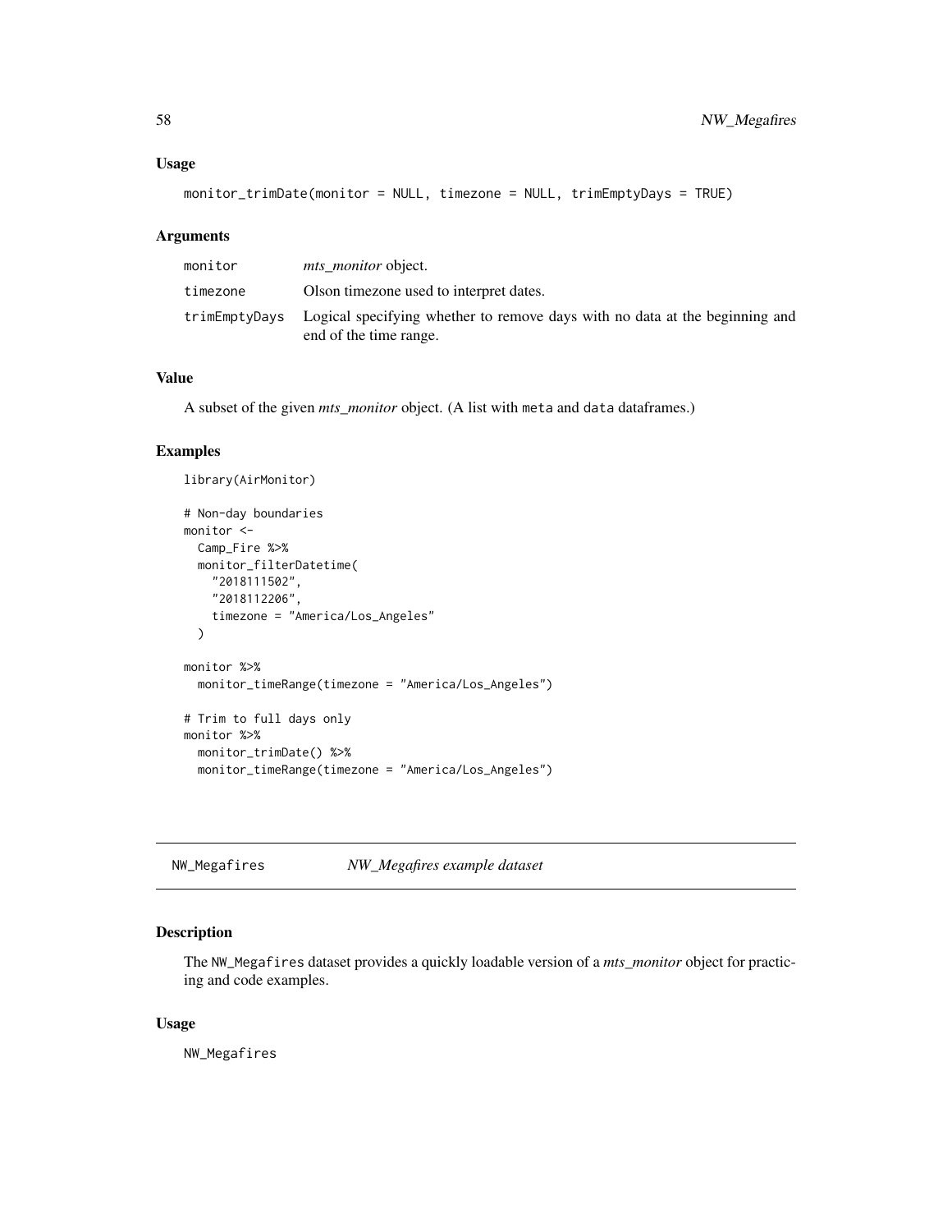### Usage

```
monitor_trimDate(monitor = NULL, timezone = NULL, trimEmptyDays = TRUE)
```

### Arguments

| | |
|---|---|
| monitor | *mts_monitor* object. |
| timezone | Olson timezone used to interpret dates. |
| trimEmptyDays | Logical specifying whether to remove days with no data at the beginning and end of the time range. |

### Value

A subset of the given *mts_monitor* object. (A list with meta and data dataframes.)

### Examples

```
library(AirMonitor)

# Non-day boundaries
monitor <-
  Camp_Fire %>%
  monitor_filterDatetime(
    "2018111502",
    "2018112206",
    timezone = "America/Los_Angeles"
  )

monitor %>%
  monitor_timeRange(timezone = "America/Los_Angeles")

# Trim to full days only
monitor %>%
  monitor_trimDate() %>%
  monitor_timeRange(timezone = "America/Los_Angeles")
```

---

## NW_Megafires *NW_Megafires example dataset*

### Description

The NW_Megafires dataset provides a quickly loadable version of a *mts_monitor* object for practicing and code examples.

### Usage

```
NW_Megafires
```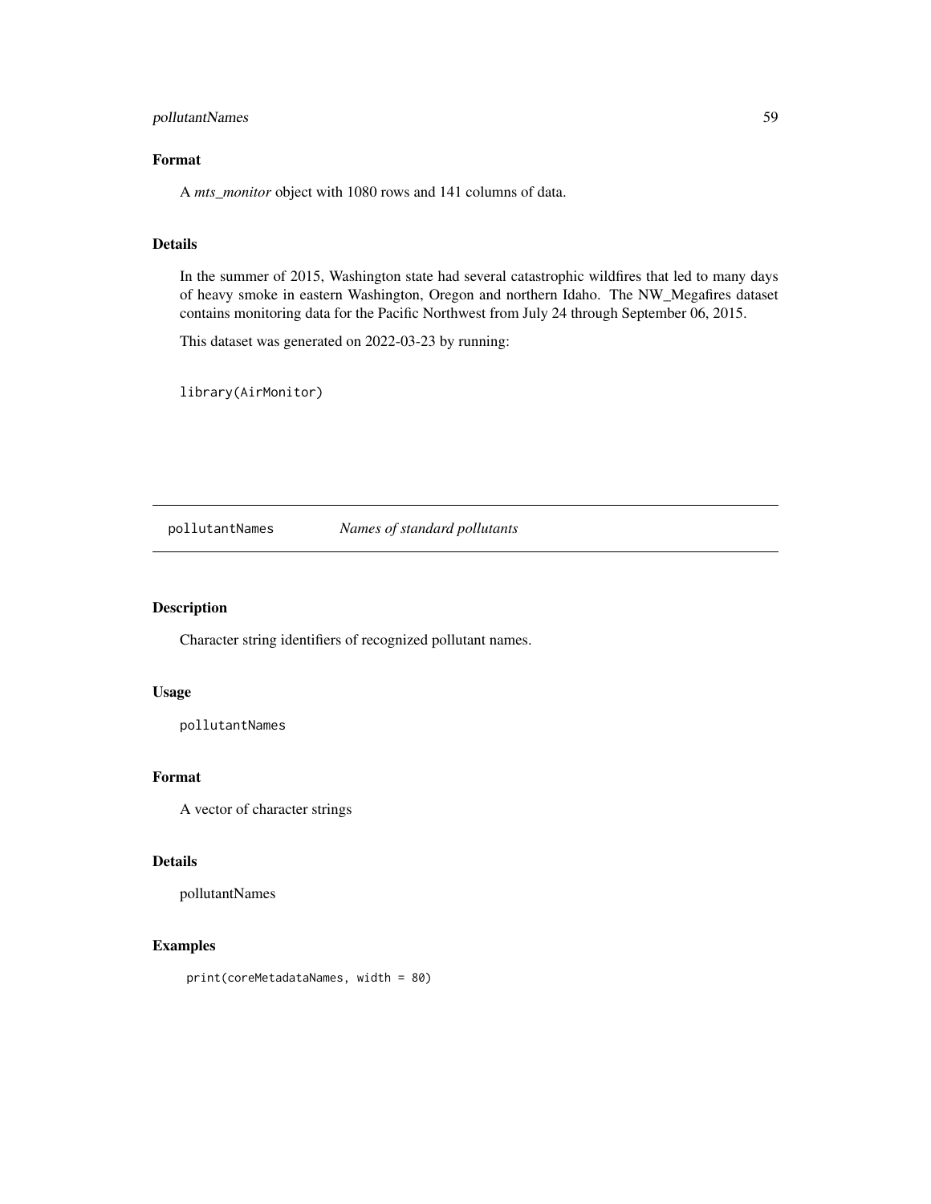### Format

A *mts_monitor* object with 1080 rows and 141 columns of data.

### Details

In the summer of 2015, Washington state had several catastrophic wildfires that led to many days of heavy smoke in eastern Washington, Oregon and northern Idaho. The NW_Megafires dataset contains monitoring data for the Pacific Northwest from July 24 through September 06, 2015.

This dataset was generated on 2022-03-23 by running:

```
library(AirMonitor)
```

---

## pollutantNames    *Names of standard pollutants*

### Description

Character string identifiers of recognized pollutant names.

### Usage

```
pollutantNames
```

### Format

A vector of character strings

### Details

pollutantNames

### Examples

```
print(coreMetadataNames, width = 80)
```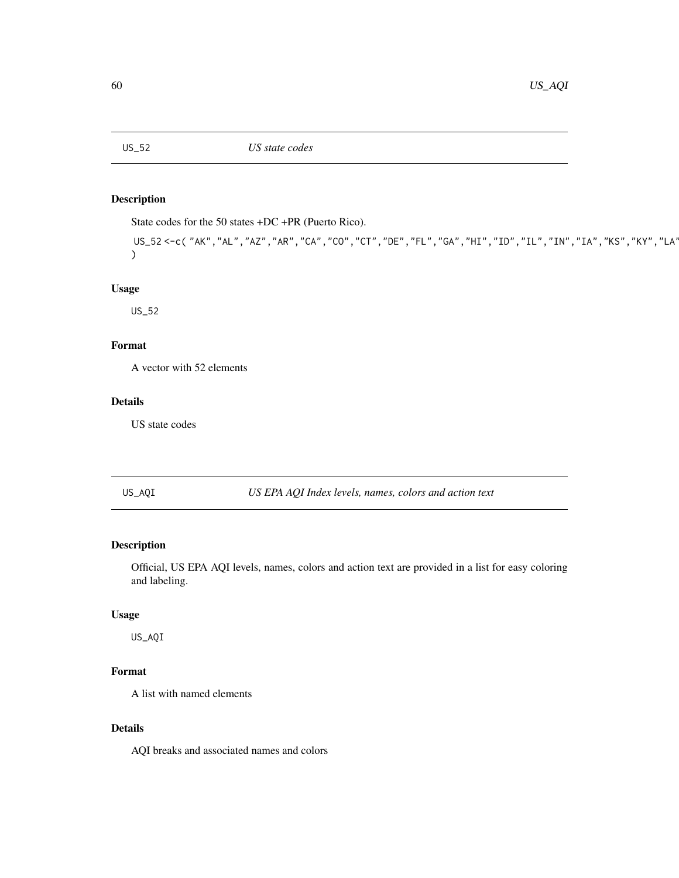## US_52 *US state codes*

### Description

State codes for the 50 states +DC +PR (Puerto Rico).

```
US_52 <-c( "AK","AL","AZ","AR","CA","CO","CT","DE","FL","GA","HI","ID","IL","IN","IA","KS","KY","LA"
)
```

### Usage

```
US_52
```

### Format

A vector with 52 elements

### Details

US state codes

## US_AQI *US EPA AQI Index levels, names, colors and action text*

### Description

Official, US EPA AQI levels, names, colors and action text are provided in a list for easy coloring and labeling.

### Usage

```
US_AQI
```

### Format

A list with named elements

### Details

AQI breaks and associated names and colors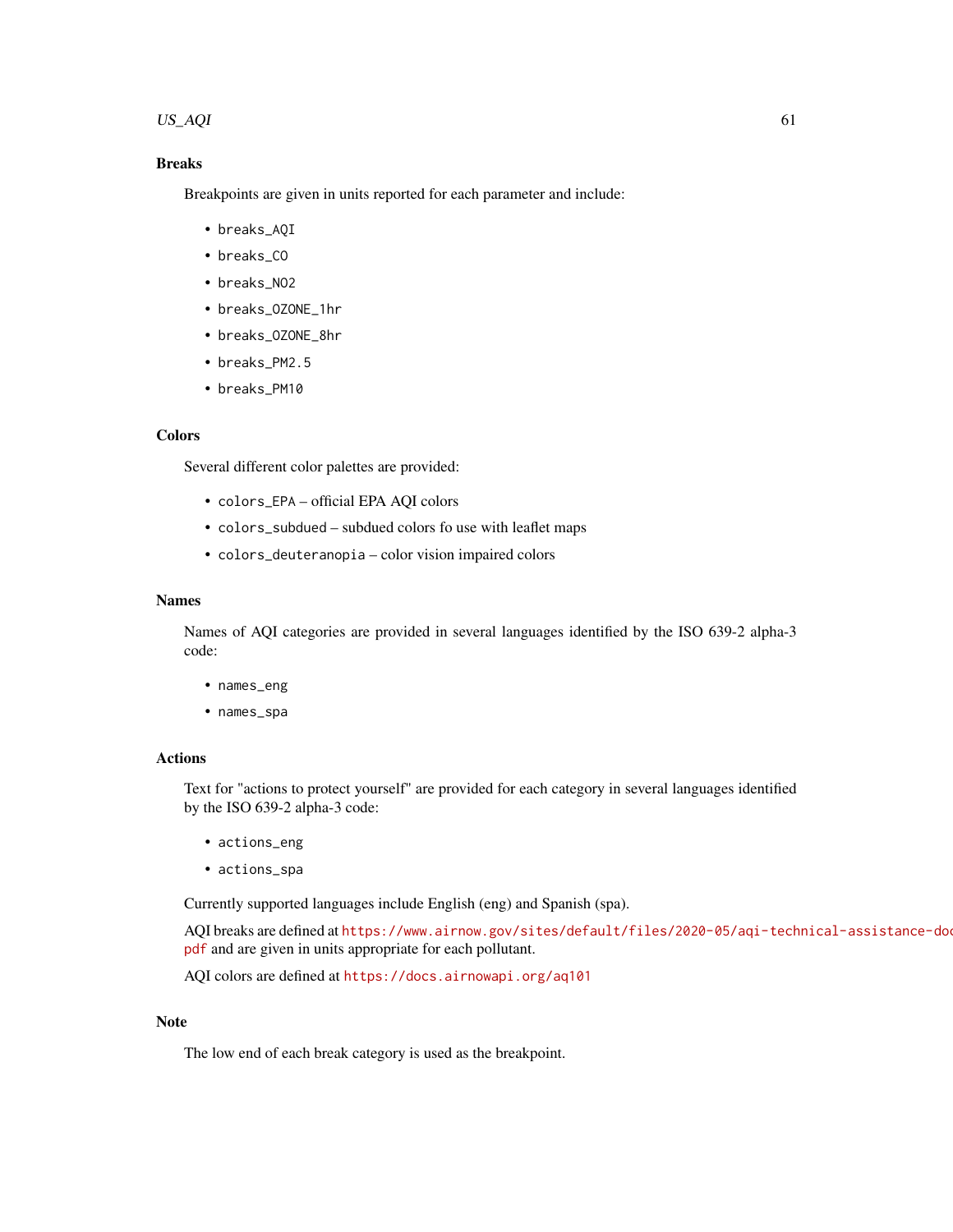## Breaks

Breakpoints are given in units reported for each parameter and include:

- `breaks_AQI`
- `breaks_CO`
- `breaks_NO2`
- `breaks_OZONE_1hr`
- `breaks_OZONE_8hr`
- `breaks_PM2.5`
- `breaks_PM10`

## Colors

Several different color palettes are provided:

- `colors_EPA` – official EPA AQI colors
- `colors_subdued` – subdued colors fo use with leaflet maps
- `colors_deuteranopia` – color vision impaired colors

## Names

Names of AQI categories are provided in several languages identified by the ISO 639-2 alpha-3 code:

- `names_eng`
- `names_spa`

## Actions

Text for "actions to protect yourself" are provided for each category in several languages identified by the ISO 639-2 alpha-3 code:

- `actions_eng`
- `actions_spa`

Currently supported languages include English (eng) and Spanish (spa).

AQI breaks are defined at https://www.airnow.gov/sites/default/files/2020-05/aqi-technical-assistance-doc pdf and are given in units appropriate for each pollutant.

AQI colors are defined at https://docs.airnowapi.org/aq101

## Note

The low end of each break category is used as the breakpoint.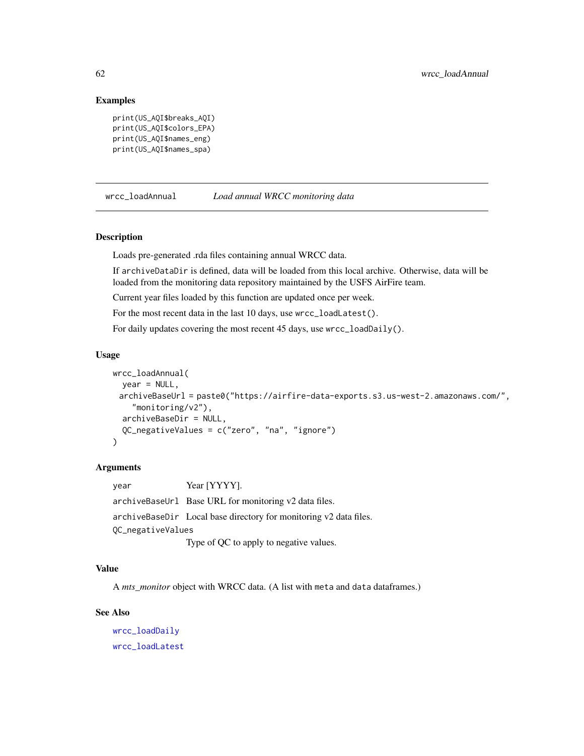### Examples

```
print(US_AQI$breaks_AQI)
print(US_AQI$colors_EPA)
print(US_AQI$names_eng)
print(US_AQI$names_spa)
```

---

## wrcc_loadAnnual    *Load annual WRCC monitoring data*

---

### Description

Loads pre-generated .rda files containing annual WRCC data.

If `archiveDataDir` is defined, data will be loaded from this local archive. Otherwise, data will be loaded from the monitoring data repository maintained by the USFS AirFire team.

Current year files loaded by this function are updated once per week.

For the most recent data in the last 10 days, use `wrcc_loadLatest()`.

For daily updates covering the most recent 45 days, use `wrcc_loadDaily()`.

### Usage

```
wrcc_loadAnnual(
  year = NULL,
  archiveBaseUrl = paste0("https://airfire-data-exports.s3.us-west-2.amazonaws.com/",
    "monitoring/v2"),
  archiveBaseDir = NULL,
  QC_negativeValues = c("zero", "na", "ignore")
)
```

### Arguments

| | |
|---|---|
| `year` | Year [YYYY]. |
| `archiveBaseUrl` | Base URL for monitoring v2 data files. |
| `archiveBaseDir` | Local base directory for monitoring v2 data files. |
| `QC_negativeValues` | Type of QC to apply to negative values. |

### Value

A *mts_monitor* object with WRCC data. (A list with `meta` and `data` dataframes.)

### See Also

`wrcc_loadDaily`

`wrcc_loadLatest`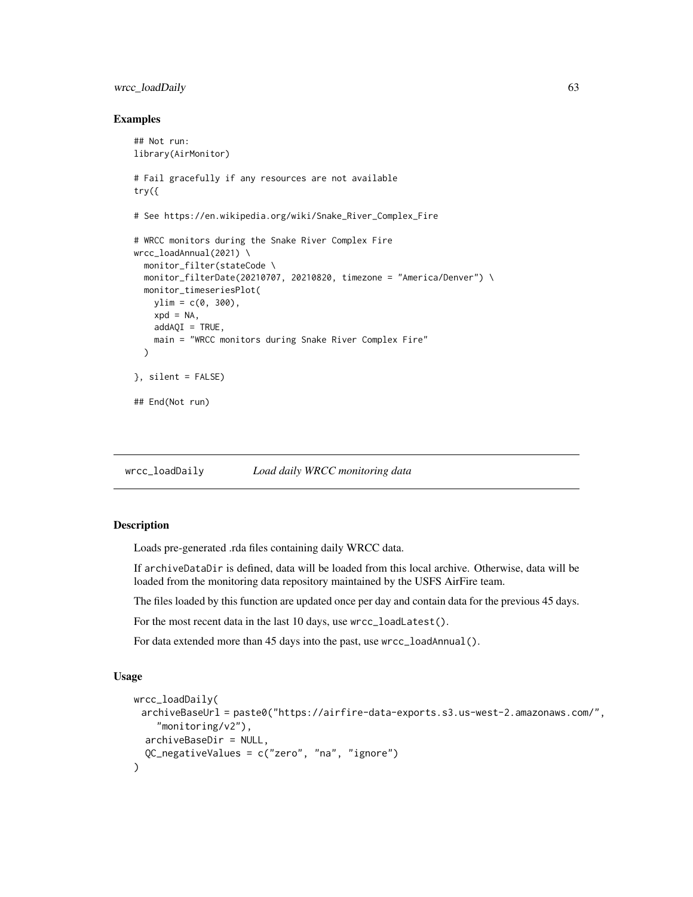## Examples

```
## Not run:
library(AirMonitor)

# Fail gracefully if any resources are not available
try({

# See https://en.wikipedia.org/wiki/Snake_River_Complex_Fire

# WRCC monitors during the Snake River Complex Fire
wrcc_loadAnnual(2021) \
  monitor_filter(stateCode \
  monitor_filterDate(20210707, 20210820, timezone = "America/Denver") \
  monitor_timeseriesPlot(
    ylim = c(0, 300),
    xpd = NA,
    addAQI = TRUE,
    main = "WRCC monitors during Snake River Complex Fire"
  )

}, silent = FALSE)

## End(Not run)
```

---

# wrcc_loadDaily *Load daily WRCC monitoring data*

---

## Description

Loads pre-generated .rda files containing daily WRCC data.

If archiveDataDir is defined, data will be loaded from this local archive. Otherwise, data will be loaded from the monitoring data repository maintained by the USFS AirFire team.

The files loaded by this function are updated once per day and contain data for the previous 45 days.

For the most recent data in the last 10 days, use `wrcc_loadLatest()`.

For data extended more than 45 days into the past, use `wrcc_loadAnnual()`.

## Usage

```
wrcc_loadDaily(
  archiveBaseUrl = paste0("https://airfire-data-exports.s3.us-west-2.amazonaws.com/",
    "monitoring/v2"),
  archiveBaseDir = NULL,
  QC_negativeValues = c("zero", "na", "ignore")
)
```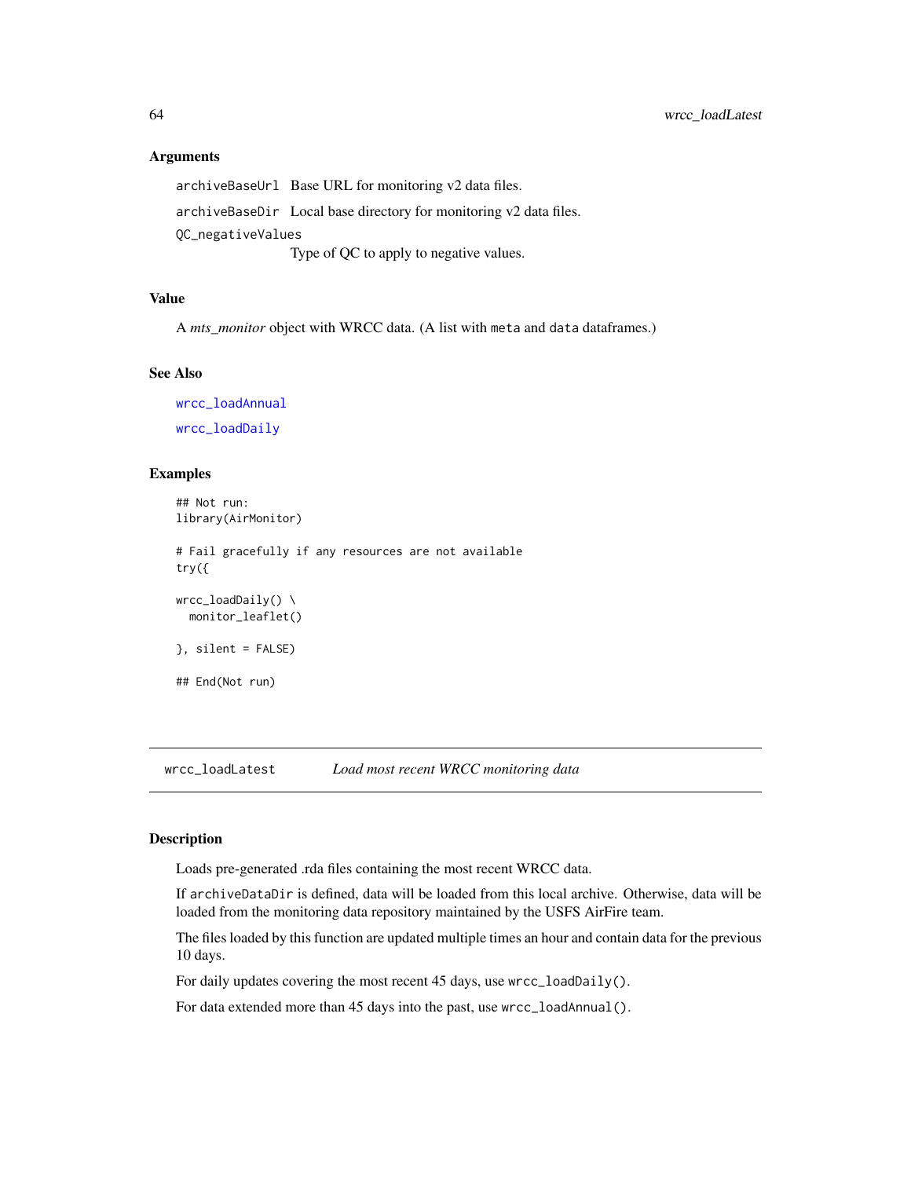### Arguments

archiveBaseUrl Base URL for monitoring v2 data files.

archiveBaseDir Local base directory for monitoring v2 data files.

QC_negativeValues
Type of QC to apply to negative values.

### Value

A *mts_monitor* object with WRCC data. (A list with meta and data dataframes.)

### See Also

wrcc_loadAnnual

wrcc_loadDaily

### Examples

```
## Not run:
library(AirMonitor)

# Fail gracefully if any resources are not available
try({

wrcc_loadDaily() \
  monitor_leaflet()

}, silent = FALSE)

## End(Not run)
```

---

## wrcc_loadLatest *Load most recent WRCC monitoring data*

### Description

Loads pre-generated .rda files containing the most recent WRCC data.

If archiveDataDir is defined, data will be loaded from this local archive. Otherwise, data will be loaded from the monitoring data repository maintained by the USFS AirFire team.

The files loaded by this function are updated multiple times an hour and contain data for the previous 10 days.

For daily updates covering the most recent 45 days, use wrcc_loadDaily().

For data extended more than 45 days into the past, use wrcc_loadAnnual().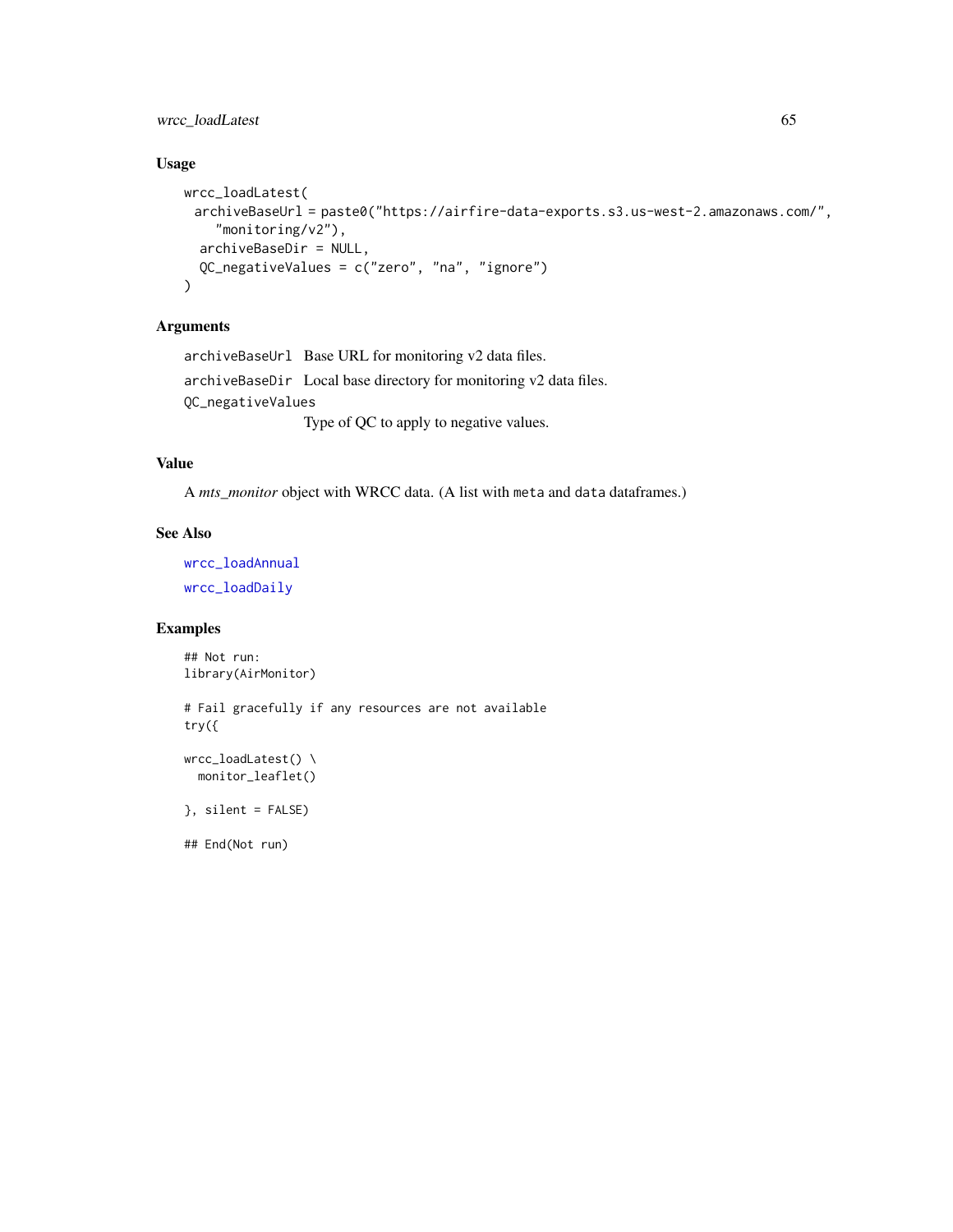## Usage

```
wrcc_loadLatest(
  archiveBaseUrl = paste0("https://airfire-data-exports.s3.us-west-2.amazonaws.com/",
    "monitoring/v2"),
  archiveBaseDir = NULL,
  QC_negativeValues = c("zero", "na", "ignore")
)
```

## Arguments

`archiveBaseUrl` Base URL for monitoring v2 data files.

`archiveBaseDir` Local base directory for monitoring v2 data files.

`QC_negativeValues` Type of QC to apply to negative values.

## Value

A *mts_monitor* object with WRCC data. (A list with `meta` and `data` dataframes.)

## See Also

`wrcc_loadAnnual`

`wrcc_loadDaily`

## Examples

```
## Not run:
library(AirMonitor)

# Fail gracefully if any resources are not available
try({

wrcc_loadLatest() \
  monitor_leaflet()

}, silent = FALSE)

## End(Not run)
```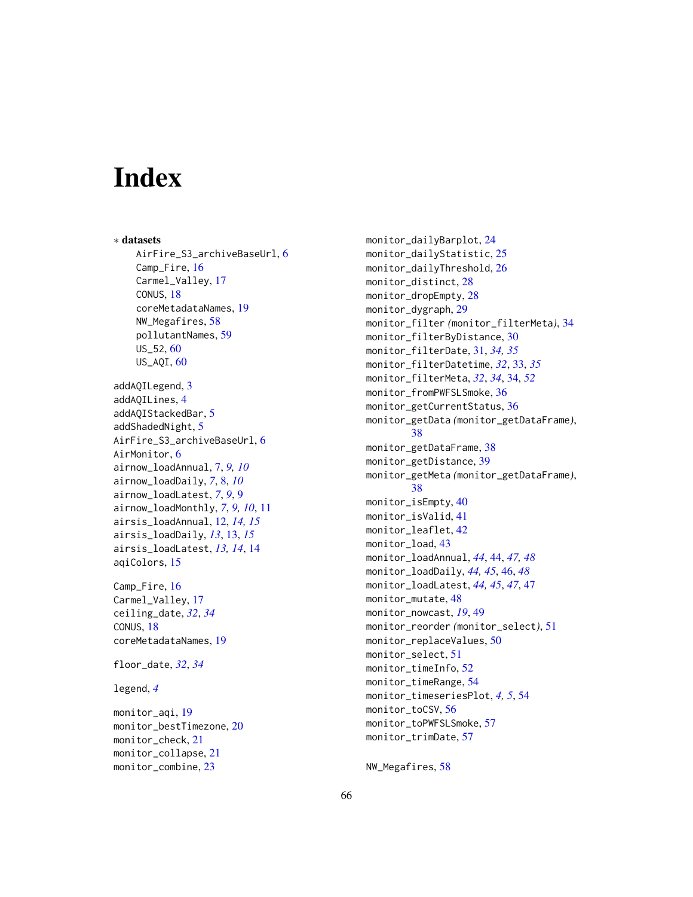# Index

∗ **datasets**

AirFire_S3_archiveBaseUrl, 6
Camp_Fire, 16
Carmel_Valley, 17
CONUS, 18
coreMetadataNames, 19
NW_Megafires, 58
pollutantNames, 59
US_52, 60
US_AQI, 60

addAQILegend, 3
addAQILines, 4
addAQIStackedBar, 5
addShadedNight, 5
AirFire_S3_archiveBaseUrl, 6
AirMonitor, 6
airnow_loadAnnual, 7, *9, 10*
airnow_loadDaily, *7*, 8, *10*
airnow_loadLatest, *7*, *9*, 9
airnow_loadMonthly, *7*, *9*, *10*, 11
airsis_loadAnnual, 12, *14, 15*
airsis_loadDaily, *13*, 13, *15*
airsis_loadLatest, *13, 14*, 14
aqiColors, 15

Camp_Fire, 16
Carmel_Valley, 17
ceiling_date, *32*, *34*
CONUS, 18
coreMetadataNames, 19

floor_date, *32*, *34*

legend, *4*

monitor_aqi, 19
monitor_bestTimezone, 20
monitor_check, 21
monitor_collapse, 21
monitor_combine, 23
monitor_dailyBarplot, 24
monitor_dailyStatistic, 25
monitor_dailyThreshold, 26
monitor_distinct, 28
monitor_dropEmpty, 28
monitor_dygraph, 29
monitor_filter (monitor_filterMeta), 34
monitor_filterByDistance, 30
monitor_filterDate, 31, *34, 35*
monitor_filterDatetime, *32*, 33, *35*
monitor_filterMeta, *32*, *34*, 34, *52*
monitor_fromPWFSLSmoke, 36
monitor_getCurrentStatus, 36
monitor_getData (monitor_getDataFrame), 38
monitor_getDataFrame, 38
monitor_getDistance, 39
monitor_getMeta (monitor_getDataFrame), 38
monitor_isEmpty, 40
monitor_isValid, 41
monitor_leaflet, 42
monitor_load, 43
monitor_loadAnnual, *44*, 44, *47, 48*
monitor_loadDaily, *44, 45*, 46, *48*
monitor_loadLatest, *44, 45*, *47*, 47
monitor_mutate, 48
monitor_nowcast, *19*, 49
monitor_reorder (monitor_select), 51
monitor_replaceValues, 50
monitor_select, 51
monitor_timeInfo, 52
monitor_timeRange, 54
monitor_timeseriesPlot, *4, 5*, 54
monitor_toCSV, 56
monitor_toPWFSLSmoke, 57
monitor_trimDate, 57

NW_Megafires, 58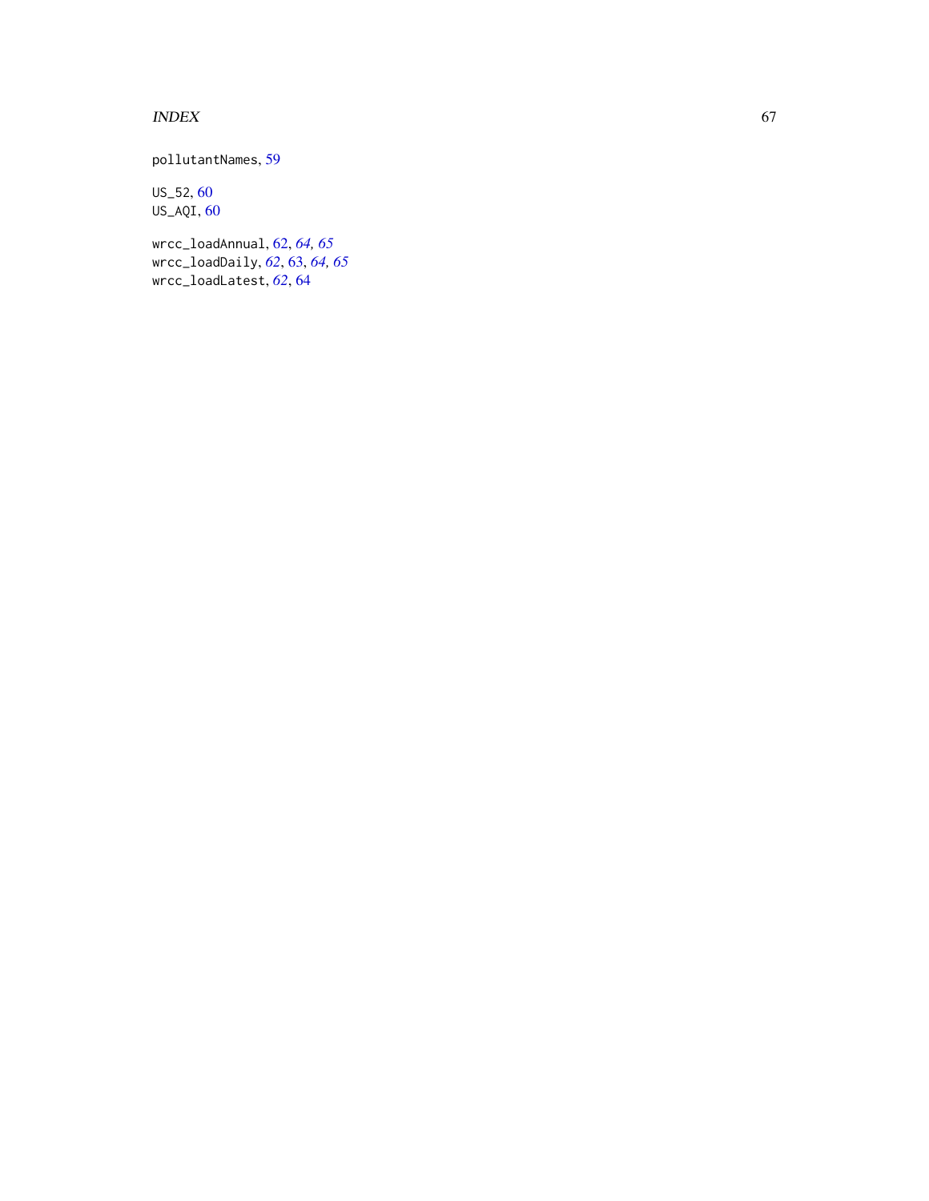pollutantNames, 59

US_52, 60
US_AQI, 60

wrcc_loadAnnual, 62, *64, 65*
wrcc_loadDaily, *62*, 63, *64, 65*
wrcc_loadLatest, *62*, 64